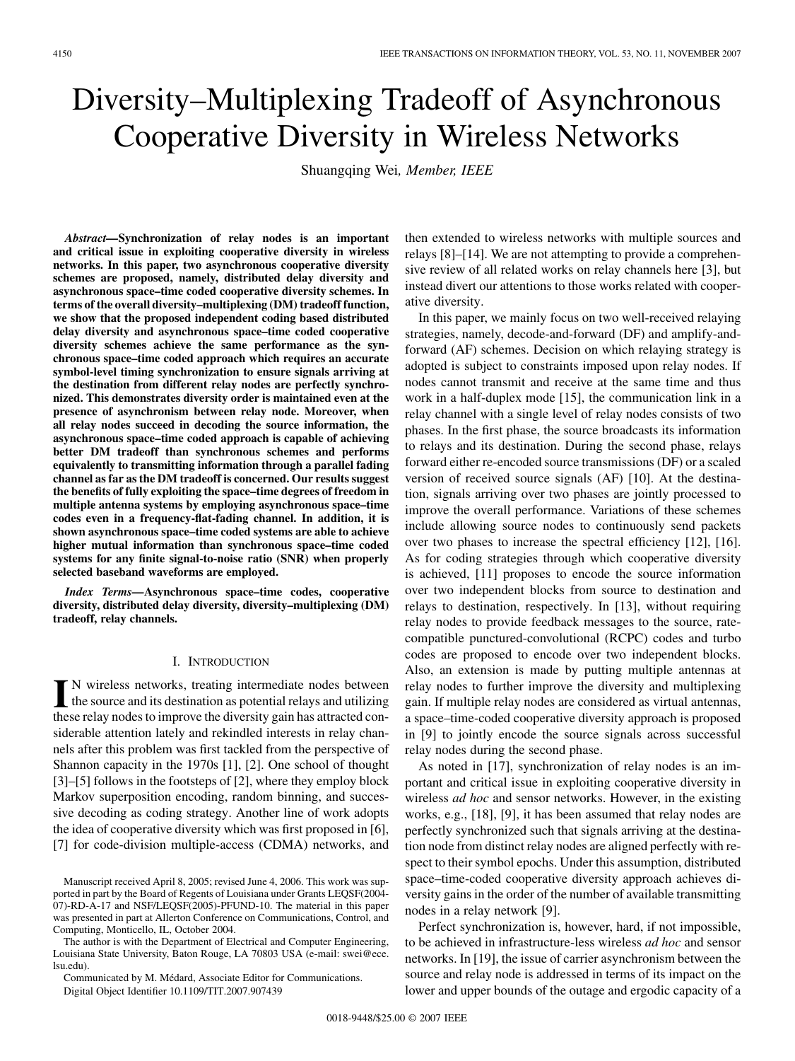# Diversity–Multiplexing Tradeoff of Asynchronous Cooperative Diversity in Wireless Networks

Shuangqing Wei, *Member, IEEE*

***Abstract*—Synchronization of relay nodes is an important and critical issue in exploiting cooperative diversity in wireless networks. In this paper, two asynchronous cooperative diversity schemes are proposed, namely, distributed delay diversity and asynchronous space–time coded cooperative diversity schemes. In terms of the overall diversity–multiplexing (DM) tradeoff function, we show that the proposed independent coding based distributed delay diversity and asynchronous space–time coded cooperative diversity schemes achieve the same performance as the synchronous space–time coded approach which requires an accurate symbol-level timing synchronization to ensure signals arriving at the destination from different relay nodes are perfectly synchronized. This demonstrates diversity order is maintained even at the presence of asynchronism between relay node. Moreover, when all relay nodes succeed in decoding the source information, the asynchronous space–time coded approach is capable of achieving better DM tradeoff than synchronous schemes and performs equivalently to transmitting information through a parallel fading channel as far as the DM tradeoff is concerned. Our results suggest the benefits of fully exploiting the space–time degrees of freedom in multiple antenna systems by employing asynchronous space–time codes even in a frequency-flat-fading channel. In addition, it is shown asynchronous space–time coded systems are able to achieve higher mutual information than synchronous space–time coded systems for any finite signal-to-noise ratio (SNR) when properly selected baseband waveforms are employed.**

***Index Terms*—Asynchronous space–time codes, cooperative diversity, distributed delay diversity, diversity–multiplexing (DM) tradeoff, relay channels.**

## I. Introduction

In wireless networks, treating intermediate nodes between the source and its destination as potential relays and utilizing these relay nodes to improve the diversity gain has attracted considerable attention lately and rekindled interests in relay channels after this problem was first tackled from the perspective of Shannon capacity in the 1970s [1], [2]. One school of thought [3]–[5] follows in the footsteps of [2], where they employ block Markov superposition encoding, random binning, and successive decoding as coding strategy. Another line of work adopts the idea of cooperative diversity which was first proposed in [6], [7] for code-division multiple-access (CDMA) networks, and then extended to wireless networks with multiple sources and relays [8]–[14]. We are not attempting to provide a comprehensive review of all related works on relay channels here [3], but instead divert our attentions to those works related with cooperative diversity.

In this paper, we mainly focus on two well-received relaying strategies, namely, decode-and-forward (DF) and amplify-and-forward (AF) schemes. Decision on which relaying strategy is adopted is subject to constraints imposed upon relay nodes. If nodes cannot transmit and receive at the same time and thus work in a half-duplex mode [15], the communication link in a relay channel with a single level of relay nodes consists of two phases. In the first phase, the source broadcasts its information to relays and its destination. During the second phase, relays forward either re-encoded source transmissions (DF) or a scaled version of received source signals (AF) [10]. At the destination, signals arriving over two phases are jointly processed to improve the overall performance. Variations of these schemes include allowing source nodes to continuously send packets over two phases to increase the spectral efficiency [12], [16]. As for coding strategies through which cooperative diversity is achieved, [11] proposes to encode the source information over two independent blocks from source to destination and relays to destination, respectively. In [13], without requiring relay nodes to provide feedback messages to the source, rate-compatible punctured-convolutional (RCPC) codes and turbo codes are proposed to encode over two independent blocks. Also, an extension is made by putting multiple antennas at relay nodes to further improve the diversity and multiplexing gain. If multiple relay nodes are considered as virtual antennas, a space–time-coded cooperative diversity approach is proposed in [9] to jointly encode the source signals across successful relay nodes during the second phase.

As noted in [17], synchronization of relay nodes is an important and critical issue in exploiting cooperative diversity in wireless *ad hoc* and sensor networks. However, in the existing works, e.g., [18], [9], it has been assumed that relay nodes are perfectly synchronized such that signals arriving at the destination node from distinct relay nodes are aligned perfectly with respect to their symbol epochs. Under this assumption, distributed space–time-coded cooperative diversity approach achieves diversity gains in the order of the number of available transmitting nodes in a relay network [9].

Perfect synchronization is, however, hard, if not impossible, to be achieved in infrastructure-less wireless *ad hoc* and sensor networks. In [19], the issue of carrier asynchronism between the source and relay node is addressed in terms of its impact on the lower and upper bounds of the outage and ergodic capacity of a

---

Manuscript received April 8, 2005; revised June 4, 2006. This work was supported in part by the Board of Regents of Louisiana under Grants LEQSF(2004-07)-RD-A-17 and NSF/LEQSF(2005)-PFUND-10. The material in this paper was presented in part at Allerton Conference on Communications, Control, and Computing, Monticello, IL, October 2004.

The author is with the Department of Electrical and Computer Engineering, Louisiana State University, Baton Rouge, LA 70803 USA (e-mail: swei@ece.lsu.edu).

Communicated by M. Médard, Associate Editor for Communications.

Digital Object Identifier 10.1109/TIT.2007.907439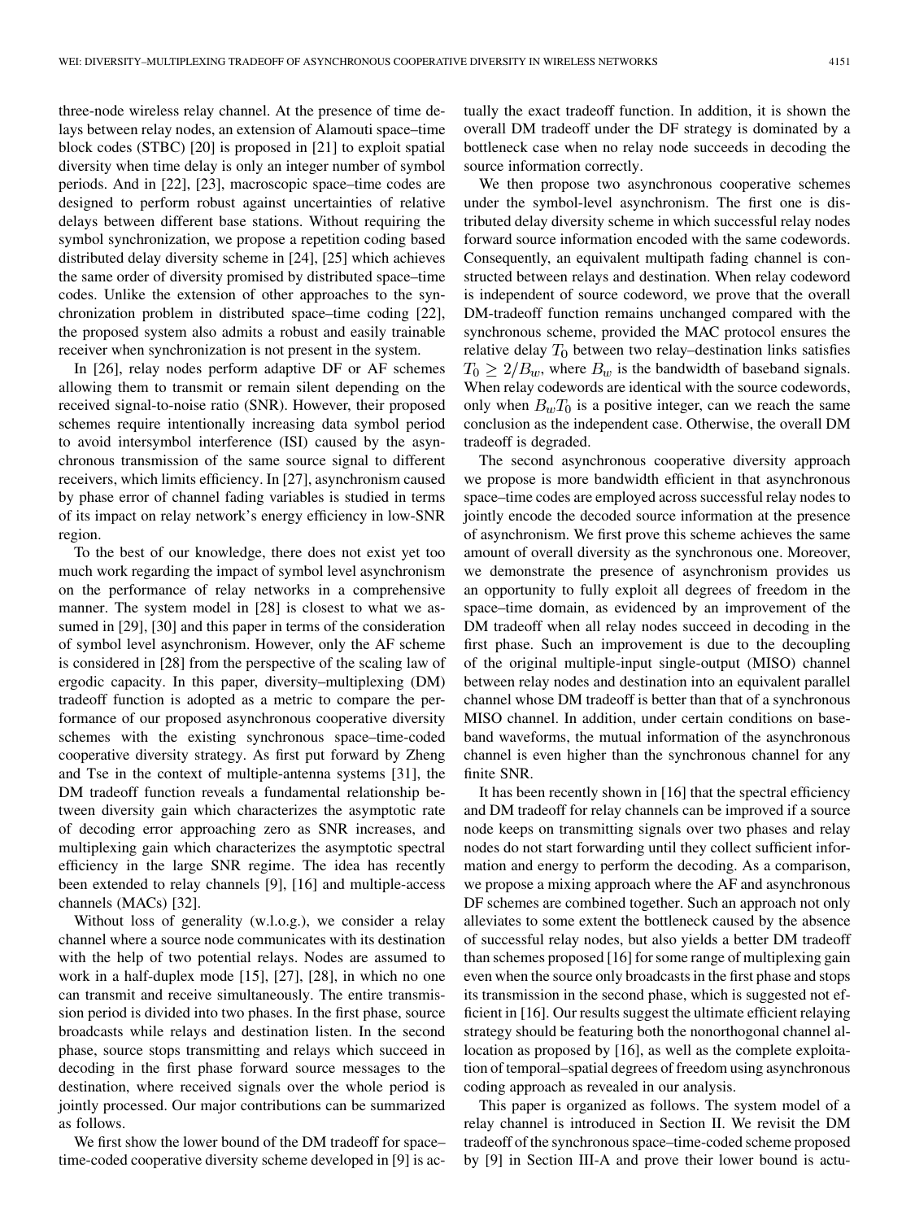three-node wireless relay channel. At the presence of time delays between relay nodes, an extension of Alamouti space–time block codes (STBC) [20] is proposed in [21] to exploit spatial diversity when time delay is only an integer number of symbol periods. And in [22], [23], macroscopic space–time codes are designed to perform robust against uncertainties of relative delays between different base stations. Without requiring the symbol synchronization, we propose a repetition coding based distributed delay diversity scheme in [24], [25] which achieves the same order of diversity promised by distributed space–time codes. Unlike the extension of other approaches to the synchronization problem in distributed space–time coding [22], the proposed system also admits a robust and easily trainable receiver when synchronization is not present in the system.

In [26], relay nodes perform adaptive DF or AF schemes allowing them to transmit or remain silent depending on the received signal-to-noise ratio (SNR). However, their proposed schemes require intentionally increasing data symbol period to avoid intersymbol interference (ISI) caused by the asynchronous transmission of the same source signal to different receivers, which limits efficiency. In [27], asynchronism caused by phase error of channel fading variables is studied in terms of its impact on relay network's energy efficiency in low-SNR region.

To the best of our knowledge, there does not exist yet too much work regarding the impact of symbol level asynchronism on the performance of relay networks in a comprehensive manner. The system model in [28] is closest to what we assumed in [29], [30] and this paper in terms of the consideration of symbol level asynchronism. However, only the AF scheme is considered in [28] from the perspective of the scaling law of ergodic capacity. In this paper, diversity–multiplexing (DM) tradeoff function is adopted as a metric to compare the performance of our proposed asynchronous cooperative diversity schemes with the existing synchronous space–time-coded cooperative diversity strategy. As first put forward by Zheng and Tse in the context of multiple-antenna systems [31], the DM tradeoff function reveals a fundamental relationship between diversity gain which characterizes the asymptotic rate of decoding error approaching zero as SNR increases, and multiplexing gain which characterizes the asymptotic spectral efficiency in the large SNR regime. The idea has recently been extended to relay channels [9], [16] and multiple-access channels (MACs) [32].

Without loss of generality (w.l.o.g.), we consider a relay channel where a source node communicates with its destination with the help of two potential relays. Nodes are assumed to work in a half-duplex mode [15], [27], [28], in which no one can transmit and receive simultaneously. The entire transmission period is divided into two phases. In the first phase, source broadcasts while relays and destination listen. In the second phase, source stops transmitting and relays which succeed in decoding in the first phase forward source messages to the destination, where received signals over the whole period is jointly processed. Our major contributions can be summarized as follows.

We first show the lower bound of the DM tradeoff for space–time-coded cooperative diversity scheme developed in [9] is actually the exact tradeoff function. In addition, it is shown the overall DM tradeoff under the DF strategy is dominated by a bottleneck case when no relay node succeeds in decoding the source information correctly.

We then propose two asynchronous cooperative schemes under the symbol-level asynchronism. The first one is distributed delay diversity scheme in which successful relay nodes forward source information encoded with the same codewords. Consequently, an equivalent multipath fading channel is constructed between relays and destination. When relay codeword is independent of source codeword, we prove that the overall DM-tradeoff function remains unchanged compared with the synchronous scheme, provided the MAC protocol ensures the relative delay $T_0$ between two relay–destination links satisfies $T_0 \geq 2/B_w$, where $B_w$ is the bandwidth of baseband signals. When relay codewords are identical with the source codewords, only when $B_w T_0$ is a positive integer, can we reach the same conclusion as the independent case. Otherwise, the overall DM tradeoff is degraded.

The second asynchronous cooperative diversity approach we propose is more bandwidth efficient in that asynchronous space–time codes are employed across successful relay nodes to jointly encode the decoded source information at the presence of asynchronism. We first prove this scheme achieves the same amount of overall diversity as the synchronous one. Moreover, we demonstrate the presence of asynchronism provides us an opportunity to fully exploit all degrees of freedom in the space–time domain, as evidenced by an improvement of the DM tradeoff when all relay nodes succeed in decoding in the first phase. Such an improvement is due to the decoupling of the original multiple-input single-output (MISO) channel between relay nodes and destination into an equivalent parallel channel whose DM tradeoff is better than that of a synchronous MISO channel. In addition, under certain conditions on baseband waveforms, the mutual information of the asynchronous channel is even higher than the synchronous channel for any finite SNR.

It has been recently shown in [16] that the spectral efficiency and DM tradeoff for relay channels can be improved if a source node keeps on transmitting signals over two phases and relay nodes do not start forwarding until they collect sufficient information and energy to perform the decoding. As a comparison, we propose a mixing approach where the AF and asynchronous DF schemes are combined together. Such an approach not only alleviates to some extent the bottleneck caused by the absence of successful relay nodes, but also yields a better DM tradeoff than schemes proposed [16] for some range of multiplexing gain even when the source only broadcasts in the first phase and stops its transmission in the second phase, which is suggested not efficient in [16]. Our results suggest the ultimate efficient relaying strategy should be featuring both the nonorthogonal channel allocation as proposed by [16], as well as the complete exploitation of temporal–spatial degrees of freedom using asynchronous coding approach as revealed in our analysis.

This paper is organized as follows. The system model of a relay channel is introduced in Section II. We revisit the DM tradeoff of the synchronous space–time-coded scheme proposed by [9] in Section III-A and prove their lower bound is actu-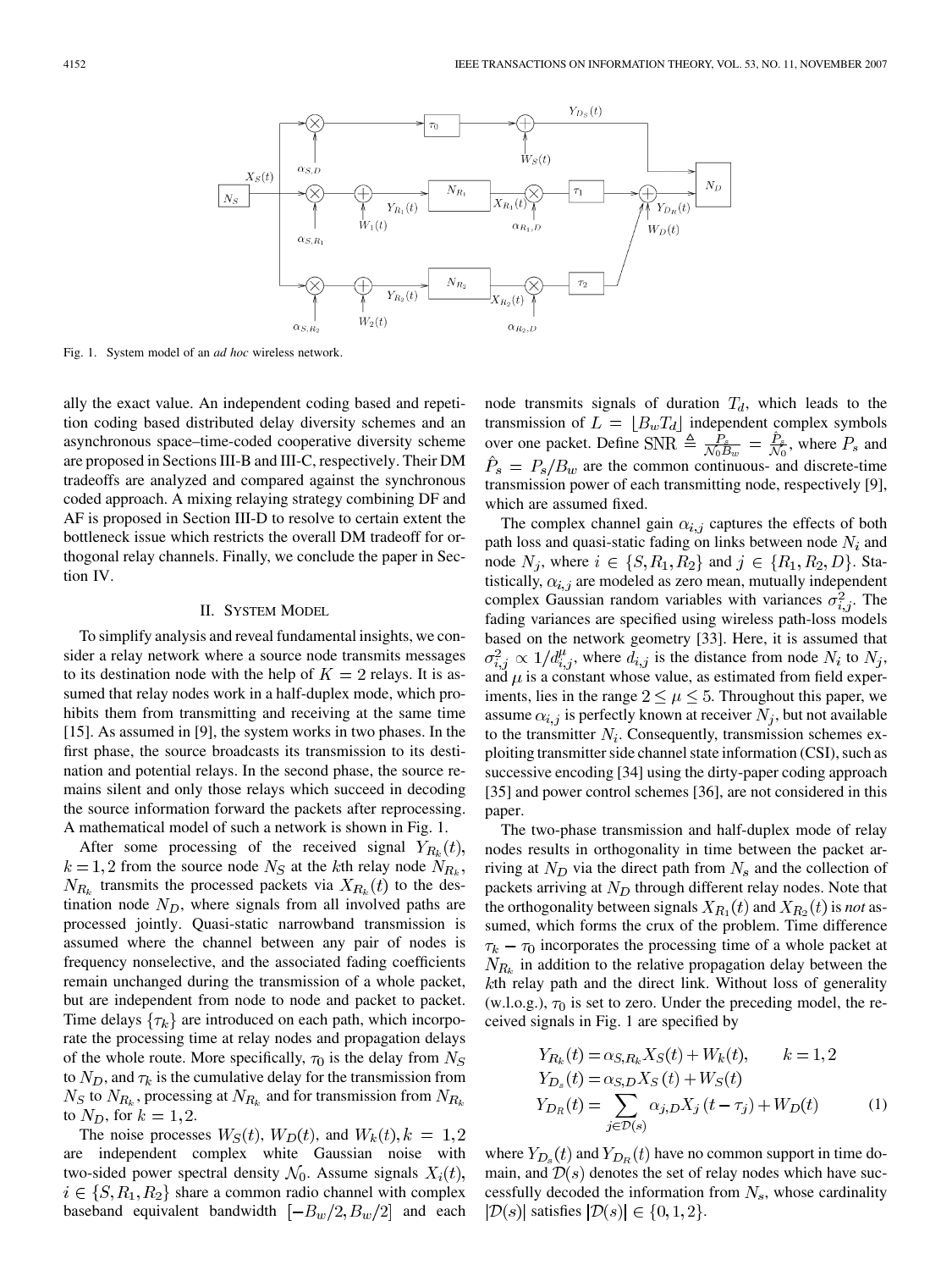Fig. 1. System model of an *ad hoc* wireless network.

ally the exact value. An independent coding based and repetition coding based distributed delay diversity schemes and an asynchronous space–time-coded cooperative diversity scheme are proposed in Sections III-B and III-C, respectively. Their DM tradeoffs are analyzed and compared against the synchronous coded approach. A mixing relaying strategy combining DF and AF is proposed in Section III-D to resolve to certain extent the bottleneck issue which restricts the overall DM tradeoff for orthogonal relay channels. Finally, we conclude the paper in Section IV.

## II. System Model

To simplify analysis and reveal fundamental insights, we consider a relay network where a source node transmits messages to its destination node with the help of $K = 2$ relays. It is assumed that relay nodes work in a half-duplex mode, which prohibits them from transmitting and receiving at the same time [15]. As assumed in [9], the system works in two phases. In the first phase, the source broadcasts its transmission to its destination and potential relays. In the second phase, the source remains silent and only those relays which succeed in decoding the source information forward the packets after reprocessing. A mathematical model of such a network is shown in Fig. 1.

After some processing of the received signal $Y_{R_k}(t)$, $k = 1, 2$ from the source node $N_S$ at the $k$th relay node $N_{R_k}$, $N_{R_k}$ transmits the processed packets via $X_{R_k}(t)$ to the destination node $N_D$, where signals from all involved paths are processed jointly. Quasi-static narrowband transmission is assumed where the channel between any pair of nodes is frequency nonselective, and the associated fading coefficients remain unchanged during the transmission of a whole packet, but are independent from node to node and packet to packet. Time delays $\{\tau_k\}$ are introduced on each path, which incorporate the processing time at relay nodes and propagation delays of the whole route. More specifically, $\tau_0$ is the delay from $N_S$ to $N_D$, and $\tau_k$ is the cumulative delay for the transmission from $N_S$ to $N_{R_k}$, processing at $N_{R_k}$ and for transmission from $N_{R_k}$ to $N_D$, for $k = 1, 2$.

The noise processes $W_S(t)$, $W_D(t)$, and $W_k(t), k = 1, 2$ are independent complex white Gaussian noise with two-sided power spectral density $\mathcal{N}_0$. Assume signals $X_i(t)$, $i \in \{S, R_1, R_2\}$ share a common radio channel with complex baseband equivalent bandwidth $[-B_w/2, B_w/2]$ and each node transmits signals of duration $T_d$, which leads to the transmission of $L = \lfloor B_w T_d \rfloor$ independent complex symbols over one packet. Define $\mathrm{SNR} \triangleq \frac{P_s}{\mathcal{N}_0 B_w} = \frac{\hat{P}_s}{\mathcal{N}_0}$, where $P_s$ and $\hat{P}_s = P_s/B_w$ are the common continuous- and discrete-time transmission power of each transmitting node, respectively [9], which are assumed fixed.

The complex channel gain $\alpha_{i,j}$ captures the effects of both path loss and quasi-static fading on links between node $N_i$ and node $N_j$, where $i \in \{S, R_1, R_2\}$ and $j \in \{R_1, R_2, D\}$. Statistically, $\alpha_{i,j}$ are modeled as zero mean, mutually independent complex Gaussian random variables with variances $\sigma_{i,j}^2$. The fading variances are specified using wireless path-loss models based on the network geometry [33]. Here, it is assumed that $\sigma_{i,j}^2 \propto 1/d_{i,j}^{\mu}$, where $d_{i,j}$ is the distance from node $N_i$ to $N_j$, and $\mu$ is a constant whose value, as estimated from field experiments, lies in the range $2 \leq \mu \leq 5$. Throughout this paper, we assume $\alpha_{i,j}$ is perfectly known at receiver $N_j$, but not available to the transmitter $N_i$. Consequently, transmission schemes exploiting transmitter side channel state information (CSI), such as successive encoding [34] using the dirty-paper coding approach [35] and power control schemes [36], are not considered in this paper.

The two-phase transmission and half-duplex mode of relay nodes results in orthogonality in time between the packet arriving at $N_D$ via the direct path from $N_s$ and the collection of packets arriving at $N_D$ through different relay nodes. Note that the orthogonality between signals $X_{R_1}(t)$ and $X_{R_2}(t)$ is *not* assumed, which forms the crux of the problem. Time difference $\tau_k - \tau_0$ incorporates the processing time of a whole packet at $N_{R_k}$ in addition to the relative propagation delay between the $k$th relay path and the direct link. Without loss of generality (w.l.o.g.), $\tau_0$ is set to zero. Under the preceding model, the received signals in Fig. 1 are specified by

$$
\begin{aligned}
Y_{R_k}(t) &= \alpha_{S,R_k} X_S(t) + W_k(t), \qquad k = 1, 2 \\
Y_{D_s}(t) &= \alpha_{S,D} X_S(t) + W_S(t) \\
Y_{D_R}(t) &= \sum_{j \in \mathcal{D}(s)} \alpha_{j,D} X_j(t - \tau_j) + W_D(t)
\end{aligned}
\tag{1}
$$

where $Y_{D_s}(t)$ and $Y_{D_R}(t)$ have no common support in time domain, and $\mathcal{D}(s)$ denotes the set of relay nodes which have successfully decoded the information from $N_s$, whose cardinality $|\mathcal{D}(s)|$ satisfies $|\mathcal{D}(s)| \in \{0, 1, 2\}$.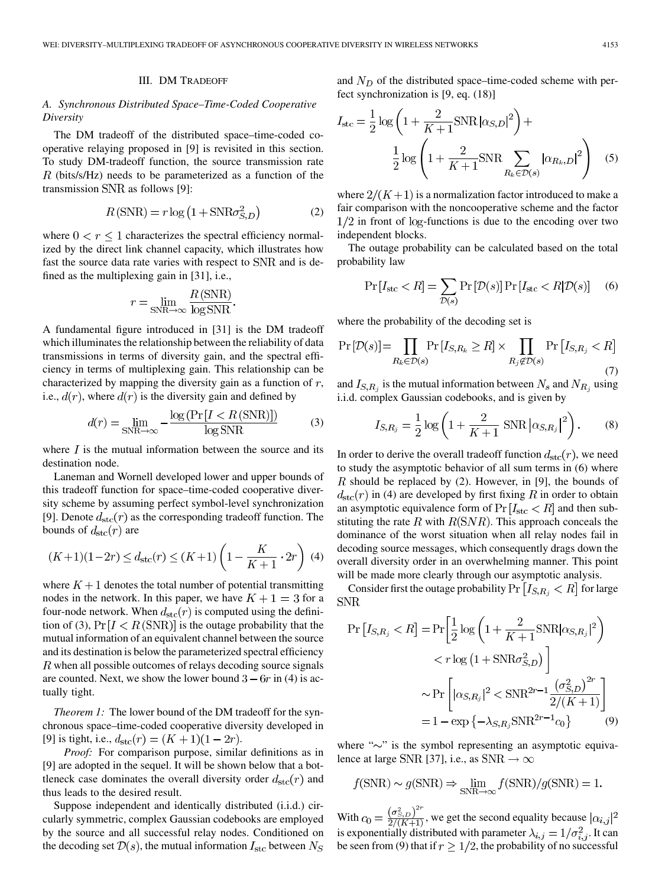## III. DM Tradeoff

### A. Synchronous Distributed Space–Time-Coded Cooperative Diversity

The DM tradeoff of the distributed space–time-coded cooperative relaying proposed in [9] is revisited in this section. To study DM-tradeoff function, the source transmission rate $R$ (bits/s/Hz) needs to be parameterized as a function of the transmission $\mathrm{SNR}$ as follows [9]:

$$R(\mathrm{SNR}) = r \log\left(1 + \mathrm{SNR}\sigma_{S,D}^2\right) \tag{2}$$

where $0 < r \leq 1$ characterizes the spectral efficiency normalized by the direct link channel capacity, which illustrates how fast the source data rate varies with respect to $\mathrm{SNR}$ and is defined as the multiplexing gain in [31], i.e.,

$$r = \lim_{\mathrm{SNR}\to\infty} \frac{R(\mathrm{SNR})}{\log \mathrm{SNR}}.$$

A fundamental figure introduced in [31] is the DM tradeoff which illuminates the relationship between the reliability of data transmissions in terms of diversity gain, and the spectral efficiency in terms of multiplexing gain. This relationship can be characterized by mapping the diversity gain as a function of $r$, i.e., $d(r)$, where $d(r)$ is the diversity gain and defined by

$$d(r) = \lim_{\mathrm{SNR}\to\infty} -\frac{\log\left(\Pr\left[I < R(\mathrm{SNR})\right]\right)}{\log \mathrm{SNR}} \tag{3}$$

where $I$ is the mutual information between the source and its destination node.

Laneman and Wornell developed lower and upper bounds of this tradeoff function for space–time-coded cooperative diversity scheme by assuming perfect symbol-level synchronization [9]. Denote $d_{\mathrm{stc}}(r)$ as the corresponding tradeoff function. The bounds of $d_{\mathrm{stc}}(r)$ are

$$(K+1)(1-2r) \leq d_{\mathrm{stc}}(r) \leq (K+1)\left(1 - \frac{K}{K+1}\cdot 2r\right) \tag{4}$$

where $K+1$ denotes the total number of potential transmitting nodes in the network. In this paper, we have $K+1 = 3$ for a four-node network. When $d_{\mathrm{stc}}(r)$ is computed using the definition of (3), $\Pr\left[I < R(\mathrm{SNR})\right]$ is the outage probability that the mutual information of an equivalent channel between the source and its destination is below the parameterized spectral efficiency $R$ when all possible outcomes of relays decoding source signals are counted. Next, we show the lower bound $3 - 6r$ in (4) is actually tight.

*Theorem 1:* The lower bound of the DM tradeoff for the synchronous space–time-coded cooperative diversity developed in [9] is tight, i.e., $d_{\mathrm{stc}}(r) = (K+1)(1-2r)$.

*Proof:* For comparison purpose, similar definitions as in [9] are adopted in the sequel. It will be shown below that a bottleneck case dominates the overall diversity order $d_{\mathrm{stc}}(r)$ and thus leads to the desired result.

Suppose independent and identically distributed (i.i.d.) circularly symmetric, complex Gaussian codebooks are employed by the source and all successful relay nodes. Conditioned on the decoding set $\mathcal{D}(s)$, the mutual information $I_{\mathrm{stc}}$ between $N_S$ and $N_D$ of the distributed space–time-coded scheme with perfect synchronization is [9, eq. (18)]

$$I_{\mathrm{stc}} = \frac{1}{2}\log\left(1 + \frac{2}{K+1}\mathrm{SNR}\left|\alpha_{S,D}\right|^2\right) + \frac{1}{2}\log\left(1 + \frac{2}{K+1}\mathrm{SNR}\sum_{R_k\in\mathcal{D}(s)}\left|\alpha_{R_k,D}\right|^2\right) \tag{5}$$

where $2/(K+1)$ is a normalization factor introduced to make a fair comparison with the noncooperative scheme and the factor $1/2$ in front of $\log$-functions is due to the encoding over two independent blocks.

The outage probability can be calculated based on the total probability law

$$\Pr\left[I_{\mathrm{stc}} < R\right] = \sum_{\mathcal{D}(s)} \Pr\left[\mathcal{D}(s)\right] \Pr\left[I_{\mathrm{stc}} < R \middle| \mathcal{D}(s)\right] \tag{6}$$

where the probability of the decoding set is

$$\Pr\left[\mathcal{D}(s)\right] = \prod_{R_k\in\mathcal{D}(s)} \Pr\left[I_{S,R_k} \geq R\right] \times \prod_{R_j\notin\mathcal{D}(s)} \Pr\left[I_{S,R_j} < R\right] \tag{7}$$

and $I_{S,R_j}$ is the mutual information between $N_s$ and $N_{R_j}$ using i.i.d. complex Gaussian codebooks, and is given by

$$I_{S,R_j} = \frac{1}{2}\log\left(1 + \frac{2}{K+1}\,\mathrm{SNR}\left|\alpha_{S,R_j}\right|^2\right). \tag{8}$$

In order to derive the overall tradeoff function $d_{\mathrm{stc}}(r)$, we need to study the asymptotic behavior of all sum terms in (6) where $R$ should be replaced by (2). However, in [9], the bounds of $d_{\mathrm{stc}}(r)$ in (4) are developed by first fixing $R$ in order to obtain an asymptotic equivalence form of $\Pr\left[I_{\mathrm{stc}} < R\right]$ and then substituting the rate $R$ with $R(SNR)$. This approach conceals the dominance of the worst situation when all relay nodes fail in decoding source messages, which consequently drags down the overall diversity order in an overwhelming manner. This point will be made more clearly through our asymptotic analysis.

Consider first the outage probability $\Pr\left[I_{S,R_j} < R\right]$ for large $\mathrm{SNR}$

$$\begin{aligned}
\Pr\left[I_{S,R_j} < R\right] &= \Pr\Bigg[\frac{1}{2}\log\left(1 + \frac{2}{K+1}\mathrm{SNR}\left|\alpha_{S,R_j}\right|^2\right) \\
&\qquad < r\log\left(1 + \mathrm{SNR}\sigma_{S,D}^2\right)\Bigg] \\
&\sim \Pr\left[\left|\alpha_{S,R_j}\right|^2 < \mathrm{SNR}^{2r-1}\frac{\left(\sigma_{S,D}^2\right)^{2r}}{2/(K+1)}\right] \\
&= 1 - \exp\left\{-\lambda_{S,R_j}\mathrm{SNR}^{2r-1}c_0\right\}
\end{aligned} \tag{9}$$

where "$\sim$" is the symbol representing an asymptotic equivalence at large $\mathrm{SNR}$ [37], i.e., as $\mathrm{SNR}\to\infty$

$$f(\mathrm{SNR}) \sim g(\mathrm{SNR}) \Rightarrow \lim_{\mathrm{SNR}\to\infty} f(\mathrm{SNR})/g(\mathrm{SNR}) = 1.$$

With $c_0 = \frac{\left(\sigma_{S,D}^2\right)^{2r}}{2/(K+1)}$, we get the second equality because $|\alpha_{i,j}|^2$ is exponentially distributed with parameter $\lambda_{i,j} = 1/\sigma_{i,j}^2$. It can be seen from (9) that if $r \geq 1/2$, the probability of no successful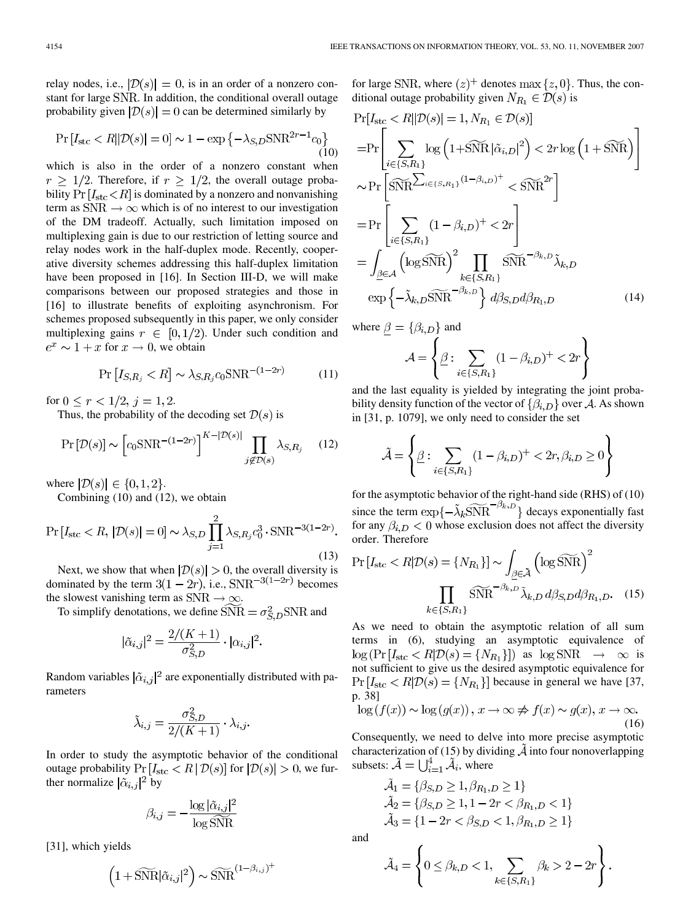relay nodes, i.e., $|\mathcal{D}(s)| = 0$, is in an order of a nonzero constant for large SNR. In addition, the conditional overall outage probability given $|\mathcal{D}(s)| = 0$ can be determined similarly by

$$\Pr\left[I_{\text{stc}} < R \| \mathcal{D}(s)| = 0\right] \sim 1 - \exp\left\{-\lambda_{S,D}\text{SNR}^{2r-1}c_0\right\} \tag{10}$$

which is also in the order of a nonzero constant when $r \geq 1/2$. Therefore, if $r \geq 1/2$, the overall outage probability $\Pr[I_{\text{stc}} < R]$ is dominated by a nonzero and nonvanishing term as $\text{SNR} \to \infty$ which is of no interest to our investigation of the DM tradeoff. Actually, such limitation imposed on multiplexing gain is due to our restriction of letting source and relay nodes work in the half-duplex mode. Recently, cooperative diversity schemes addressing this half-duplex limitation have been proposed in [16]. In Section III-D, we will make comparisons between our proposed strategies and those in [16] to illustrate benefits of exploiting asynchronism. For schemes proposed subsequently in this paper, we only consider multiplexing gains $r \in [0, 1/2)$. Under such condition and $e^x \sim 1 + x$ for $x \to 0$, we obtain

$$\Pr\left[I_{S,R_j} < R\right] \sim \lambda_{S,R_j} c_0 \text{SNR}^{-(1-2r)} \tag{11}$$

for $0 \leq r < 1/2$, $j = 1, 2$.

Thus, the probability of the decoding set $\mathcal{D}(s)$ is

$$\Pr\left[\mathcal{D}(s)\right] \sim \left[c_0 \text{SNR}^{-(1-2r)}\right]^{K - |\mathcal{D}(s)|} \prod_{j \notin \mathcal{D}(s)} \lambda_{S,R_j} \tag{12}$$

where $|\mathcal{D}(s)| \in \{0, 1, 2\}$.

Combining (10) and (12), we obtain

$$\Pr\left[I_{\text{stc}} < R,\ |\mathcal{D}(s)| = 0\right] \sim \lambda_{S,D} \prod_{j=1}^{2} \lambda_{S,R_j} c_0^3 \cdot \text{SNR}^{-3(1-2r)}. \tag{13}$$

Next, we show that when $|\mathcal{D}(s)| > 0$, the overall diversity is dominated by the term $3(1-2r)$, i.e., $\text{SNR}^{-3(1-2r)}$ becomes the slowest vanishing term as $\text{SNR} \to \infty$.

To simplify denotations, we define $\widetilde{\text{SNR}} = \sigma_{S,D}^2 \text{SNR}$ and

$$|\tilde{\alpha}_{i,j}|^2 = \frac{2/(K+1)}{\sigma_{S,D}^2} \cdot |\alpha_{i,j}|^2.$$

Random variables $|\tilde{\alpha}_{i,j}|^2$ are exponentially distributed with parameters

$$\tilde{\lambda}_{i,j} = \frac{\sigma_{S,D}^2}{2/(K+1)} \cdot \lambda_{i,j}.$$

In order to study the asymptotic behavior of the conditional outage probability $\Pr[I_{\text{stc}} < R \mid \mathcal{D}(s)]$ for $|\mathcal{D}(s)| > 0$, we further normalize $|\tilde{\alpha}_{i,j}|^2$ by

$$\beta_{i,j} = -\frac{\log |\tilde{\alpha}_{i,j}|^2}{\log \widetilde{\text{SNR}}}$$

[31], which yields

$$\left(1 + \widetilde{\text{SNR}}|\tilde{\alpha}_{i,j}|^2\right) \sim \widetilde{\text{SNR}}^{(1-\beta_{i,j})^+}$$

for large SNR, where $(z)^+$ denotes $\max\{z, 0\}$. Thus, the conditional outage probability given $N_{R_1} \in \mathcal{D}(s)$ is

$$\begin{aligned}
&\Pr[I_{\text{stc}} < R \| \mathcal{D}(s)| = 1, N_{R_1} \in \mathcal{D}(s)] \\
&= \Pr\left[\sum_{i \in \{S, R_1\}} \log\left(1 + \widetilde{\text{SNR}}|\tilde{\alpha}_{i,D}|^2\right) < 2r \log\left(1 + \widetilde{\text{SNR}}\right)\right] \\
&\sim \Pr\left[\widetilde{\text{SNR}}^{\sum_{i \in \{S,R_1\}} (1-\beta_{i,D})^+} < \widetilde{\text{SNR}}^{2r}\right] \\
&= \Pr\left[\sum_{i \in \{S, R_1\}} (1 - \beta_{i,D})^+ < 2r\right] \\
&= \int_{\underline{\beta} \in \mathcal{A}} \left(\log \widetilde{\text{SNR}}\right)^2 \prod_{k \in \{S, R_1\}} \widetilde{\text{SNR}}^{-\beta_{k,D}} \tilde{\lambda}_{k,D} \\
&\quad \exp\left\{-\tilde{\lambda}_{k,D} \widetilde{\text{SNR}}^{-\beta_{k,D}}\right\} d\beta_{S,D} d\beta_{R_1,D}
\end{aligned} \tag{14}$$

where $\underline{\beta} = \{\beta_{i,D}\}$ and

$$\mathcal{A} = \left\{\underline{\beta} : \sum_{i \in \{S, R_1\}} (1 - \beta_{i,D})^+ < 2r\right\}$$

and the last equality is yielded by integrating the joint probability density function of the vector of $\{\beta_{i,D}\}$ over $\mathcal{A}$. As shown in [31, p. 1079], we only need to consider the set

$$\tilde{\mathcal{A}} = \left\{\underline{\beta} : \sum_{i \in \{S, R_1\}} (1 - \beta_{i,D})^+ < 2r, \beta_{i,D} \geq 0\right\}$$

for the asymptotic behavior of the right-hand side (RHS) of (10) since the term $\exp\{-\tilde{\lambda}_k \widetilde{\text{SNR}}^{-\beta_{k,D}}\}$ decays exponentially fast for any $\beta_{i,D} < 0$ whose exclusion does not affect the diversity order. Therefore

$$\Pr\left[I_{\text{stc}} < R | \mathcal{D}(s) = \{N_{R_1}\}\right] \sim \int_{\underline{\beta} \in \tilde{\mathcal{A}}} \left(\log \widetilde{\text{SNR}}\right)^2 \prod_{k \in \{S, R_1\}} \widetilde{\text{SNR}}^{-\beta_{k,D}} \tilde{\lambda}_{k,D} \, d\beta_{S,D} d\beta_{R_1,D}. \tag{15}$$

As we need to obtain the asymptotic relation of all sum terms in (6), studying an asymptotic equivalence of $\log\left(\Pr\left[I_{\text{stc}} < R | \mathcal{D}(s) = \{N_{R_1}\}\right]\right)$ as $\log \text{SNR} \to \infty$ is not sufficient to give us the desired asymptotic equivalence for $\Pr\left[I_{\text{stc}} < R | \mathcal{D}(s) = \{N_{R_1}\}\right]$ because in general we have [37, p. 38]

$$\log(f(x)) \sim \log(g(x)),\ x \to \infty \nRightarrow f(x) \sim g(x),\ x \to \infty. \tag{16}$$

Consequently, we need to delve into more precise asymptotic characterization of (15) by dividing $\tilde{\mathcal{A}}$ into four nonoverlapping subsets: $\tilde{\mathcal{A}} = \bigcup_{i=1}^{4} \tilde{\mathcal{A}}_i$, where

$$\begin{aligned}
\tilde{\mathcal{A}}_1 &= \{\beta_{S,D} \geq 1, \beta_{R_1,D} \geq 1\} \\
\tilde{\mathcal{A}}_2 &= \{\beta_{S,D} \geq 1, 1 - 2r < \beta_{R_1,D} < 1\} \\
\tilde{\mathcal{A}}_3 &= \{1 - 2r < \beta_{S,D} < 1, \beta_{R_1,D} \geq 1\}
\end{aligned}$$

and

$$\tilde{\mathcal{A}}_4 = \left\{0 \leq \beta_{k,D} < 1, \sum_{k \in \{S, R_1\}} \beta_k > 2 - 2r\right\}.$$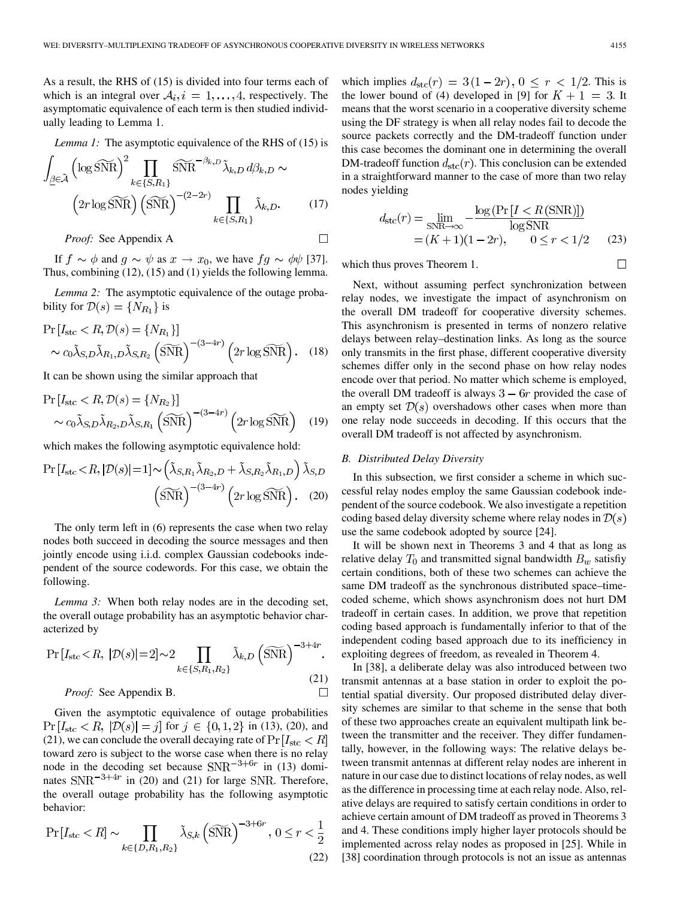As a result, the RHS of (15) is divided into four terms each of which is an integral over $\mathcal{A}_i, i = 1, \ldots, 4$, respectively. The asymptomatic equivalence of each term is then studied individually leading to Lemma 1.

*Lemma 1:* The asymptotic equivalence of the RHS of (15) is

$$\int_{\underline{\beta} \in \tilde{\mathcal{A}}} \left(\log \widetilde{\mathrm{SNR}}\right)^2 \prod_{k \in \{S, R_1\}} \widetilde{\mathrm{SNR}}^{-\beta_{k,D}} \tilde{\lambda}_{k,D}\, d\beta_{k,D} \sim \left(2r \log \widetilde{\mathrm{SNR}}\right) \left(\widetilde{\mathrm{SNR}}\right)^{-(2-2r)} \prod_{k \in \{S, R_1\}} \tilde{\lambda}_{k,D}. \tag{17}$$

*Proof:* See Appendix A □

If $f \sim \phi$ and $g \sim \psi$ as $x \to x_0$, we have $fg \sim \phi\psi$ [37]. Thus, combining (12), (15) and (1) yields the following lemma.

*Lemma 2:* The asymptotic equivalence of the outage probability for $\mathcal{D}(s) = \{N_{R_1}\}$ is

$$\Pr\left[I_{\mathrm{stc}} < R, \mathcal{D}(s) = \{N_{R_1}\}\right] \sim c_0 \tilde{\lambda}_{S,D} \tilde{\lambda}_{R_1,D} \tilde{\lambda}_{S,R_2} \left(\widetilde{\mathrm{SNR}}\right)^{-(3-4r)} \left(2r \log \widetilde{\mathrm{SNR}}\right). \tag{18}$$

It can be shown using the similar approach that

$$\Pr\left[I_{\mathrm{stc}} < R, \mathcal{D}(s) = \{N_{R_2}\}\right] \sim c_0 \tilde{\lambda}_{S,D} \tilde{\lambda}_{R_2,D} \tilde{\lambda}_{S,R_1} \left(\widetilde{\mathrm{SNR}}\right)^{-(3-4r)} \left(2r \log \widetilde{\mathrm{SNR}}\right) \tag{19}$$

which makes the following asymptotic equivalence hold:

$$\Pr\left[I_{\mathrm{stc}} < R, |\mathcal{D}(s)| = 1\right] \sim \left(\tilde{\lambda}_{S,R_1} \tilde{\lambda}_{R_2,D} + \tilde{\lambda}_{S,R_2} \tilde{\lambda}_{R_1,D}\right) \tilde{\lambda}_{S,D} \left(\widetilde{\mathrm{SNR}}\right)^{-(3-4r)} \left(2r \log \widetilde{\mathrm{SNR}}\right). \tag{20}$$

The only term left in (6) represents the case when two relay nodes both succeed in decoding the source messages and then jointly encode using i.i.d. complex Gaussian codebooks independent of the source codewords. For this case, we obtain the following.

*Lemma 3:* When both relay nodes are in the decoding set, the overall outage probability has an asymptotic behavior characterized by

$$\Pr\left[I_{\mathrm{stc}} < R,\ |\mathcal{D}(s)| = 2\right] \sim 2 \prod_{k \in \{S, R_1, R_2\}} \tilde{\lambda}_{k,D} \left(\widetilde{\mathrm{SNR}}\right)^{-3+4r}. \tag{21}$$

*Proof:* See Appendix B. □

Given the asymptotic equivalence of outage probabilities $\Pr\left[I_{\mathrm{stc}} < R,\ |\mathcal{D}(s)| = j\right]$ for $j \in \{0, 1, 2\}$ in (13), (20), and (21), we can conclude the overall decaying rate of $\Pr\left[I_{\mathrm{stc}} < R\right]$ toward zero is subject to the worse case when there is no relay node in the decoding set because $\mathrm{SNR}^{-3+6r}$ in (13) dominates $\mathrm{SNR}^{-3+4r}$ in (20) and (21) for large SNR. Therefore, the overall outage probability has the following asymptotic behavior:

$$\Pr\left[I_{\mathrm{stc}} < R\right] \sim \prod_{k \in \{D, R_1, R_2\}} \tilde{\lambda}_{S,k} \left(\widetilde{\mathrm{SNR}}\right)^{-3+6r},\ 0 \le r < \frac{1}{2} \tag{22}$$

which implies $d_{\mathrm{stc}}(r) = 3(1 - 2r),\ 0 \le r < 1/2$. This is the lower bound of (4) developed in [9] for $K + 1 = 3$. It means that the worst scenario in a cooperative diversity scheme using the DF strategy is when all relay nodes fail to decode the source packets correctly and the DM-tradeoff function under this case becomes the dominant one in determining the overall DM-tradeoff function $d_{\mathrm{stc}}(r)$. This conclusion can be extended in a straightforward manner to the case of more than two relay nodes yielding

$$d_{\mathrm{stc}}(r) = \lim_{\mathrm{SNR} \to \infty} -\frac{\log\left(\Pr\left[I < R(\mathrm{SNR})\right]\right)}{\log \mathrm{SNR}} = (K + 1)(1 - 2r), \qquad 0 \le r < 1/2 \tag{23}$$

which thus proves Theorem 1. □

Next, without assuming perfect synchronization between relay nodes, we investigate the impact of asynchronism on the overall DM tradeoff for cooperative diversity schemes. This asynchronism is presented in terms of nonzero relative delays between relay–destination links. As long as the source only transmits in the first phase, different cooperative diversity schemes differ only in the second phase on how relay nodes encode over that period. No matter which scheme is employed, the overall DM tradeoff is always $3 - 6r$ provided the case of an empty set $\mathcal{D}(s)$ overshadows other cases when more than one relay node succeeds in decoding. If this occurs that the overall DM tradeoff is not affected by asynchronism.

### B. Distributed Delay Diversity

In this subsection, we first consider a scheme in which successful relay nodes employ the same Gaussian codebook independent of the source codebook. We also investigate a repetition coding based delay diversity scheme where relay nodes in $\mathcal{D}(s)$ use the same codebook adopted by source [24].

It will be shown next in Theorems 3 and 4 that as long as relative delay $T_0$ and transmitted signal bandwidth $B_w$ satisfiy certain conditions, both of these two schemes can achieve the same DM tradeoff as the synchronous distributed space–time-coded scheme, which shows asynchronism does not hurt DM tradeoff in certain cases. In addition, we prove that repetition coding based approach is fundamentally inferior to that of the independent coding based approach due to its inefficiency in exploiting degrees of freedom, as revealed in Theorem 4.

In [38], a deliberate delay was also introduced between two transmit antennas at a base station in order to exploit the potential spatial diversity. Our proposed distributed delay diversity schemes are similar to that scheme in the sense that both of these two approaches create an equivalent multipath link between the transmitter and the receiver. They differ fundamentally, however, in the following ways: The relative delays between transmit antennas at different relay nodes are inherent in nature in our case due to distinct locations of relay nodes, as well as the difference in processing time at each relay node. Also, relative delays are required to satisfy certain conditions in order to achieve certain amount of DM tradeoff as proved in Theorems 3 and 4. These conditions imply higher layer protocols should be implemented across relay nodes as proposed in [25]. While in [38] coordination through protocols is not an issue as antennas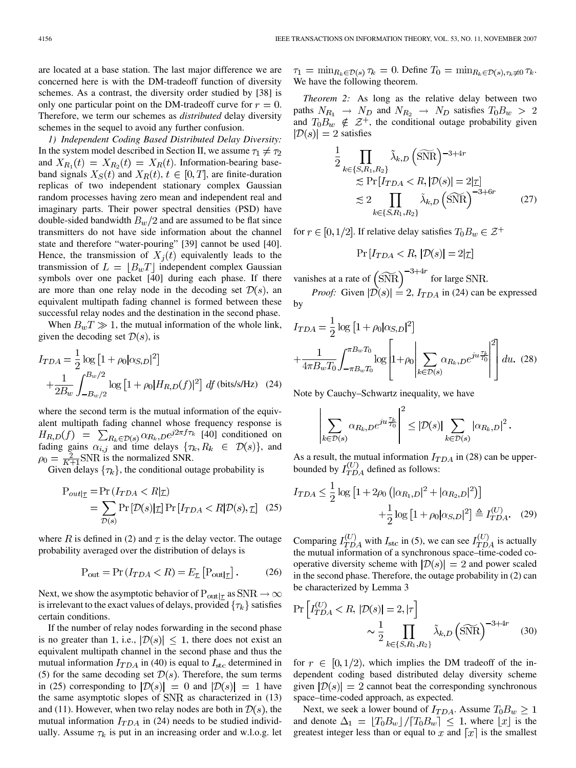are located at a base station. The last major difference we are concerned here is with the DM-tradeoff function of diversity schemes. As a contrast, the diversity order studied by [38] is only one particular point on the DM-tradeoff curve for $r = 0$. Therefore, we term our schemes as *distributed* delay diversity schemes in the sequel to avoid any further confusion.

*1) Independent Coding Based Distributed Delay Diversity:* In the system model described in Section II, we assume $\tau_1 \neq \tau_2$ and $X_{R_1}(t) = X_{R_2}(t) = X_R(t)$. Information-bearing baseband signals $X_S(t)$ and $X_R(t)$, $t \in [0, T]$, are finite-duration replicas of two independent stationary complex Gaussian random processes having zero mean and independent real and imaginary parts. Their power spectral densities (PSD) have double-sided bandwidth $B_w/2$ and are assumed to be flat since transmitters do not have side information about the channel state and therefore "water-pouring" [39] cannot be used [40]. Hence, the transmission of $X_j(t)$ equivalently leads to the transmission of $L = \lfloor B_w T \rfloor$ independent complex Gaussian symbols over one packet [40] during each phase. If there are more than one relay node in the decoding set $\mathcal{D}(s)$, an equivalent multipath fading channel is formed between these successful relay nodes and the destination in the second phase.

When $B_w T \gg 1$, the mutual information of the whole link, given the decoding set $\mathcal{D}(s)$, is

$$I_{TDA} = \frac{1}{2}\log\left[1+\rho_0|\alpha_{S,D}|^2\right] + \frac{1}{2B_w}\int_{-B_w/2}^{B_w/2}\log\left[1+\rho_0|H_{R,D}(f)|^2\right]\,df \text{ (bits/s/Hz)} \quad (24)$$

where the second term is the mutual information of the equivalent multipath fading channel whose frequency response is $H_{R,D}(f) = \sum_{R_k\in\mathcal{D}(s)}\alpha_{R_k,D}e^{j2\pi f\tau_k}$ [40] conditioned on fading gains $\alpha_{i,j}$ and time delays $\{\tau_k, R_k \in \mathcal{D}(s)\}$, and $\rho_0 = \frac{2}{K+1}\mathrm{SNR}$ is the normalized SNR.

Given delays $\{\tau_k\}$, the conditional outage probability is

$$\mathrm{P}_{out|\underline{\tau}} = \Pr\left(I_{TDA} < R|\underline{\tau}\right) = \sum_{\mathcal{D}(s)}\Pr\left[\mathcal{D}(s)|\underline{\tau}\right]\Pr\left[I_{TDA} < R|\mathcal{D}(s), \underline{\tau}\right] \quad (25)$$

where $R$ is defined in (2) and $\underline{\tau}$ is the delay vector. The outage probability averaged over the distribution of delays is

$$\mathrm{P}_{\mathrm{out}} = \Pr\left(I_{TDA} < R\right) = E_{\underline{\tau}}\left[\mathrm{P}_{\mathrm{out}|\underline{\tau}}\right]. \quad (26)$$

Next, we show the asymptotic behavior of $\mathrm{P}_{out|\underline{\tau}}$ as $\mathrm{SNR} \to \infty$ is irrelevant to the exact values of delays, provided $\{\tau_k\}$ satisfies certain conditions.

If the number of relay nodes forwarding in the second phase is no greater than 1, i.e., $|\mathcal{D}(s)| \leq 1$, there does not exist an equivalent multipath channel in the second phase and thus the mutual information $I_{TDA}$ in (40) is equal to $I_{\mathrm{stc}}$ determined in (5) for the same decoding set $\mathcal{D}(s)$. Therefore, the sum terms in (25) corresponding to $|\mathcal{D}(s)| = 0$ and $|\mathcal{D}(s)| = 1$ have the same asymptotic slopes of SNR as characterized in (13) and (11). However, when two relay nodes are both in $\mathcal{D}(s)$, the mutual information $I_{TDA}$ in (24) needs to be studied individually. Assume $\tau_k$ is put in an increasing order and w.l.o.g. let $\tau_1 = \min_{R_k\in\mathcal{D}(s)}\tau_k = 0$. Define $T_0 = \min_{R_k\in\mathcal{D}(s),\tau_k\neq 0}\tau_k$. We have the following theorem.

*Theorem 2:* As long as the relative delay between two paths $N_{R_1} \to N_D$ and $N_{R_2} \to N_D$ satisfies $T_0 B_w > 2$ and $T_0 B_w \notin \mathcal{Z}^+$, the conditional outage probability given $|\mathcal{D}(s)| = 2$ satisfies

$$\frac{1}{2}\prod_{k\in\{S,R_1,R_2\}}\tilde{\lambda}_{k,D}\left(\widetilde{\mathrm{SNR}}\right)^{-3+4r} \lesssim \Pr\left[I_{TDA} < R, |\mathcal{D}(s)| = 2|\underline{\tau}\right] \lesssim 2\prod_{k\in\{S,R_1,R_2\}}\tilde{\lambda}_{k,D}\left(\widetilde{\mathrm{SNR}}\right)^{-3+6r} \quad (27)$$

for $r \in [0, 1/2]$. If relative delay satisfies $T_0 B_w \in \mathcal{Z}^+$

$$\Pr\left[I_{TDA} < R, |\mathcal{D}(s)| = 2|\underline{\tau}\right]$$

vanishes at a rate of $\left(\widetilde{\mathrm{SNR}}\right)^{-3+4r}$ for large SNR.

*Proof:* Given $|\mathcal{D}(s)| = 2$, $I_{TDA}$ in (24) can be expressed by

$$I_{TDA} = \frac{1}{2}\log\left[1+\rho_0|\alpha_{S,D}|^2\right] + \frac{1}{4\pi B_w T_0}\int_{-\pi B_w T_0}^{\pi B_w T_0}\log\left[1+\rho_0\left|\sum_{k\in\mathcal{D}(s)}\alpha_{R_k,D}e^{ju\frac{\tau_k}{T_0}}\right|^2\right]du. \quad (28)$$

Note by Cauchy–Schwartz inequality, we have

$$\left|\sum_{k\in\mathcal{D}(s)}\alpha_{R_k,D}e^{ju\frac{\tau_k}{T_0}}\right|^2 \leq |\mathcal{D}(s)|\sum_{k\in\mathcal{D}(s)}|\alpha_{R_k,D}|^2.$$

As a result, the mutual information $I_{TDA}$ in (28) can be upper-bounded by $I_{TDA}^{(U)}$ defined as follows:

$$I_{TDA} \leq \frac{1}{2}\log\left[1+2\rho_0\left(|\alpha_{R_1,D}|^2+|\alpha_{R_2,D}|^2\right)\right] + \frac{1}{2}\log\left[1+\rho_0|\alpha_{S,D}|^2\right] \triangleq I_{TDA}^{(U)}. \quad (29)$$

Comparing $I_{TDA}^{(U)}$ with $I_{\mathrm{stc}}$ in (5), we can see $I_{TDA}^{(U)}$ is actually the mutual information of a synchronous space–time-coded cooperative diversity scheme with $|\mathcal{D}(s)| = 2$ and power scaled in the second phase. Therefore, the outage probability in (2) can be characterized by Lemma 3

$$\Pr\left[I_{TDA}^{(U)} < R,\ |\mathcal{D}(s)| = 2, |\tau\right] \sim \frac{1}{2}\prod_{k\in\{S,R_1,R_2\}}\tilde{\lambda}_{k,D}\left(\widetilde{\mathrm{SNR}}\right)^{-3+4r} \quad (30)$$

for $r \in [0, 1/2)$, which implies the DM tradeoff of the independent coding based distributed delay diversity scheme given $|\mathcal{D}(s)| = 2$ cannot beat the corresponding synchronous space–time-coded approach, as expected.

Next, we seek a lower bound of $I_{TDA}$. Assume $T_0 B_w \geq 1$ and denote $\Delta_1 = \lfloor T_0 B_w \rfloor / \lceil T_0 B_w \rceil \leq 1$, where $\lfloor x \rfloor$ is the greatest integer less than or equal to $x$ and $\lceil x \rceil$ is the smallest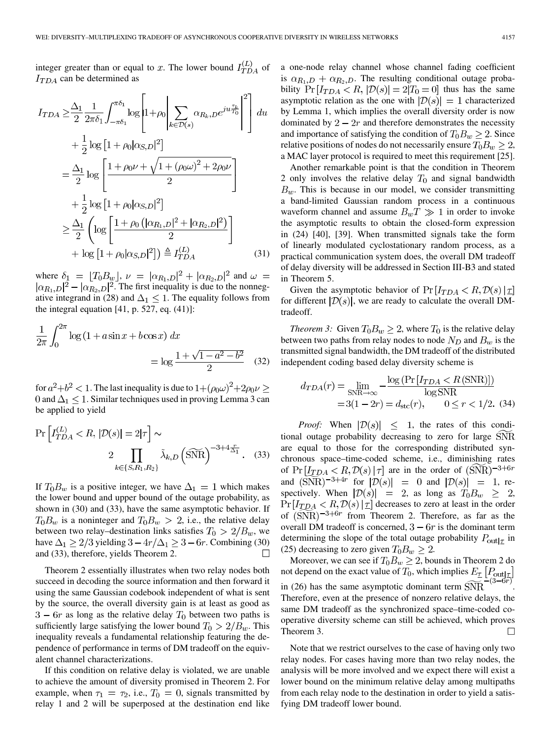integer greater than or equal to $x$. The lower bound $I_{TDA}^{(L)}$ of $I_{TDA}$ can be determined as

$$
\begin{aligned}
I_{TDA} \geq & \frac{\Delta_1}{2} \frac{1}{2\pi\delta_1} \int_{-\pi\delta_1}^{\pi\delta_1} \log \left[ 1+\rho_0 \left| \sum_{k \in \mathcal{D}(s)} \alpha_{R_k,D} e^{ju\frac{\tau_k}{T_0}} \right|^2 \right] du \\
& + \frac{1}{2} \log \left[1+\rho_0 |\alpha_{S,D}|^2 \right] \\
= & \frac{\Delta_1}{2} \log \left[ \frac{1+\rho_0 \nu + \sqrt{1+(\rho_0\omega)^2 + 2\rho_0 \nu}}{2} \right] \\
& + \frac{1}{2} \log \left[1+\rho_0 |\alpha_{S,D}|^2 \right] \\
\geq & \frac{\Delta_1}{2} \left( \log \left[ \frac{1+\rho_0 \left( |\alpha_{R_1,D}|^2 + |\alpha_{R_2,D}|^2 \right)}{2} \right] \right. \\
& \left. + \log \left[1+\rho_0 |\alpha_{S,D}|^2 \right] \right) \triangleq I_{TDA}^{(L)} \qquad (31)
\end{aligned}
$$

where $\delta_1 = \lfloor T_0 B_w \rfloor$, $\nu = |\alpha_{R_1,D}|^2 + |\alpha_{R_2,D}|^2$ and $\omega = |\alpha_{R_1,D}|^2 - |\alpha_{R_2,D}|^2$. The first inequality is due to the nonnegative integrand in (28) and $\Delta_1 \leq 1$. The equality follows from the integral equation [41, p. 527, eq. (41)]:

$$
\frac{1}{2\pi} \int_0^{2\pi} \log \left(1+a \sin x + b \cos x \right) dx = \log \frac{1+\sqrt{1-a^2-b^2}}{2} \qquad (32)
$$

for $a^2+b^2<1$. The last inequality is due to $1+(\rho_0\omega)^2+2\rho_0\nu \geq 0$ and $\Delta_1 \leq 1$. Similar techniques used in proving Lemma 3 can be applied to yield

$$
\Pr \left[ I_{TDA}^{(L)} < R, |\mathcal{D}(s)| = 2 | \underline{\tau} \right] \sim 2 \prod_{k \in \{S,R_1,R_2\}} \tilde{\lambda}_{k,D} \left( \widetilde{\text{SNR}} \right)^{-3+4\frac{r}{\Delta_1}}. \qquad (33)
$$

If $T_0 B_w$ is a positive integer, we have $\Delta_1 = 1$ which makes the lower bound and upper bound of the outage probability, as shown in (30) and (33), have the same asymptotic behavior. If $T_0 B_w$ is a noninteger and $T_0 B_w > 2$, i.e., the relative delay between two relay–destination links satisfies $T_0 > 2/B_w$, we have $\Delta_1 \geq 2/3$ yielding $3 - 4r/\Delta_1 \geq 3 - 6r$. Combining (30) and (33), therefore, yields Theorem 2. □

Theorem 2 essentially illustrates when two relay nodes both succeed in decoding the source information and then forward it using the same Gaussian codebook independent of what is sent by the source, the overall diversity gain is at least as good as $3-6r$ as long as the relative delay $T_0$ between two paths is sufficiently large satisfying the lower bound $T_0 > 2/B_w$. This inequality reveals a fundamental relationship featuring the dependence of performance in terms of DM tradeoff on the equivalent channel characterizations.

If this condition on relative delay is violated, we are unable to achieve the amount of diversity promised in Theorem 2. For example, when $\tau_1 = \tau_2$, i.e., $T_0 = 0$, signals transmitted by relay 1 and 2 will be superposed at the destination end like a one-node relay channel whose channel fading coefficient is $\alpha_{R_1,D} + \alpha_{R_2,D}$. The resulting conditional outage probability $\Pr[I_{TDA} < R, |\mathcal{D}(s)| = 2 | T_0 = 0]$ thus has the same asymptotic relation as the one with $|\mathcal{D}(s)| = 1$ characterized by Lemma 1, which implies the overall diversity order is now dominated by $2-2r$ and therefore demonstrates the necessity and importance of satisfying the condition of $T_0 B_w \geq 2$. Since relative positions of nodes do not necessarily ensure $T_0 B_w \geq 2$, a MAC layer protocol is required to meet this requirement [25].

Another remarkable point is that the condition in Theorem 2 only involves the relative delay $T_0$ and signal bandwidth $B_w$. This is because in our model, we consider transmitting a band-limited Gaussian random process in a continuous waveform channel and assume $B_w T \gg 1$ in order to invoke the asymptotic results to obtain the closed-form expression in (24) [40], [39]. When transmitted signals take the form of linearly modulated cyclostationary random process, as a practical communication system does, the overall DM tradeoff of delay diversity will be addressed in Section III-B3 and stated in Theorem 5.

Given the asymptotic behavior of $\Pr[I_{TDA} < R, \mathcal{D}(s) | \underline{\tau}]$ for different $|\mathcal{D}(s)|$, we are ready to calculate the overall DM-tradeoff.

*Theorem 3:* Given $T_0 B_w \geq 2$, where $T_0$ is the relative delay between two paths from relay nodes to node $N_D$ and $B_w$ is the transmitted signal bandwidth, the DM tradeoff of the distributed independent coding based delay diversity scheme is

$$
\begin{aligned}
d_{TDA}(r) &= \lim_{\text{SNR} \to \infty} - \frac{\log \left( \Pr \left[ I_{TDA} < R(\text{SNR}) \right] \right)}{\log \text{SNR}} \\
&= 3(1-2r) = d_{\text{stc}}(r), \qquad 0 \leq r < 1/2. \quad (34)
\end{aligned}
$$

*Proof:* When $|\mathcal{D}(s)| \leq 1$, the rates of this conditional outage probability decreasing to zero for large $\widetilde{\text{SNR}}$ are equal to those for the corresponding distributed synchronous space–time-coded scheme, i.e., diminishing rates of $\Pr[I_{TDA} < R, \mathcal{D}(s) | \underline{\tau}]$ are in the order of $(\widetilde{\text{SNR}})^{-3+6r}$ and $(\widetilde{\text{SNR}})^{-3+4r}$ for $|\mathcal{D}(s)| = 0$ and $|\mathcal{D}(s)| = 1$, respectively. When $|\mathcal{D}(s)| = 2$, as long as $T_0 B_w \geq 2$, $\Pr[I_{TDA} < R, \mathcal{D}(s) | \underline{\tau}]$ decreases to zero at least in the order of $(\widetilde{\text{SNR}})^{-3+6r}$ from Theorem 2. Therefore, as far as the overall DM tradeoff is concerned, $3-6r$ is the dominant term determining the slope of the total outage probability $P_{\text{out}|\underline{\tau}}$ in (25) decreasing to zero given $T_0 B_w \geq 2$.

Moreover, we can see if $T_0 B_w \geq 2$, bounds in Theorem 2 do not depend on the exact value of $T_0$, which implies $E_{\underline{\tau}}\left[P_{\text{out}|\underline{\tau}}\right]$ in (26) has the same asymptotic dominant term $\widetilde{\text{SNR}}^{-(3-6r)}$. Therefore, even at the presence of nonzero relative delays, the same DM tradeoff as the synchronized space–time-coded cooperative diversity scheme can still be achieved, which proves Theorem 3. □

Note that we restrict ourselves to the case of having only two relay nodes. For cases having more than two relay nodes, the analysis will be more involved and we expect there will exist a lower bound on the minimum relative delay among multipaths from each relay node to the destination in order to yield a satisfying DM tradeoff lower bound.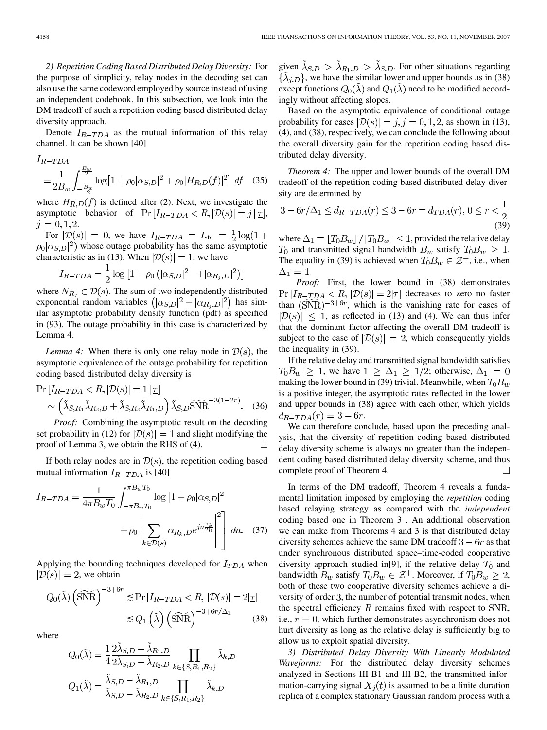*2) Repetition Coding Based Distributed Delay Diversity:* For the purpose of simplicity, relay nodes in the decoding set can also use the same codeword employed by source instead of using an independent codebook. In this subsection, we look into the DM tradeoff of such a repetition coding based distributed delay diversity approach.

Denote $I_{R-TDA}$ as the mutual information of this relay channel. It can be shown [40]

$$I_{R-TDA} = \frac{1}{2B_w}\int_{-\frac{B_w}{2}}^{\frac{B_w}{2}} \log\left[1+\rho_0|\alpha_{S,D}|^2 + \rho_0|H_{R,D}(f)|^2\right] df \quad (35)$$

where $H_{R,D}(f)$ is defined after (2). Next, we investigate the asymptotic behavior of $\Pr\left[I_{R-TDA} < R, |\mathcal{D}(s)| = j \,|\, \underline{\tau}\right]$, $j = 0, 1, 2$.

For $|\mathcal{D}(s)| = 0$, we have $I_{R-TDA} = I_{\rm stc} = \frac{1}{2}\log(1+\rho_0|\alpha_{S,D}|^2)$ whose outage probability has the same asymptotic characteristic as in (13). When $|\mathcal{D}(s)| = 1$, we have

$$I_{R-TDA} = \frac{1}{2}\log\left[1+\rho_0\left(|\alpha_{S,D}|^2 + |\alpha_{R_j,D}|^2\right)\right]$$

where $N_{R_j} \in \mathcal{D}(s)$. The sum of two independently distributed exponential random variables $\left(|\alpha_{S,D}|^2 + |\alpha_{R_j,D}|^2\right)$ has similar asymptotic probability density function (pdf) as specified in (93). The outage probability in this case is characterized by Lemma 4.

*Lemma 4:* When there is only one relay node in $\mathcal{D}(s)$, the asymptotic equivalence of the outage probability for repetition coding based distributed delay diversity is

$$\Pr\left[I_{R-TDA} < R, |\mathcal{D}(s)| = 1 \,|\, \underline{\tau}\right] \sim \left(\tilde{\lambda}_{S,R_1}\tilde{\lambda}_{R_2,D} + \tilde{\lambda}_{S,R_2}\tilde{\lambda}_{R_1,D}\right)\tilde{\lambda}_{S,D}\widetilde{\rm SNR}^{-3(1-2r)}. \quad (36)$$

*Proof:* Combining the asymptotic result on the decoding set probability in (12) for $|\mathcal{D}(s)| = 1$ and slight modifying the proof of Lemma 3, we obtain the RHS of (4). □

If both relay nodes are in $\mathcal{D}(s)$, the repetition coding based mutual information $I_{R-TDA}$ is [40]

$$I_{R-TDA} = \frac{1}{4\pi B_w T_0}\int_{-\pi B_w T_0}^{\pi B_w T_0} \log\left[1+\rho_0|\alpha_{S,D}|^2 + \rho_0\left|\sum_{k\in\mathcal{D}(s)} \alpha_{R_k,D}e^{ju\frac{\tau_k}{T_0}}\right|^2\right] du. \quad (37)$$

Applying the bounding techniques developed for $I_{TDA}$ when $|\mathcal{D}(s)| = 2$, we obtain

$$Q_0(\tilde{\lambda})\left(\widetilde{\rm SNR}\right)^{-3+6r} \lesssim \Pr\left[I_{R-TDA} < R, |\mathcal{D}(s)| = 2 |\underline{\tau}\right] \lesssim Q_1\left(\tilde{\lambda}\right)\left(\widetilde{\rm SNR}\right)^{-3+6r/\Delta_1} \quad (38)$$

where

$$Q_0(\tilde{\lambda}) = \frac{1}{4}\frac{2\tilde{\lambda}_{S,D} - \tilde{\lambda}_{R_1,D}}{2\tilde{\lambda}_{S,D} - \tilde{\lambda}_{R_2,D}}\prod_{k\in\{S,R_1,R_2\}}\tilde{\lambda}_{k,D}$$

$$Q_1(\tilde{\lambda}) = \frac{\tilde{\lambda}_{S,D} - \tilde{\lambda}_{R_1,D}}{\tilde{\lambda}_{S,D} - \tilde{\lambda}_{R_2,D}}\prod_{k\in\{S,R_1,R_2\}}\tilde{\lambda}_{k,D}$$

given $\tilde{\lambda}_{S,D} > \tilde{\lambda}_{R_1,D} > \tilde{\lambda}_{S,D}$. For other situations regarding $\{\tilde{\lambda}_{j,D}\}$, we have the similar lower and upper bounds as in (38) except functions $Q_0(\tilde{\lambda})$ and $Q_1(\tilde{\lambda})$ need to be modified accordingly without affecting slopes.

Based on the asymptotic equivalence of conditional outage probability for cases $|\mathcal{D}(s)| = j, j = 0, 1, 2$, as shown in (13), (4), and (38), respectively, we can conclude the following about the overall diversity gain for the repetition coding based distributed delay diversity.

*Theorem 4:* The upper and lower bounds of the overall DM tradeoff of the repetition coding based distributed delay diversity are determined by

$$3 - 6r/\Delta_1 \leq d_{R-TDA}(r) \leq 3 - 6r = d_{TDA}(r), \; 0 \leq r < \frac{1}{2} \quad (39)$$

where $\Delta_1 = \lfloor T_0 B_w\rfloor / \lceil T_0 B_w \rceil \leq 1$, provided the relative delay $T_0$ and transmitted signal bandwidth $B_w$ satisfy $T_0 B_w \geq 1$. The equality in (39) is achieved when $T_0 B_w \in \mathcal{Z}^+$, i.e., when $\Delta_1 = 1$.

*Proof:* First, the lower bound in (38) demonstrates $\Pr\left[I_{R-TDA} < R, |\mathcal{D}(s)| = 2|\underline{\tau}\right]$ decreases to zero no faster than $(\widetilde{\rm SNR})^{-3+6r}$, which is the vanishing rate for cases of $|\mathcal{D}(s)| \leq 1$, as reflected in (13) and (4). We can thus infer that the dominant factor affecting the overall DM tradeoff is subject to the case of $|\mathcal{D}(s)| = 2$, which consequently yields the inequality in (39).

If the relative delay and transmitted signal bandwidth satisfies $T_0 B_w \geq 1$, we have $1 \geq \Delta_1 \geq 1/2$; otherwise, $\Delta_1 = 0$ making the lower bound in (39) trivial. Meanwhile, when $T_0 B_w$ is a positive integer, the asymptotic rates reflected in the lower and upper bounds in (38) agree with each other, which yields $d_{R-TDA}(r) = 3 - 6r$.

We can therefore conclude, based upon the preceding analysis, that the diversity of repetition coding based distributed delay diversity scheme is always no greater than the independent coding based distributed delay diversity scheme, and thus complete proof of Theorem 4. □

In terms of the DM tradeoff, Theorem 4 reveals a fundamental limitation imposed by employing the *repetition* coding based relaying strategy as compared with the *independent* coding based one in Theorem 3 . An additional observation we can make from Theorems 4 and 3 is that distributed delay diversity schemes achieve the same DM tradeoff $3 - 6r$ as that under synchronous distributed space–time-coded cooperative diversity approach studied in[9], if the relative delay $T_0$ and bandwidth $B_w$ satisfy $T_0 B_w \in \mathcal{Z}^+$. Moreover, if $T_0 B_w \geq 2$, both of these two cooperative diversity schemes achieve a diversity of order 3, the number of potential transmit nodes, when the spectral efficiency $R$ remains fixed with respect to SNR, i.e., $r = 0$, which further demonstrates asynchronism does not hurt diversity as long as the relative delay is sufficiently big to allow us to exploit spatial diversity.

*3) Distributed Delay Diversity With Linearly Modulated Waveforms:* For the distributed delay diversity schemes analyzed in Sections III-B1 and III-B2, the transmitted information-carrying signal $X_j(t)$ is assumed to be a finite duration replica of a complex stationary Gaussian random process with a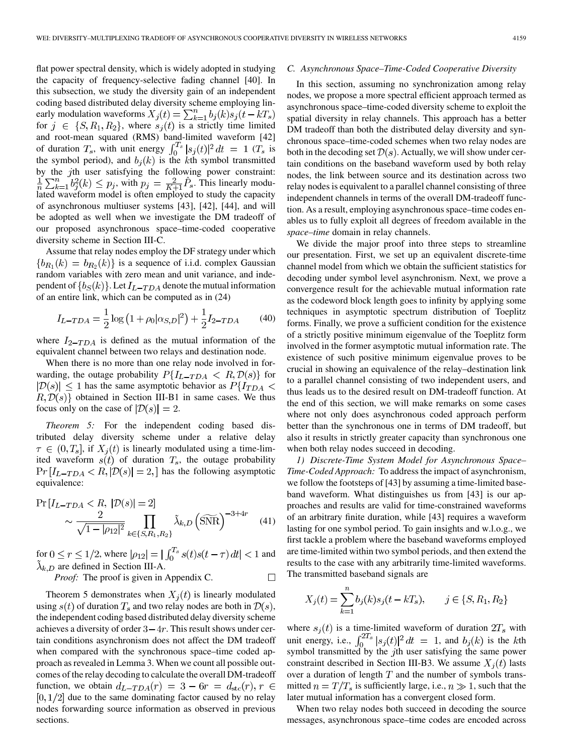flat power spectral density, which is widely adopted in studying the capacity of frequency-selective fading channel [40]. In this subsection, we study the diversity gain of an independent coding based distributed delay diversity scheme employing linearly modulation waveforms $X_j(t) = \sum_{k=1}^{n} b_j(k) s_j(t - kT_s)$ for $j \in \{S, R_1, R_2\}$, where $s_j(t)$ is a strictly time limited and root-mean squared (RMS) band-limited waveform [42] of duration $T_s$, with unit energy $\int_0^{T_s} |s_j(t)|^2 \, dt = 1$ ($T_s$ is the symbol period), and $b_j(k)$ is the $k$th symbol transmitted by the $j$th user satisfying the following power constraint: $\frac{1}{n} \sum_{k=1}^{n} b_j^2(k) \leq p_j$, with $p_j = \frac{2}{K+1} \hat{P}_s$. This linearly modulated waveform model is often employed to study the capacity of asynchronous multiuser systems [43], [42], [44], and will be adopted as well when we investigate the DM tradeoff of our proposed asynchronous space–time-coded cooperative diversity scheme in Section III-C.

Assume that relay nodes employ the DF strategy under which $\{b_{R_1}(k) = b_{R_2}(k)\}$ is a sequence of i.i.d. complex Gaussian random variables with zero mean and unit variance, and independent of $\{b_S(k)\}$. Let $I_{L-TDA}$ denote the mutual information of an entire link, which can be computed as in (24)

$$I_{L-TDA} = \frac{1}{2} \log\left(1 + \rho_0 |\alpha_{S,D}|^2\right) + \frac{1}{2} I_{2-TDA} \tag{40}$$

where $I_{2-TDA}$ is defined as the mutual information of the equivalent channel between two relays and destination node.

When there is no more than one relay node involved in forwarding, the outage probability $P\{I_{L-TDA} < R, \mathcal{D}(s)\}$ for $|\mathcal{D}(s)| \leq 1$ has the same asymptotic behavior as $P\{I_{TDA} < R, \mathcal{D}(s)\}$ obtained in Section III-B1 in same cases. We thus focus only on the case of $|\mathcal{D}(s)| = 2$.

*Theorem 5:* For the independent coding based distributed delay diversity scheme under a relative delay $\tau \in (0, T_s]$, if $X_j(t)$ is linearly modulated using a time-limited waveform $s(t)$ of duration $T_s$, the outage probability $\Pr\left[I_{L-TDA} < R, |\mathcal{D}(s)| = 2,\right]$ has the following asymptotic equivalence:

$$\Pr\left[I_{L-TDA} < R,\ |\mathcal{D}(s)| = 2\right] \sim \frac{2}{\sqrt{1 - |\rho_{12}|^2}} \prod_{k \in \{S, R_1, R_2\}} \tilde{\lambda}_{k,D} \left(\widetilde{\text{SNR}}\right)^{-3+4r} \tag{41}$$

for $0 \leq r \leq 1/2$, where $|\rho_{12}| = \left|\int_0^{T_s} s(t) s(t - \tau) \, dt\right| < 1$ and $\tilde{\lambda}_{k,D}$ are defined in Section III-A.

*Proof:* The proof is given in Appendix C. □

Theorem 5 demonstrates when $X_j(t)$ is linearly modulated using $s(t)$ of duration $T_s$ and two relay nodes are both in $\mathcal{D}(s)$, the independent coding based distributed delay diversity scheme achieves a diversity of order $3 - 4r$. This result shows under certain conditions asynchronism does not affect the DM tradeoff when compared with the synchronous space–time coded approach as revealed in Lemma 3. When we count all possible outcomes of the relay decoding to calculate the overall DM-tradeoff function, we obtain $d_{L-TDA}(r) = 3 - 6r = d_{\text{stc}}(r)$, $r \in [0, 1/2]$ due to the same dominating factor caused by no relay nodes forwarding source information as observed in previous sections.

### C. Asynchronous Space–Time-Coded Cooperative Diversity

In this section, assuming no synchronization among relay nodes, we propose a more spectral efficient approach termed as asynchronous space–time-coded diversity scheme to exploit the spatial diversity in relay channels. This approach has a better DM tradeoff than both the distributed delay diversity and synchronous space–time-coded schemes when two relay nodes are both in the decoding set $\mathcal{D}(s)$. Actually, we will show under certain conditions on the baseband waveform used by both relay nodes, the link between source and its destination across two relay nodes is equivalent to a parallel channel consisting of three independent channels in terms of the overall DM-tradeoff function. As a result, employing asynchronous space–time codes enables us to fully exploit all degrees of freedom available in the *space–time* domain in relay channels.

We divide the major proof into three steps to streamline our presentation. First, we set up an equivalent discrete-time channel model from which we obtain the sufficient statistics for decoding under symbol level asynchronism. Next, we prove a convergence result for the achievable mutual information rate as the codeword block length goes to infinity by applying some techniques in asymptotic spectrum distribution of Toeplitz forms. Finally, we prove a sufficient condition for the existence of a strictly positive minimum eigenvalue of the Toeplitz form involved in the former asymptotic mutual information rate. The existence of such positive minimum eigenvalue proves to be crucial in showing an equivalence of the relay–destination link to a parallel channel consisting of two independent users, and thus leads us to the desired result on DM-tradeoff function. At the end of this section, we will make remarks on some cases where not only does asynchronous coded approach perform better than the synchronous one in terms of DM tradeoff, but also it results in strictly greater capacity than synchronous one when both relay nodes succeed in decoding.

*1) Discrete-Time System Model for Asynchronous Space–Time-Coded Approach:* To address the impact of asynchronism, we follow the footsteps of [43] by assuming a time-limited baseband waveform. What distinguishes us from [43] is our approaches and results are valid for time-constrained waveforms of an arbitrary finite duration, while [43] requires a waveform lasting for one symbol period. To gain insights and w.l.o.g., we first tackle a problem where the baseband waveforms employed are time-limited within two symbol periods, and then extend the results to the case with any arbitrarily time-limited waveforms. The transmitted baseband signals are

$$X_j(t) = \sum_{k=1}^{n} b_j(k) s_j(t - kT_s), \qquad j \in \{S, R_1, R_2\}$$

where $s_j(t)$ is a time-limited waveform of duration $2T_s$ with unit energy, i.e., $\int_0^{2T_s} |s_j(t)|^2 \, dt = 1$, and $b_j(k)$ is the $k$th symbol transmitted by the $j$th user satisfying the same power constraint described in Section III-B3. We assume $X_j(t)$ lasts over a duration of length $T$ and the number of symbols transmitted $n = T/T_s$ is sufficiently large, i.e., $n \gg 1$, such that the later mutual information has a convergent closed form.

When two relay nodes both succeed in decoding the source messages, asynchronous space–time codes are encoded across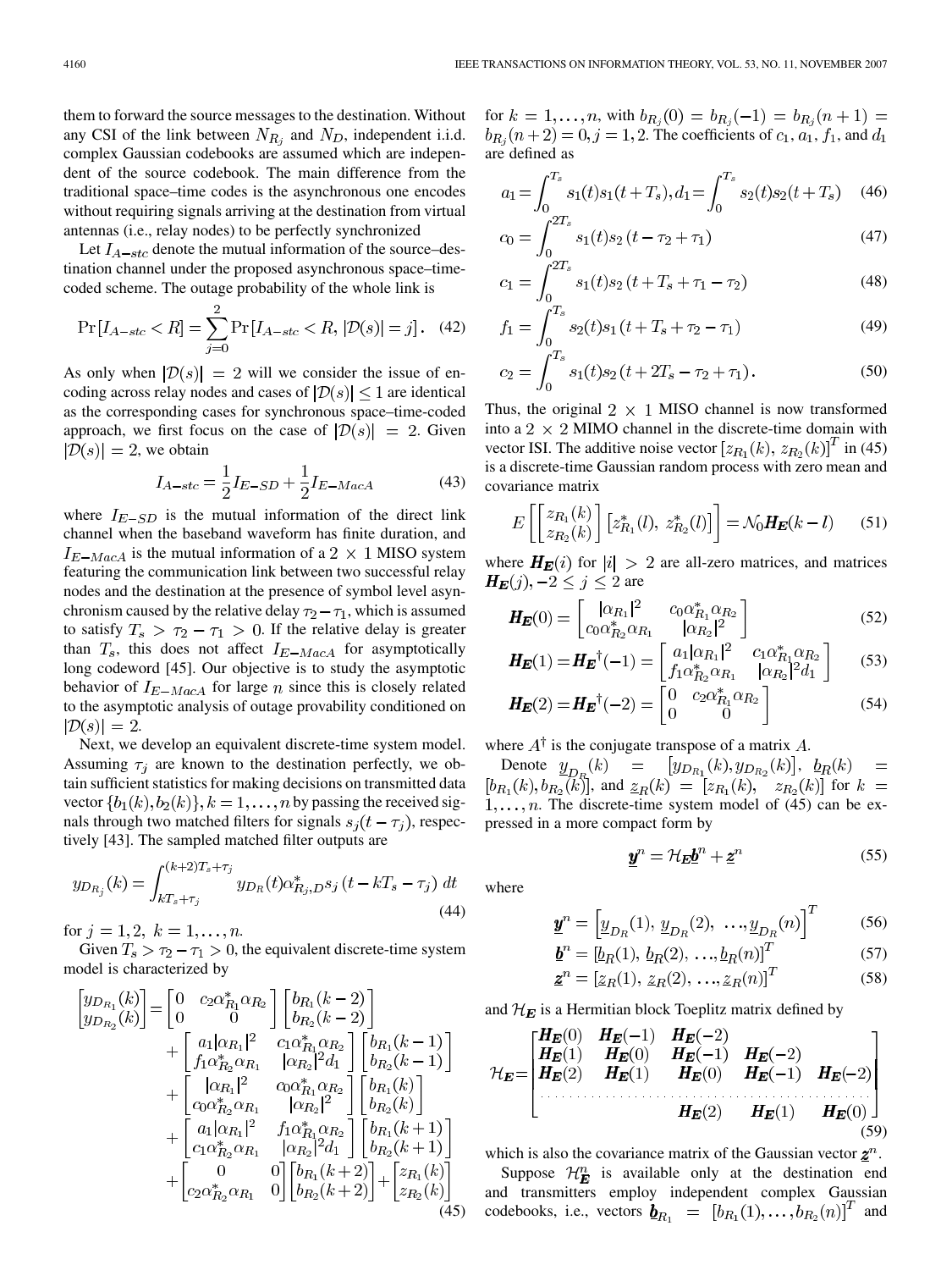them to forward the source messages to the destination. Without any CSI of the link between $N_{R_j}$ and $N_D$, independent i.i.d. complex Gaussian codebooks are assumed which are independent of the source codebook. The main difference from the traditional space–time codes is the asynchronous one encodes without requiring signals arriving at the destination from virtual antennas (i.e., relay nodes) to be perfectly synchronized

Let $I_{A-stc}$ denote the mutual information of the source–destination channel under the proposed asynchronous space–time-coded scheme. The outage probability of the whole link is

$$\Pr[I_{A-stc} < R] = \sum_{j=0}^{2} \Pr[I_{A-stc} < R, |\mathcal{D}(s)| = j]. \quad (42)$$

As only when $|\mathcal{D}(s)| = 2$ will we consider the issue of encoding across relay nodes and cases of $|\mathcal{D}(s)| \leq 1$ are identical as the corresponding cases for synchronous space–time-coded approach, we first focus on the case of $|\mathcal{D}(s)| = 2$. Given $|\mathcal{D}(s)| = 2$, we obtain

$$I_{A-stc} = \frac{1}{2} I_{E-SD} + \frac{1}{2} I_{E-MacA} \quad (43)$$

where $I_{E-SD}$ is the mutual information of the direct link channel when the baseband waveform has finite duration, and $I_{E-MacA}$ is the mutual information of a $2 \times 1$ MISO system featuring the communication link between two successful relay nodes and the destination at the presence of symbol level asynchronism caused by the relative delay $\tau_2 - \tau_1$, which is assumed to satisfy $T_s > \tau_2 - \tau_1 > 0$. If the relative delay is greater than $T_s$, this does not affect $I_{E-MacA}$ for asymptotically long codeword [45]. Our objective is to study the asymptotic behavior of $I_{E-MacA}$ for large $n$ since this is closely related to the asymptotic analysis of outage provability conditioned on $|\mathcal{D}(s)| = 2$.

Next, we develop an equivalent discrete-time system model. Assuming $\tau_j$ are known to the destination perfectly, we obtain sufficient statistics for making decisions on transmitted data vector $\{b_1(k), b_2(k)\}, k = 1, \ldots, n$ by passing the received signals through two matched filters for signals $s_j(t - \tau_j)$, respectively [43]. The sampled matched filter outputs are

$$y_{D_{R_j}}(k) = \int_{kT_s+\tau_j}^{(k+2)T_s+\tau_j} y_{D_R}(t) \alpha_{R_j,D}^* s_j(t - kT_s - \tau_j)\, dt \quad (44)$$

for $j = 1, 2,\ k = 1, \ldots, n$.

Given $T_s > \tau_2 - \tau_1 > 0$, the equivalent discrete-time system model is characterized by

$$\begin{aligned}
\begin{bmatrix} y_{D_{R_1}}(k) \\ y_{D_{R_2}}(k) \end{bmatrix} &= \begin{bmatrix} 0 & c_2 \alpha_{R_1}^* \alpha_{R_2} \\ 0 & 0 \end{bmatrix} \begin{bmatrix} b_{R_1}(k-2) \\ b_{R_2}(k-2) \end{bmatrix} \\
&+ \begin{bmatrix} a_1 |\alpha_{R_1}|^2 & c_1 \alpha_{R_1}^* \alpha_{R_2} \\ f_1 \alpha_{R_2}^* \alpha_{R_1} & |\alpha_{R_2}|^2 d_1 \end{bmatrix} \begin{bmatrix} b_{R_1}(k-1) \\ b_{R_2}(k-1) \end{bmatrix} \\
&+ \begin{bmatrix} |\alpha_{R_1}|^2 & c_0 \alpha_{R_1}^* \alpha_{R_2} \\ c_0 \alpha_{R_2}^* \alpha_{R_1} & |\alpha_{R_2}|^2 \end{bmatrix} \begin{bmatrix} b_{R_1}(k) \\ b_{R_2}(k) \end{bmatrix} \\
&+ \begin{bmatrix} a_1 |\alpha_{R_1}|^2 & f_1 \alpha_{R_1}^* \alpha_{R_2} \\ c_1 \alpha_{R_2}^* \alpha_{R_1} & |\alpha_{R_2}|^2 d_1 \end{bmatrix} \begin{bmatrix} b_{R_1}(k+1) \\ b_{R_2}(k+1) \end{bmatrix} \\
&+ \begin{bmatrix} 0 & 0 \\ c_2 \alpha_{R_2}^* \alpha_{R_1} & 0 \end{bmatrix} \begin{bmatrix} b_{R_1}(k+2) \\ b_{R_2}(k+2) \end{bmatrix} + \begin{bmatrix} z_{R_1}(k) \\ z_{R_2}(k) \end{bmatrix}
\end{aligned} \quad (45)$$

for $k = 1, \ldots, n$, with $b_{R_j}(0) = b_{R_j}(-1) = b_{R_j}(n+1) = b_{R_j}(n+2) = 0, j = 1, 2$. The coefficients of $c_1$, $a_1$, $f_1$, and $d_1$ are defined as

$$a_1 = \int_0^{T_s} s_1(t) s_1(t + T_s), d_1 = \int_0^{T_s} s_2(t) s_2(t + T_s) \quad (46)$$

$$c_0 = \int_0^{2T_s} s_1(t) s_2(t - \tau_2 + \tau_1) \quad (47)$$

$$c_1 = \int_0^{2T_s} s_1(t) s_2(t + T_s + \tau_1 - \tau_2) \quad (48)$$

$$f_1 = \int_0^{T_s} s_2(t) s_1(t + T_s + \tau_2 - \tau_1) \quad (49)$$

$$c_2 = \int_0^{T_s} s_1(t) s_2(t + 2T_s - \tau_2 + \tau_1). \quad (50)$$

Thus, the original $2 \times 1$ MISO channel is now transformed into a $2 \times 2$ MIMO channel in the discrete-time domain with vector ISI. The additive noise vector $[z_{R_1}(k),\ z_{R_2}(k)]^T$ in (45) is a discrete-time Gaussian random process with zero mean and covariance matrix

$$E\left[\begin{bmatrix} z_{R_1}(k) \\ z_{R_2}(k) \end{bmatrix} [z_{R_1}^*(l),\ z_{R_2}^*(l)]\right] = \mathcal{N}_0 \boldsymbol{H_E}(k - l) \quad (51)$$

where $\boldsymbol{H_E}(i)$ for $|i| > 2$ are all-zero matrices, and matrices $\boldsymbol{H_E}(j), -2 \leq j \leq 2$ are

$$\boldsymbol{H_E}(0) = \begin{bmatrix} |\alpha_{R_1}|^2 & c_0 \alpha_{R_1}^* \alpha_{R_2} \\ c_0 \alpha_{R_2}^* \alpha_{R_1} & |\alpha_{R_2}|^2 \end{bmatrix} \quad (52)$$

$$\boldsymbol{H_E}(1) = \boldsymbol{H_E}^\dagger(-1) = \begin{bmatrix} a_1 |\alpha_{R_1}|^2 & c_1 \alpha_{R_1}^* \alpha_{R_2} \\ f_1 \alpha_{R_2}^* \alpha_{R_1} & |\alpha_{R_2}|^2 d_1 \end{bmatrix} \quad (53)$$

$$\boldsymbol{H_E}(2) = \boldsymbol{H_E}^\dagger(-2) = \begin{bmatrix} 0 & c_2 \alpha_{R_1}^* \alpha_{R_2} \\ 0 & 0 \end{bmatrix} \quad (54)$$

where $A^\dagger$ is the conjugate transpose of a matrix $A$.

Denote $\underline{y}_{D_R}(k) = [y_{D_{R_1}}(k), y_{D_{R_2}}(k)]$, $\underline{b}_R(k) = [b_{R_1}(k), b_{R_2}(k)]$, and $\underline{z}_R(k) = [z_{R_1}(k),\ z_{R_2}(k)]$ for $k = 1, \ldots, n$. The discrete-time system model of (45) can be expressed in a more compact form by

$$\underline{\boldsymbol{y}}^n = \mathcal{H}_{\boldsymbol{E}} \underline{\boldsymbol{b}}^n + \underline{\boldsymbol{z}}^n \quad (55)$$

where

$$\underline{\boldsymbol{y}}^n = \left[\underline{y}_{D_R}(1),\ \underline{y}_{D_R}(2),\ \ldots, \underline{y}_{D_R}(n)\right]^T \quad (56)$$

$$\underline{\boldsymbol{b}}^n = [\underline{b}_R(1),\ \underline{b}_R(2),\ \ldots, \underline{b}_R(n)]^T \quad (57)$$

$$\underline{\boldsymbol{z}}^n = [\underline{z}_R(1),\ \underline{z}_R(2),\ \ldots, \underline{z}_R(n)]^T \quad (58)$$

and $\mathcal{H}_{\boldsymbol{E}}$ is a Hermitian block Toeplitz matrix defined by

$$\mathcal{H}_{\boldsymbol{E}} = \begin{bmatrix} \boldsymbol{H_E}(0) & \boldsymbol{H_E}(-1) & \boldsymbol{H_E}(-2) & & \\ \boldsymbol{H_E}(1) & \boldsymbol{H_E}(0) & \boldsymbol{H_E}(-1) & \boldsymbol{H_E}(-2) & \\ \boldsymbol{H_E}(2) & \boldsymbol{H_E}(1) & \boldsymbol{H_E}(0) & \boldsymbol{H_E}(-1) & \boldsymbol{H_E}(-2) \\ \cdots & \cdots & \cdots & \cdots & \cdots \\ & & \boldsymbol{H_E}(2) & \boldsymbol{H_E}(1) & \boldsymbol{H_E}(0) \end{bmatrix} \quad (59)$$

which is also the covariance matrix of the Gaussian vector $\underline{\boldsymbol{z}}^n$.

Suppose $\mathcal{H}_{\boldsymbol{E}}^n$ is available only at the destination end and transmitters employ independent complex Gaussian codebooks, i.e., vectors $\underline{\boldsymbol{b}}_{R_1} = [b_{R_1}(1), \ldots, b_{R_2}(n)]^T$ and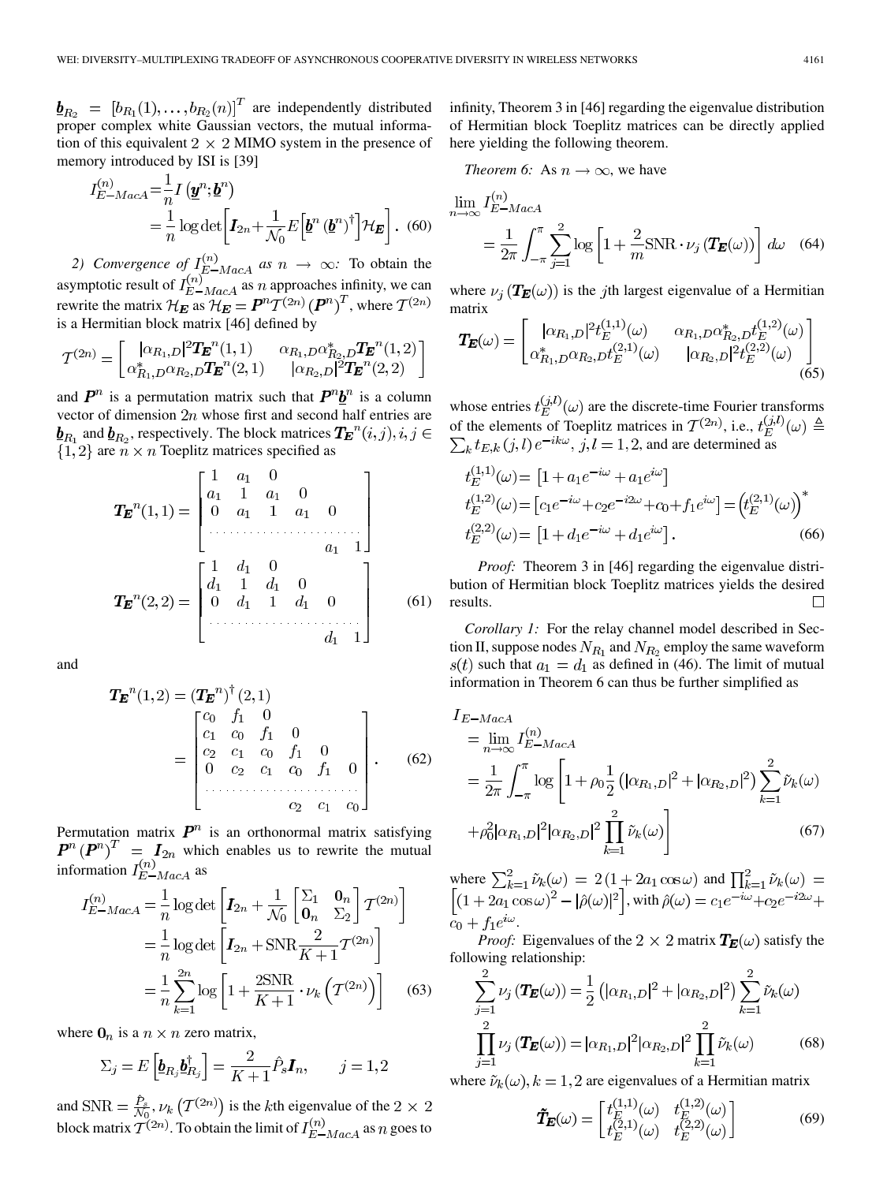$\underline{\boldsymbol{b}}_{R_2} = [b_{R_1}(1), \ldots, b_{R_2}(n)]^T$ are independently distributed proper complex white Gaussian vectors, the mutual information of this equivalent $2 \times 2$ MIMO system in the presence of memory introduced by ISI is [39]

$$I_{E-MacA}^{(n)} = \frac{1}{n} I\left(\underline{\boldsymbol{y}}^n; \underline{\boldsymbol{b}}^n\right) = \frac{1}{n} \log\det\left[\boldsymbol{I}_{2n} + \frac{1}{\mathcal{N}_0} E\left[\underline{\boldsymbol{b}}^n \left(\underline{\boldsymbol{b}}^n\right)^\dagger\right] \mathcal{H}_{\boldsymbol{E}}\right]. \quad (60)$$

*2) Convergence of $I_{E-MacA}^{(n)}$ as $n \to \infty$:* To obtain the asymptotic result of $I_{E-MacA}^{(n)}$ as $n$ approaches infinity, we can rewrite the matrix $\mathcal{H}_{\boldsymbol{E}}$ as $\mathcal{H}_{\boldsymbol{E}} = \boldsymbol{P}^n \mathcal{T}^{(2n)} (\boldsymbol{P}^n)^T$, where $\mathcal{T}^{(2n)}$ is a Hermitian block matrix [46] defined by

$$\mathcal{T}^{(2n)} = \begin{bmatrix} |\alpha_{R_1,D}|^2 \boldsymbol{T_E}^n(1,1) & \alpha_{R_1,D}\alpha_{R_2,D}^* \boldsymbol{T_E}^n(1,2) \\ \alpha_{R_1,D}^*\alpha_{R_2,D} \boldsymbol{T_E}^n(2,1) & |\alpha_{R_2,D}|^2 \boldsymbol{T_E}^n(2,2) \end{bmatrix}$$

and $\boldsymbol{P}^n$ is a permutation matrix such that $\boldsymbol{P}^n \underline{\boldsymbol{b}}^n$ is a column vector of dimension $2n$ whose first and second half entries are $\underline{\boldsymbol{b}}_{R_1}$ and $\underline{\boldsymbol{b}}_{R_2}$, respectively. The block matrices $\boldsymbol{T_E}^n(i,j), i,j \in \{1,2\}$ are $n \times n$ Toeplitz matrices specified as

$$\boldsymbol{T_E}^n(1,1) = \begin{bmatrix} 1 & a_1 & 0 & & & \\ a_1 & 1 & a_1 & 0 & & \\ 0 & a_1 & 1 & a_1 & 0 & \\ \cdots & \cdots & \cdots & \cdots & \cdots & \cdots \\ & & & & a_1 & 1 \end{bmatrix}$$

$$\boldsymbol{T_E}^n(2,2) = \begin{bmatrix} 1 & d_1 & 0 & & & \\ d_1 & 1 & d_1 & 0 & & \\ 0 & d_1 & 1 & d_1 & 0 & \\ \cdots & \cdots & \cdots & \cdots & \cdots & \cdots \\ & & & & d_1 & 1 \end{bmatrix} \quad (61)$$

and

$$\boldsymbol{T_E}^n(1,2) = \left(\boldsymbol{T_E}^n\right)^\dagger(2,1) = \begin{bmatrix} c_0 & f_1 & 0 & & & \\ c_1 & c_0 & f_1 & 0 & & \\ c_2 & c_1 & c_0 & f_1 & 0 & \\ 0 & c_2 & c_1 & c_0 & f_1 & 0 \\ \cdots & \cdots & \cdots & \cdots & \cdots & \cdots \\ & & & c_2 & c_1 & c_0 \end{bmatrix}. \quad (62)$$

Permutation matrix $\boldsymbol{P}^n$ is an orthonormal matrix satisfying $\boldsymbol{P}^n \left(\boldsymbol{P}^n\right)^T = \boldsymbol{I}_{2n}$ which enables us to rewrite the mutual information $I_{E-MacA}^{(n)}$ as

$$\begin{aligned} I_{E-MacA}^{(n)} &= \frac{1}{n}\log\det\left[\boldsymbol{I}_{2n} + \frac{1}{\mathcal{N}_0}\begin{bmatrix} \Sigma_1 & \mathbf{0}_n \\ \mathbf{0}_n & \Sigma_2 \end{bmatrix}\mathcal{T}^{(2n)}\right] \\ &= \frac{1}{n}\log\det\left[\boldsymbol{I}_{2n} + \mathrm{SNR}\frac{2}{K+1}\mathcal{T}^{(2n)}\right] \\ &= \frac{1}{n}\sum_{k=1}^{2n}\log\left[1 + \frac{2\mathrm{SNR}}{K+1}\cdot\nu_k\left(\mathcal{T}^{(2n)}\right)\right] \end{aligned} \quad (63)$$

where $\mathbf{0}_n$ is a $n \times n$ zero matrix,

$$\Sigma_j = E\left[\underline{\boldsymbol{b}}_{R_j}\underline{\boldsymbol{b}}_{R_j}^\dagger\right] = \frac{2}{K+1}\hat{P}_s \boldsymbol{I}_n, \qquad j = 1,2$$

and $\mathrm{SNR} = \frac{\hat{P}_s}{\mathcal{N}_0}$, $\nu_k\left(\mathcal{T}^{(2n)}\right)$ is the $k$th eigenvalue of the $2 \times 2$ block matrix $\mathcal{T}^{(2n)}$. To obtain the limit of $I_{E-MacA}^{(n)}$ as $n$ goes to infinity, Theorem 3 in [46] regarding the eigenvalue distribution of Hermitian block Toeplitz matrices can be directly applied here yielding the following theorem.

*Theorem 6:* As $n \to \infty$, we have

$$\lim_{n\to\infty} I_{E-MacA}^{(n)} = \frac{1}{2\pi}\int_{-\pi}^{\pi}\sum_{j=1}^{2}\log\left[1 + \frac{2}{m}\mathrm{SNR}\cdot\nu_j\left(\boldsymbol{T_E}(\omega)\right)\right]d\omega \quad (64)$$

where $\nu_j\left(\boldsymbol{T_E}(\omega)\right)$ is the $j$th largest eigenvalue of a Hermitian matrix

$$\boldsymbol{T_E}(\omega) = \begin{bmatrix} |\alpha_{R_1,D}|^2 t_E^{(1,1)}(\omega) & \alpha_{R_1,D}\alpha_{R_2,D}^* t_E^{(1,2)}(\omega) \\ \alpha_{R_1,D}^*\alpha_{R_2,D} t_E^{(2,1)}(\omega) & |\alpha_{R_2,D}|^2 t_E^{(2,2)}(\omega) \end{bmatrix} \quad (65)$$

whose entries $t_E^{(j,l)}(\omega)$ are the discrete-time Fourier transforms of the elements of Toeplitz matrices in $\mathcal{T}^{(2n)}$, i.e., $t_E^{(j,l)}(\omega) \triangleq \sum_k t_{E,k}(j,l)e^{-ik\omega}$, $j,l = 1,2$, and are determined as

$$\begin{aligned} t_E^{(1,1)}(\omega) &= \left[1 + a_1 e^{-i\omega} + a_1 e^{i\omega}\right] \\ t_E^{(1,2)}(\omega) &= \left[c_1 e^{-i\omega} + c_2 e^{-i2\omega} + c_0 + f_1 e^{i\omega}\right] = \left(t_E^{(2,1)}(\omega)\right)^* \\ t_E^{(2,2)}(\omega) &= \left[1 + d_1 e^{-i\omega} + d_1 e^{i\omega}\right]. \end{aligned} \quad (66)$$

*Proof:* Theorem 3 in [46] regarding the eigenvalue distribution of Hermitian block Toeplitz matrices yields the desired results. □

*Corollary 1:* For the relay channel model described in Section II, suppose nodes $N_{R_1}$ and $N_{R_2}$ employ the same waveform $s(t)$ such that $a_1 = d_1$ as defined in (46). The limit of mutual information in Theorem 6 can thus be further simplified as

$$\begin{aligned} I_{E-MacA} &= \lim_{n\to\infty} I_{E-MacA}^{(n)} \\ &= \frac{1}{2\pi}\int_{-\pi}^{\pi}\log\left[1 + \rho_0\frac{1}{2}\left(|\alpha_{R_1,D}|^2 + |\alpha_{R_2,D}|^2\right)\sum_{k=1}^{2}\tilde{\nu}_k(\omega)\right. \\ &\quad \left. + \rho_0^2|\alpha_{R_1,D}|^2|\alpha_{R_2,D}|^2\prod_{k=1}^{2}\tilde{\nu}_k(\omega)\right] \end{aligned} \quad (67)$$

where $\sum_{k=1}^{2}\tilde{\nu}_k(\omega) = 2(1 + 2a_1\cos\omega)$ and $\prod_{k=1}^{2}\tilde{\nu}_k(\omega) = \left[(1 + 2a_1\cos\omega)^2 - |\hat{\rho}(\omega)|^2\right]$, with $\hat{\rho}(\omega) = c_1 e^{-i\omega} + c_2 e^{-i2\omega} + c_0 + f_1 e^{i\omega}$.

*Proof:* Eigenvalues of the $2 \times 2$ matrix $\boldsymbol{T_E}(\omega)$ satisfy the following relationship:

$$\begin{aligned} \sum_{j=1}^{2}\nu_j\left(\boldsymbol{T_E}(\omega)\right) &= \frac{1}{2}\left(|\alpha_{R_1,D}|^2 + |\alpha_{R_2,D}|^2\right)\sum_{k=1}^{2}\tilde{\nu}_k(\omega) \\ \prod_{j=1}^{2}\nu_j\left(\boldsymbol{T_E}(\omega)\right) &= |\alpha_{R_1,D}|^2|\alpha_{R_2,D}|^2\prod_{k=1}^{2}\tilde{\nu}_k(\omega) \end{aligned} \quad (68)$$

where $\tilde{\nu}_k(\omega), k = 1,2$ are eigenvalues of a Hermitian matrix

$$\tilde{\boldsymbol{T}}_{\boldsymbol{E}}(\omega) = \begin{bmatrix} t_E^{(1,1)}(\omega) & t_E^{(1,2)}(\omega) \\ t_E^{(2,1)}(\omega) & t_E^{(2,2)}(\omega) \end{bmatrix} \quad (69)$$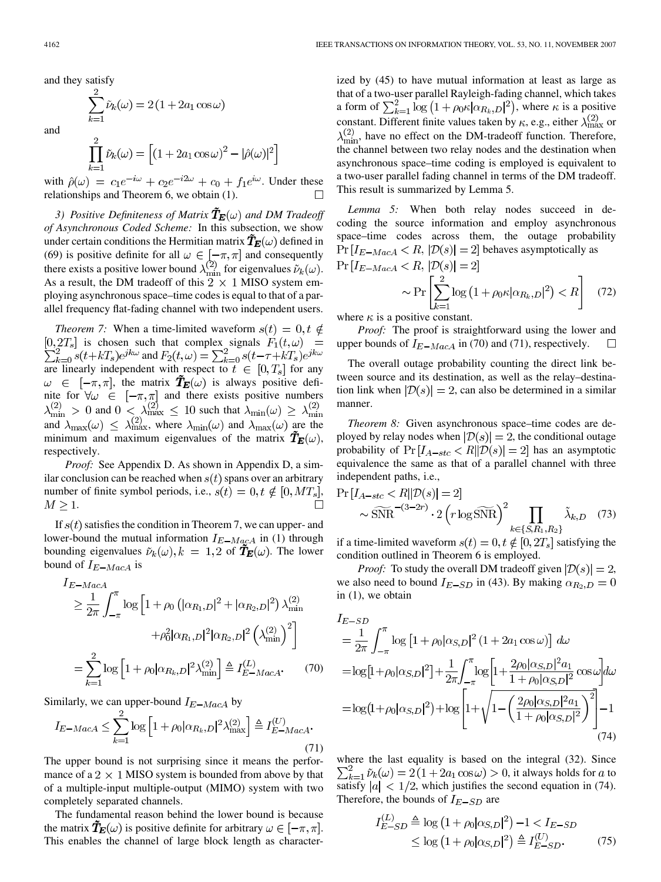and they satisfy

$$\sum_{k=1}^{2} \tilde{\nu}_k(\omega) = 2\left(1 + 2a_1 \cos\omega\right)$$

and

$$\prod_{k=1}^{2} \tilde{\nu}_k(\omega) = \left[\left(1 + 2a_1 \cos\omega\right)^2 - |\hat{\rho}(\omega)|^2\right]$$

with $\hat{\rho}(\omega) = c_1 e^{-i\omega} + c_2 e^{-i2\omega} + c_0 + f_1 e^{i\omega}$. Under these relationships and Theorem 6, we obtain (1). □

*3) Positive Definiteness of Matrix $\tilde{\boldsymbol{T}}_{\boldsymbol{E}}(\omega)$ and DM Tradeoff of Asynchronous Coded Scheme:* In this subsection, we show under certain conditions the Hermitian matrix $\tilde{\boldsymbol{T}}_{\boldsymbol{E}}(\omega)$ defined in (69) is positive definite for all $\omega \in [-\pi, \pi]$ and consequently there exists a positive lower bound $\lambda_{\min}^{(2)}$ for eigenvalues $\tilde{\nu}_k(\omega)$. As a result, the DM tradeoff of this $2 \times 1$ MISO system employing asynchronous space–time codes is equal to that of a parallel frequency flat-fading channel with two independent users.

*Theorem 7:* When a time-limited waveform $s(t) = 0, t \notin [0, 2T_s]$ is chosen such that complex signals $F_1(t,\omega) = \sum_{k=0}^{2} s(t+kT_s)e^{jk\omega}$ and $F_2(t,\omega) = \sum_{k=0}^{2} s(t-\tau+kT_s)e^{jk\omega}$ are linearly independent with respect to $t \in [0, T_s]$ for any $\omega \in [-\pi, \pi]$, the matrix $\tilde{\boldsymbol{T}}_{\boldsymbol{E}}(\omega)$ is always positive definite for $\forall \omega \in [-\pi, \pi]$ and there exists positive numbers $\lambda_{\min}^{(2)} > 0$ and $0 < \lambda_{\max}^{(2)} \leq 10$ such that $\lambda_{\min}(\omega) \geq \lambda_{\min}^{(2)}$ and $\lambda_{\max}(\omega) \leq \lambda_{\max}^{(2)}$, where $\lambda_{\min}(\omega)$ and $\lambda_{\max}(\omega)$ are the minimum and maximum eigenvalues of the matrix $\tilde{\boldsymbol{T}}_{\boldsymbol{E}}(\omega)$, respectively.

*Proof:* See Appendix D. As shown in Appendix D, a similar conclusion can be reached when $s(t)$ spans over an arbitrary number of finite symbol periods, i.e., $s(t) = 0, t \notin [0, MT_s]$, $M \geq 1$. □

If $s(t)$ satisfies the condition in Theorem 7, we can upper- and lower-bound the mutual information $I_{E-MacA}$ in (1) through bounding eigenvalues $\tilde{\nu}_k(\omega), k = 1, 2$ of $\tilde{\boldsymbol{T}}_{\boldsymbol{E}}(\omega)$. The lower bound of $I_{E-MacA}$ is

$$\begin{aligned} I_{E-MacA} &\geq \frac{1}{2\pi}\int_{-\pi}^{\pi} \log\Big[1 + \rho_0\left(|\alpha_{R_1,D}|^2 + |\alpha_{R_2,D}|^2\right)\lambda_{\min}^{(2)} \\ &\qquad\qquad + \rho_0^2 |\alpha_{R_1,D}|^2 |\alpha_{R_2,D}|^2 \left(\lambda_{\min}^{(2)}\right)^2\Big] \\ &= \sum_{k=1}^{2} \log\left[1 + \rho_0 |\alpha_{R_k,D}|^2 \lambda_{\min}^{(2)}\right] \triangleq I_{E-MacA}^{(L)}. \end{aligned} \tag{70}$$

Similarly, we can upper-bound $I_{E-MacA}$ by

$$I_{E-MacA} \leq \sum_{k=1}^{2} \log\left[1 + \rho_0 |\alpha_{R_k,D}|^2 \lambda_{\max}^{(2)}\right] \triangleq I_{E-MacA}^{(U)}. \tag{71}$$

The upper bound is not surprising since it means the performance of a $2 \times 1$ MISO system is bounded from above by that of a multiple-input multiple-output (MIMO) system with two completely separated channels.

The fundamental reason behind the lower bound is because the matrix $\tilde{\boldsymbol{T}}_{\boldsymbol{E}}(\omega)$ is positive definite for arbitrary $\omega \in [-\pi, \pi]$. This enables the channel of large block length as characterized by (45) to have mutual information at least as large as that of a two-user parallel Rayleigh-fading channel, which takes a form of $\sum_{k=1}^{2} \log\left(1 + \rho_0 \kappa |\alpha_{R_k,D}|^2\right)$, where $\kappa$ is a positive constant. Different finite values taken by $\kappa$, e.g., either $\lambda_{\max}^{(2)}$ or $\lambda_{\min}^{(2)}$, have no effect on the DM-tradeoff function. Therefore, the channel between two relay nodes and the destination when asynchronous space–time coding is employed is equivalent to a two-user parallel fading channel in terms of the DM tradeoff. This result is summarized by Lemma 5.

*Lemma 5:* When both relay nodes succeed in decoding the source information and employ asynchronous space–time codes across them, the outage probability $\Pr\left[I_{E-MacA} < R, |\mathcal{D}(s)| = 2\right]$ behaves asymptotically as

$$\Pr\left[I_{E-MacA} < R, |\mathcal{D}(s)| = 2\right] \sim \Pr\left[\sum_{k=1}^{2} \log\left(1 + \rho_0 \kappa |\alpha_{R_k,D}|^2\right) < R\right] \tag{72}$$

where $\kappa$ is a positive constant.

*Proof:* The proof is straightforward using the lower and upper bounds of $I_{E-MacA}$ in (70) and (71), respectively. □

The overall outage probability counting the direct link between source and its destination, as well as the relay–destination link when $|\mathcal{D}(s)| = 2$, can also be determined in a similar manner.

*Theorem 8:* Given asynchronous space–time codes are deployed by relay nodes when $|\mathcal{D}(s)| = 2$, the conditional outage probability of $\Pr\left[I_{A-stc} < R \middle| |\mathcal{D}(s)| = 2\right]$ has an asymptotic equivalence the same as that of a parallel channel with three independent paths, i.e.,

$$\Pr\left[I_{A-stc} < R \middle| |\mathcal{D}(s)| = 2\right] \sim \widetilde{\mathrm{SNR}}^{-(3-2r)} \cdot 2\left(r \log \widetilde{\mathrm{SNR}}\right)^2 \prod_{k \in \{S, R_1, R_2\}} \tilde{\lambda}_{k,D} \tag{73}$$

if a time-limited waveform $s(t) = 0, t \notin [0, 2T_s]$ satisfying the condition outlined in Theorem 6 is employed.

*Proof:* To study the overall DM tradeoff given $|\mathcal{D}(s)| = 2$, we also need to bound $I_{E-SD}$ in (43). By making $\alpha_{R_2,D} = 0$ in (1), we obtain

$$\begin{aligned} I_{E-SD} &= \frac{1}{2\pi}\int_{-\pi}^{\pi} \log\left[1 + \rho_0 |\alpha_{S,D}|^2 \left(1 + 2a_1 \cos\omega\right)\right] d\omega \\ &= \log\left[1 + \rho_0 |\alpha_{S,D}|^2\right] + \frac{1}{2\pi}\int_{-\pi}^{\pi} \log\left[1 + \frac{2\rho_0 |\alpha_{S,D}|^2 a_1}{1 + \rho_0 |\alpha_{S,D}|^2}\cos\omega\right] d\omega \\ &= \log\left(1 + \rho_0 |\alpha_{S,D}|^2\right) + \log\left[1 + \sqrt{1 - \left(\frac{2\rho_0 |\alpha_{S,D}|^2 a_1}{1 + \rho_0 |\alpha_{S,D}|^2}\right)^2}\,\right] - 1 \end{aligned} \tag{74}$$

where the last equality is based on the integral (32). Since $\sum_{k=1}^{2} \tilde{\nu}_k(\omega) = 2\left(1 + 2a_1 \cos\omega\right) > 0$, it always holds for $a$ to satisfy $|a| < 1/2$, which justifies the second equation in (74). Therefore, the bounds of $I_{E-SD}$ are

$$I_{E-SD}^{(L)} \triangleq \log\left(1 + \rho_0 |\alpha_{S,D}|^2\right) - 1 < I_{E-SD} \leq \log\left(1 + \rho_0 |\alpha_{S,D}|^2\right) \triangleq I_{E-SD}^{(U)}. \tag{75}$$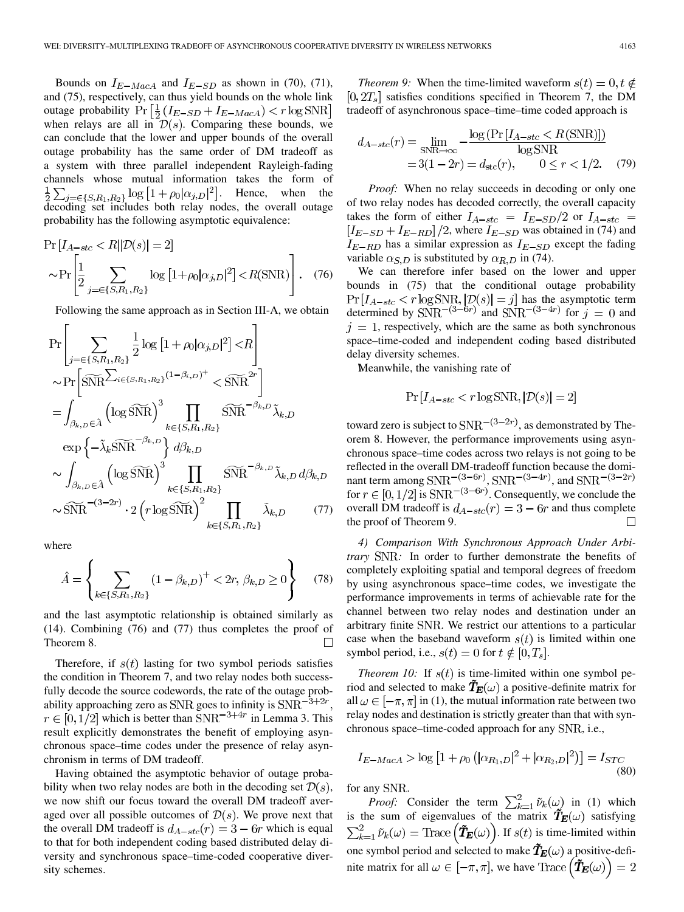Bounds on $I_{E-MacA}$ and $I_{E-SD}$ as shown in (70), (71), and (75), respectively, can thus yield bounds on the whole link outage probability $\Pr\left[\frac{1}{2}(I_{E-SD}+I_{E-MacA}) < r\log\mathrm{SNR}\right]$ when relays are all in $\mathcal{D}(s)$. Comparing these bounds, we can conclude that the lower and upper bounds of the overall outage probability has the same order of DM tradeoff as a system with three parallel independent Rayleigh-fading channels whose mutual information takes the form of $\frac{1}{2}\sum_{j=\in\{S,R_1,R_2\}}\log\left[1+\rho_0|\alpha_{j,D}|^2\right]$. Hence, when the decoding set includes both relay nodes, the overall outage probability has the following asymptotic equivalence:

$$\Pr\left[I_{A-stc} < R \,\middle|\, |\mathcal{D}(s)| = 2\right] \sim \Pr\left[\frac{1}{2}\sum_{j=\in\{S,R_1,R_2\}}\log\left[1+\rho_0|\alpha_{j,D}|^2\right] < R(\mathrm{SNR})\right]. \quad (76)$$

Following the same approach as in Section III-A, we obtain

$$\begin{aligned}
&\Pr\left[\sum_{j=\in\{S,R_1,R_2\}}\frac{1}{2}\log\left[1+\rho_0|\alpha_{j,D}|^2\right] < R\right] \\
&\sim \Pr\left[\widetilde{\mathrm{SNR}}^{\sum_{i\in\{S,R_1,R_2\}}(1-\beta_{i,D})^+} < \widetilde{\mathrm{SNR}}^{2r}\right] \\
&= \int_{\beta_{k,D}\in\hat{A}} \left(\log\widetilde{\mathrm{SNR}}\right)^3 \prod_{k\in\{S,R_1,R_2\}} \widetilde{\mathrm{SNR}}^{-\beta_{k,D}}\tilde{\lambda}_{k,D} \\
&\quad \exp\left\{-\tilde{\lambda}_k\widetilde{\mathrm{SNR}}^{-\beta_{k,D}}\right\} d\beta_{k,D} \\
&\sim \int_{\beta_{k,D}\in\hat{A}} \left(\log\widetilde{\mathrm{SNR}}\right)^3 \prod_{k\in\{S,R_1,R_2\}} \widetilde{\mathrm{SNR}}^{-\beta_{k,D}}\tilde{\lambda}_{k,D}\, d\beta_{k,D} \\
&\sim \widetilde{\mathrm{SNR}}^{-(3-2r)} \cdot 2\left(r\log\widetilde{\mathrm{SNR}}\right)^2 \prod_{k\in\{S,R_1,R_2\}} \tilde{\lambda}_{k,D}
\end{aligned} \quad (77)$$

where

$$\hat{A} = \left\{\sum_{k\in\{S,R_1,R_2\}}(1-\beta_{k,D})^+ < 2r,\ \beta_{k,D}\geq 0\right\} \quad (78)$$

and the last asymptotic relationship is obtained similarly as (14). Combining (76) and (77) thus completes the proof of Theorem 8. □

Therefore, if $s(t)$ lasting for two symbol periods satisfies the condition in Theorem 7, and two relay nodes both successfully decode the source codewords, the rate of the outage probability approaching zero as SNR goes to infinity is $\mathrm{SNR}^{-3+2r}$, $r\in[0,1/2]$ which is better than $\mathrm{SNR}^{-3+4r}$ in Lemma 3. This result explicitly demonstrates the benefit of employing asynchronous space–time codes under the presence of relay asynchronism in terms of DM tradeoff.

Having obtained the asymptotic behavior of outage probability when two relay nodes are both in the decoding set $\mathcal{D}(s)$, we now shift our focus toward the overall DM tradeoff averaged over all possible outcomes of $\mathcal{D}(s)$. We prove next that the overall DM tradeoff is $d_{A-stc}(r) = 3-6r$ which is equal to that for both independent coding based distributed delay diversity and synchronous space–time-coded cooperative diversity schemes.

*Theorem 9:* When the time-limited waveform $s(t) = 0, t\notin [0, 2T_s]$ satisfies conditions specified in Theorem 7, the DM tradeoff of asynchronous space–time–time coded approach is

$$\begin{aligned}
d_{A-stc}(r) &= \lim_{\mathrm{SNR}\to\infty} -\frac{\log\left(\Pr\left[I_{A-stc} < R(\mathrm{SNR})\right]\right)}{\log\mathrm{SNR}} \\
&= 3(1-2r) = d_{\mathrm{stc}}(r), \qquad 0\leq r < 1/2.
\end{aligned} \quad (79)$$

*Proof:* When no relay succeeds in decoding or only one of two relay nodes has decoded correctly, the overall capacity takes the form of either $I_{A-stc} = I_{E-SD}/2$ or $I_{A-stc} = [I_{E-SD}+I_{E-RD}]/2$, where $I_{E-SD}$ was obtained in (74) and $I_{E-RD}$ has a similar expression as $I_{E-SD}$ except the fading variable $\alpha_{S,D}$ is substituted by $\alpha_{R,D}$ in (74).

We can therefore infer based on the lower and upper bounds in (75) that the conditional outage probability $\Pr\left[I_{A-stc} < r\log\mathrm{SNR}, |\mathcal{D}(s)| = j\right]$ has the asymptotic term determined by $\mathrm{SNR}^{-(3-6r)}$ and $\mathrm{SNR}^{-(3-4r)}$ for $j=0$ and $j=1$, respectively, which are the same as both synchronous space–time-coded and independent coding based distributed delay diversity schemes.

Meanwhile, the vanishing rate of

$$\Pr\left[I_{A-stc} < r\log\mathrm{SNR}, |\mathcal{D}(s)| = 2\right]$$

toward zero is subject to $\mathrm{SNR}^{-(3-2r)}$, as demonstrated by Theorem 8. However, the performance improvements using asynchronous space–time codes across two relays is not going to be reflected in the overall DM-tradeoff function because the dominant term among $\mathrm{SNR}^{-(3-6r)}$, $\mathrm{SNR}^{-(3-4r)}$, and $\mathrm{SNR}^{-(3-2r)}$ for $r\in[0,1/2]$ is $\mathrm{SNR}^{-(3-6r)}$. Consequently, we conclude the overall DM tradeoff is $d_{A-stc}(r) = 3-6r$ and thus complete the proof of Theorem 9. □

*4) Comparison With Synchronous Approach Under Arbitrary SNR:* In order to further demonstrate the benefits of completely exploiting spatial and temporal degrees of freedom by using asynchronous space–time codes, we investigate the performance improvements in terms of achievable rate for the channel between two relay nodes and destination under an arbitrary finite SNR. We restrict our attentions to a particular case when the baseband waveform $s(t)$ is limited within one symbol period, i.e., $s(t) = 0$ for $t\notin[0,T_s]$.

*Theorem 10:* If $s(t)$ is time-limited within one symbol period and selected to make $\tilde{\boldsymbol{T}}_{\boldsymbol{E}}(\omega)$ a positive-definite matrix for all $\omega\in[-\pi,\pi]$ in (1), the mutual information rate between two relay nodes and destination is strictly greater than that with synchronous space–time-coded approach for any SNR, i.e.,

$$I_{E-MacA} > \log\left[1+\rho_0\left(|\alpha_{R_1,D}|^2 + |\alpha_{R_2,D}|^2\right)\right] = I_{STC} \quad (80)$$

for any SNR.

*Proof:* Consider the term $\sum_{k=1}^{2}\tilde{\nu}_k(\omega)$ in (1) which is the sum of eigenvalues of the matrix $\tilde{\boldsymbol{T}}_{\boldsymbol{E}}(\omega)$ satisfying $\sum_{k=1}^{2}\tilde{\nu}_k(\omega) = \mathrm{Trace}\left(\tilde{\boldsymbol{T}}_{\boldsymbol{E}}(\omega)\right)$. If $s(t)$ is time-limited within one symbol period and selected to make $\tilde{\boldsymbol{T}}_{\boldsymbol{E}}(\omega)$ a positive-definite matrix for all $\omega\in[-\pi,\pi]$, we have $\mathrm{Trace}\left(\tilde{\boldsymbol{T}}_{\boldsymbol{E}}(\omega)\right) = 2$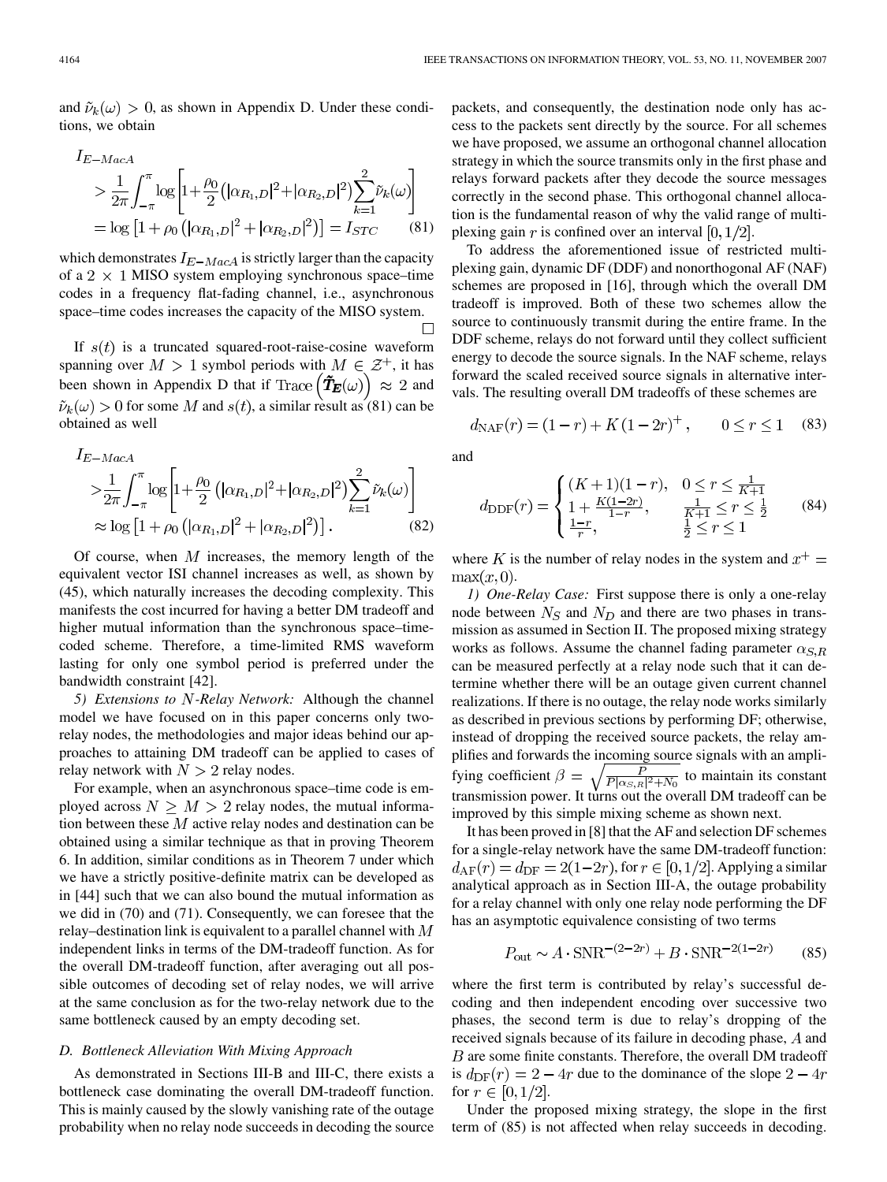and $\tilde{\nu}_k(\omega) > 0$, as shown in Appendix D. Under these conditions, we obtain

$$
\begin{aligned}
I_{E-MacA} &> \frac{1}{2\pi}\int_{-\pi}^{\pi}\log\left[1+\frac{\rho_0}{2}\left(|\alpha_{R_1,D}|^2+|\alpha_{R_2,D}|^2\right)\sum_{k=1}^{2}\tilde{\nu}_k(\omega)\right] \\
&= \log\left[1+\rho_0\left(|\alpha_{R_1,D}|^2+|\alpha_{R_2,D}|^2\right)\right] = I_{STC} \qquad (81)
\end{aligned}
$$

which demonstrates $I_{E-MacA}$ is strictly larger than the capacity of a $2\times 1$ MISO system employing synchronous space–time codes in a frequency flat-fading channel, i.e., asynchronous space–time codes increases the capacity of the MISO system. □

If $s(t)$ is a truncated squared-root-raise-cosine waveform spanning over $M > 1$ symbol periods with $M \in \mathcal{Z}^+$, it has been shown in Appendix D that if $\mathrm{Trace}\left(\tilde{\boldsymbol{T}}_{\boldsymbol{E}}(\omega)\right) \approx 2$ and $\tilde{\nu}_k(\omega) > 0$ for some $M$ and $s(t)$, a similar result as (81) can be obtained as well

$$
\begin{aligned}
I_{E-MacA} &> \frac{1}{2\pi}\int_{-\pi}^{\pi}\log\left[1+\frac{\rho_0}{2}\left(|\alpha_{R_1,D}|^2+|\alpha_{R_2,D}|^2\right)\sum_{k=1}^{2}\tilde{\nu}_k(\omega)\right] \\
&\approx \log\left[1+\rho_0\left(|\alpha_{R_1,D}|^2+|\alpha_{R_2,D}|^2\right)\right]. \qquad (82)
\end{aligned}
$$

Of course, when $M$ increases, the memory length of the equivalent vector ISI channel increases as well, as shown by (45), which naturally increases the decoding complexity. This manifests the cost incurred for having a better DM tradeoff and higher mutual information than the synchronous space–time-coded scheme. Therefore, a time-limited RMS waveform lasting for only one symbol period is preferred under the bandwidth constraint [42].

*5) Extensions to $N$-Relay Network:* Although the channel model we have focused on in this paper concerns only two-relay nodes, the methodologies and major ideas behind our approaches to attaining DM tradeoff can be applied to cases of relay network with $N > 2$ relay nodes.

For example, when an asynchronous space–time code is employed across $N \geq M > 2$ relay nodes, the mutual information between these $M$ active relay nodes and destination can be obtained using a similar technique as that in proving Theorem 6. In addition, similar conditions as in Theorem 7 under which we have a strictly positive-definite matrix can be developed as in [44] such that we can also bound the mutual information as we did in (70) and (71). Consequently, we can foresee that the relay–destination link is equivalent to a parallel channel with $M$ independent links in terms of the DM-tradeoff function. As for the overall DM-tradeoff function, after averaging out all possible outcomes of decoding set of relay nodes, we will arrive at the same conclusion as for the two-relay network due to the same bottleneck caused by an empty decoding set.

### D. Bottleneck Alleviation With Mixing Approach

As demonstrated in Sections III-B and III-C, there exists a bottleneck case dominating the overall DM-tradeoff function. This is mainly caused by the slowly vanishing rate of the outage probability when no relay node succeeds in decoding the source packets, and consequently, the destination node only has access to the packets sent directly by the source. For all schemes we have proposed, we assume an orthogonal channel allocation strategy in which the source transmits only in the first phase and relays forward packets after they decode the source messages correctly in the second phase. This orthogonal channel allocation is the fundamental reason of why the valid range of multiplexing gain $r$ is confined over an interval $[0, 1/2]$.

To address the aforementioned issue of restricted multiplexing gain, dynamic DF (DDF) and nonorthogonal AF (NAF) schemes are proposed in [16], through which the overall DM tradeoff is improved. Both of these two schemes allow the source to continuously transmit during the entire frame. In the DDF scheme, relays do not forward until they collect sufficient energy to decode the source signals. In the NAF scheme, relays forward the scaled received source signals in alternative intervals. The resulting overall DM tradeoffs of these schemes are

$$
d_{\mathrm{NAF}}(r) = (1-r) + K(1-2r)^+, \qquad 0 \leq r \leq 1 \qquad (83)
$$

and

$$
d_{\mathrm{DDF}}(r) = \begin{cases} (K+1)(1-r), & 0 \leq r \leq \frac{1}{K+1} \\ 1+\frac{K(1-2r)}{1-r}, & \frac{1}{K+1} \leq r \leq \frac{1}{2} \\ \frac{1-r}{r}, & \frac{1}{2} \leq r \leq 1 \end{cases} \qquad (84)
$$

where $K$ is the number of relay nodes in the system and $x^+ = \max(x, 0)$.

*1) One-Relay Case:* First suppose there is only a one-relay node between $N_S$ and $N_D$ and there are two phases in transmission as assumed in Section II. The proposed mixing strategy works as follows. Assume the channel fading parameter $\alpha_{S,R}$ can be measured perfectly at a relay node such that it can determine whether there will be an outage given current channel realizations. If there is no outage, the relay node works similarly as described in previous sections by performing DF; otherwise, instead of dropping the received source packets, the relay amplifies and forwards the incoming source signals with an amplifying coefficient $\beta = \sqrt{\frac{P}{P|\alpha_{S,R}|^2+N_0}}$ to maintain its constant transmission power. It turns out the overall DM tradeoff can be improved by this simple mixing scheme as shown next.

It has been proved in [8] that the AF and selection DF schemes for a single-relay network have the same DM-tradeoff function: $d_{\mathrm{AF}}(r) = d_{\mathrm{DF}} = 2(1-2r)$, for $r \in [0, 1/2]$. Applying a similar analytical approach as in Section III-A, the outage probability for a relay channel with only one relay node performing the DF has an asymptotic equivalence consisting of two terms

$$
P_{\mathrm{out}} \sim A \cdot \mathrm{SNR}^{-(2-2r)} + B \cdot \mathrm{SNR}^{-2(1-2r)} \qquad (85)
$$

where the first term is contributed by relay's successful decoding and then independent encoding over successive two phases, the second term is due to relay's dropping of the received signals because of its failure in decoding phase, $A$ and $B$ are some finite constants. Therefore, the overall DM tradeoff is $d_{\mathrm{DF}}(r) = 2-4r$ due to the dominance of the slope $2-4r$ for $r \in [0, 1/2]$.

Under the proposed mixing strategy, the slope in the first term of (85) is not affected when relay succeeds in decoding.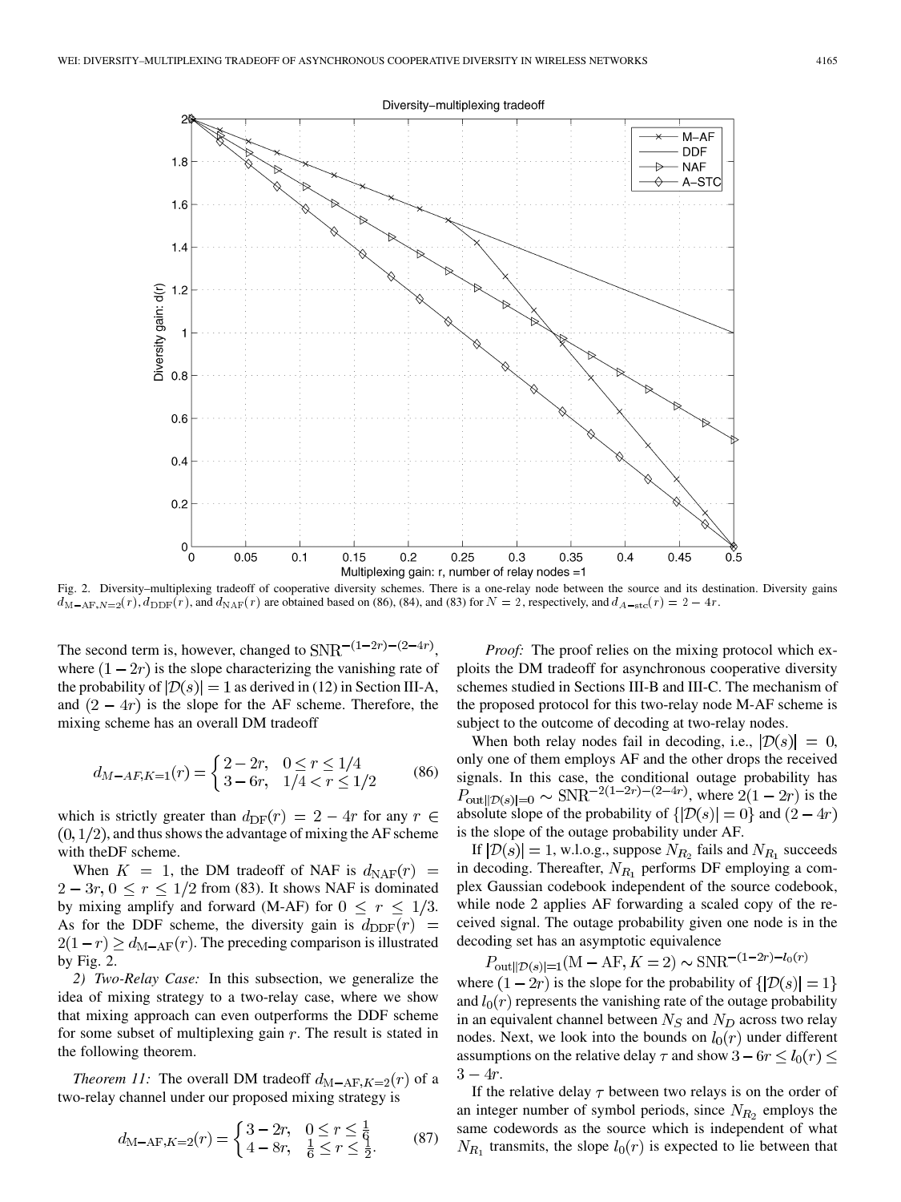Fig. 2. Diversity–multiplexing tradeoff of cooperative diversity schemes. There is a one-relay node between the source and its destination. Diversity gains $d_{\mathrm{M-AF},N=2}(r), d_{\mathrm{DDF}}(r)$, and $d_{\mathrm{NAF}}(r)$ are obtained based on (86), (84), and (83) for $N=2$, respectively, and $d_{A-\mathrm{stc}}(r) = 2-4r$.

The second term is, however, changed to $\mathrm{SNR}^{-(1-2r)-(2-4r)}$, where $(1-2r)$ is the slope characterizing the vanishing rate of the probability of $|\mathcal{D}(s)|=1$ as derived in (12) in Section III-A, and $(2-4r)$ is the slope for the AF scheme. Therefore, the mixing scheme has an overall DM tradeoff

$$d_{M-AF,K=1}(r) = \begin{cases} 2-2r, & 0 \le r \le 1/4 \\ 3-6r, & 1/4 < r \le 1/2 \end{cases} \tag{86}$$

which is strictly greater than $d_{\mathrm{DF}}(r) = 2-4r$ for any $r \in (0, 1/2)$, and thus shows the advantage of mixing the AF scheme with theDF scheme.

When $K=1$, the DM tradeoff of NAF is $d_{\mathrm{NAF}}(r) = 2-3r, 0 \le r \le 1/2$ from (83). It shows NAF is dominated by mixing amplify and forward (M-AF) for $0 \le r \le 1/3$. As for the DDF scheme, the diversity gain is $d_{\mathrm{DDF}}(r) = 2(1-r) \ge d_{\mathrm{M-AF}}(r)$. The preceding comparison is illustrated by Fig. 2.

*2) Two-Relay Case:* In this subsection, we generalize the idea of mixing strategy to a two-relay case, where we show that mixing approach can even outperforms the DDF scheme for some subset of multiplexing gain $r$. The result is stated in the following theorem.

*Theorem 11:* The overall DM tradeoff $d_{\mathrm{M-AF},K=2}(r)$ of a two-relay channel under our proposed mixing strategy is

$$d_{\mathrm{M-AF},K=2}(r) = \begin{cases} 3-2r, & 0 \le r \le \frac{1}{6} \\ 4-8r, & \frac{1}{6} \le r \le \frac{1}{2}. \end{cases} \tag{87}$$

*Proof:* The proof relies on the mixing protocol which exploits the DM tradeoff for asynchronous cooperative diversity schemes studied in Sections III-B and III-C. The mechanism of the proposed protocol for this two-relay node M-AF scheme is subject to the outcome of decoding at two-relay nodes.

When both relay nodes fail in decoding, i.e., $|\mathcal{D}(s)| = 0$, only one of them employs AF and the other drops the received signals. In this case, the conditional outage probability has $P_{\mathrm{out}||\mathcal{D}(s)|=0} \sim \mathrm{SNR}^{-2(1-2r)-(2-4r)}$, where $2(1-2r)$ is the absolute slope of the probability of $\{|\mathcal{D}(s)|=0\}$ and $(2-4r)$ is the slope of the outage probability under AF.

If $|\mathcal{D}(s)|=1$, w.l.o.g., suppose $N_{R_2}$ fails and $N_{R_1}$ succeeds in decoding. Thereafter, $N_{R_1}$ performs DF employing a complex Gaussian codebook independent of the source codebook, while node 2 applies AF forwarding a scaled copy of the received signal. The outage probability given one node is in the decoding set has an asymptotic equivalence

$$P_{\mathrm{out}||\mathcal{D}(s)|=1}(\mathrm{M-AF}, K=2) \sim \mathrm{SNR}^{-(1-2r)-l_0(r)}$$

where $(1-2r)$ is the slope for the probability of $\{|\mathcal{D}(s)|=1\}$ and $l_0(r)$ represents the vanishing rate of the outage probability in an equivalent channel between $N_S$ and $N_D$ across two relay nodes. Next, we look into the bounds on $l_0(r)$ under different assumptions on the relative delay $\tau$ and show $3-6r \le l_0(r) \le 3-4r$.

If the relative delay $\tau$ between two relays is on the order of an integer number of symbol periods, since $N_{R_2}$ employs the same codewords as the source which is independent of what $N_{R_1}$ transmits, the slope $l_0(r)$ is expected to lie between that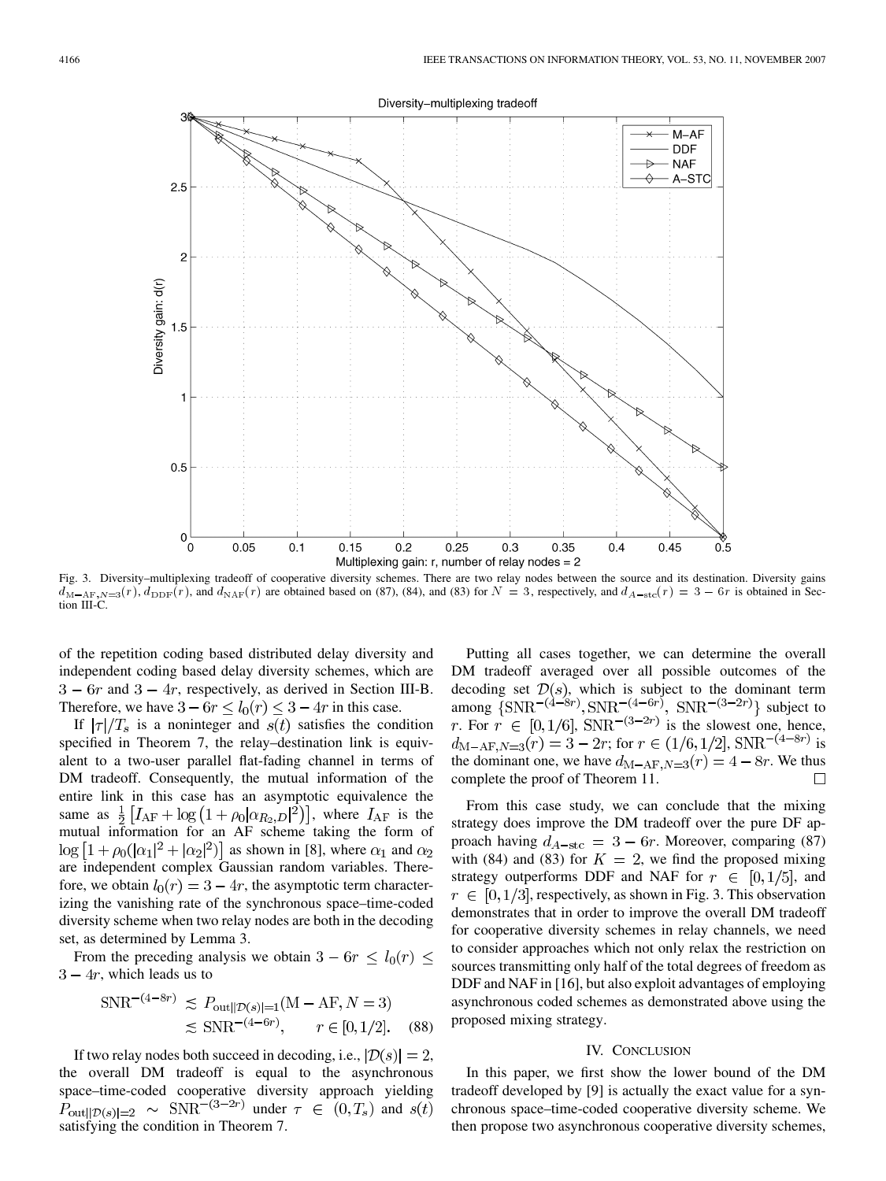Fig. 3. Diversity–multiplexing tradeoff of cooperative diversity schemes. There are two relay nodes between the source and its destination. Diversity gains $d_{\mathrm{M-AF},N=3}(r)$, $d_{\mathrm{DDF}}(r)$, and $d_{\mathrm{NAF}}(r)$ are obtained based on (87), (84), and (83) for $N = 3$, respectively, and $d_{A-\mathrm{stc}}(r) = 3 - 6r$ is obtained in Section III-C.

of the repetition coding based distributed delay diversity and independent coding based delay diversity schemes, which are $3 - 6r$ and $3 - 4r$, respectively, as derived in Section III-B. Therefore, we have $3 - 6r \leq l_0(r) \leq 3 - 4r$ in this case.

If $|\tau|/T_s$ is a noninteger and $s(t)$ satisfies the condition specified in Theorem 7, the relay–destination link is equivalent to a two-user parallel flat-fading channel in terms of DM tradeoff. Consequently, the mutual information of the entire link in this case has an asymptotic equivalence the same as $\frac{1}{2}\left[I_{\mathrm{AF}} + \log\left(1 + \rho_0|\alpha_{R_2,D}|^2\right)\right]$, where $I_{\mathrm{AF}}$ is the mutual information for an AF scheme taking the form of $\log\left[1 + \rho_0(|\alpha_1|^2 + |\alpha_2|^2)\right]$ as shown in [8], where $\alpha_1$ and $\alpha_2$ are independent complex Gaussian random variables. Therefore, we obtain $l_0(r) = 3 - 4r$, the asymptotic term characterizing the vanishing rate of the synchronous space–time-coded diversity scheme when two relay nodes are both in the decoding set, as determined by Lemma 3.

From the preceding analysis we obtain $3 - 6r \leq l_0(r) \leq 3 - 4r$, which leads us to

$$\mathrm{SNR}^{-(4-8r)} \lesssim P_{\mathrm{out}||\mathcal{D}(s)|=1}(\mathrm{M-AF}, N=3) \lesssim \mathrm{SNR}^{-(4-6r)}, \qquad r \in [0, 1/2]. \quad (88)$$

If two relay nodes both succeed in decoding, i.e., $|\mathcal{D}(s)| = 2$, the overall DM tradeoff is equal to the asynchronous space–time-coded cooperative diversity approach yielding $P_{\mathrm{out}||\mathcal{D}(s)|=2} \sim \mathrm{SNR}^{-(3-2r)}$ under $\tau \in (0, T_s)$ and $s(t)$ satisfying the condition in Theorem 7.

Putting all cases together, we can determine the overall DM tradeoff averaged over all possible outcomes of the decoding set $\mathcal{D}(s)$, which is subject to the dominant term among $\{\mathrm{SNR}^{-(4-8r)}, \mathrm{SNR}^{-(4-6r)}, \mathrm{SNR}^{-(3-2r)}\}$ subject to $r$. For $r \in [0, 1/6]$, $\mathrm{SNR}^{-(3-2r)}$ is the slowest one, hence, $d_{\mathrm{M-AF},N=3}(r) = 3 - 2r$; for $r \in (1/6, 1/2]$, $\mathrm{SNR}^{-(4-8r)}$ is the dominant one, we have $d_{\mathrm{M-AF},N=3}(r) = 4 - 8r$. We thus complete the proof of Theorem 11. $\square$

From this case study, we can conclude that the mixing strategy does improve the DM tradeoff over the pure DF approach having $d_{A-\mathrm{stc}} = 3 - 6r$. Moreover, comparing (87) with (84) and (83) for $K = 2$, we find the proposed mixing strategy outperforms DDF and NAF for $r \in [0, 1/5]$, and $r \in [0, 1/3]$, respectively, as shown in Fig. 3. This observation demonstrates that in order to improve the overall DM tradeoff for cooperative diversity schemes in relay channels, we need to consider approaches which not only relax the restriction on sources transmitting only half of the total degrees of freedom as DDF and NAF in [16], but also exploit advantages of employing asynchronous coded schemes as demonstrated above using the proposed mixing strategy.

## IV. Conclusion

In this paper, we first show the lower bound of the DM tradeoff developed by [9] is actually the exact value for a synchronous space–time-coded cooperative diversity scheme. We then propose two asynchronous cooperative diversity schemes,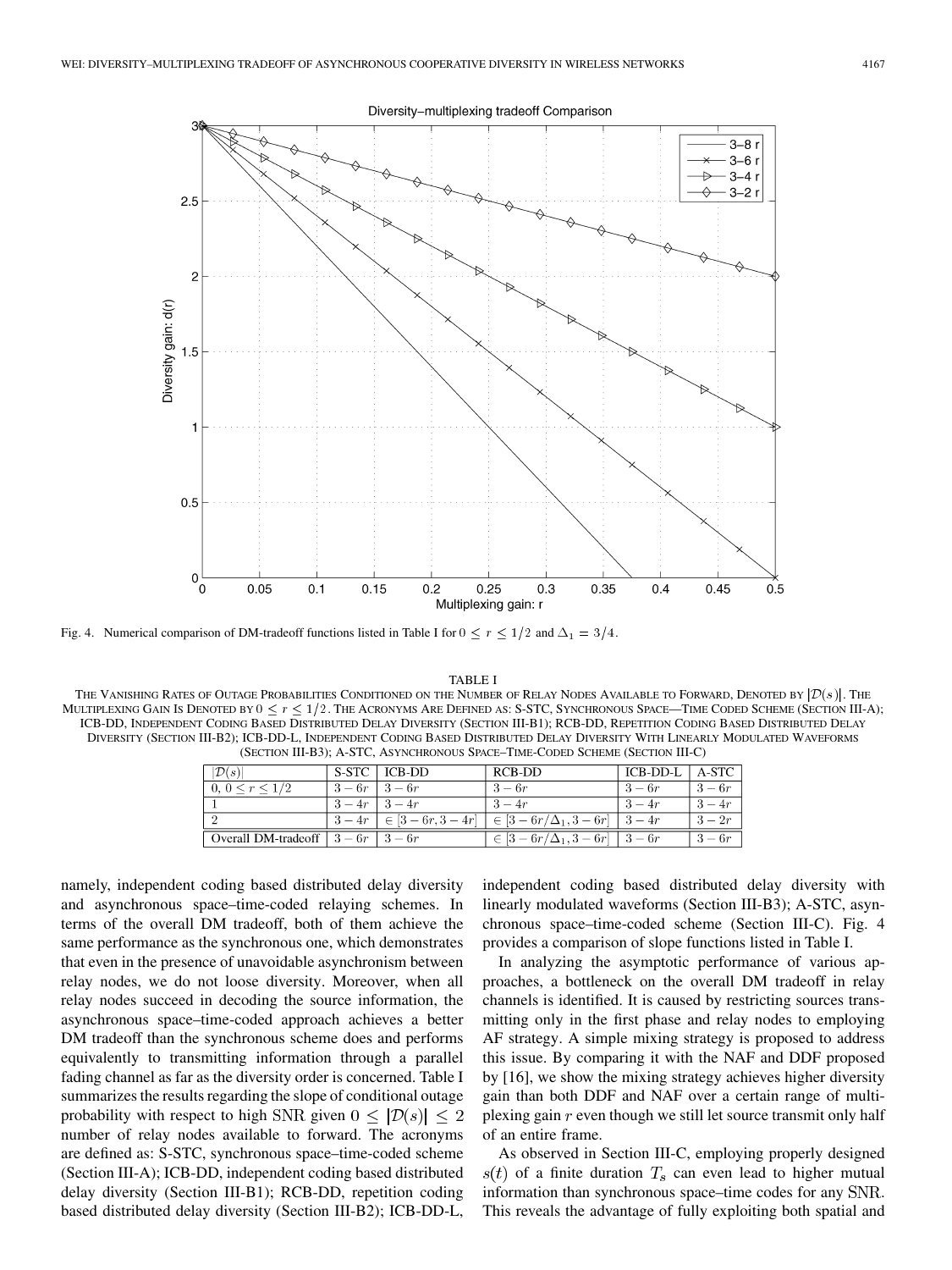Fig. 4. Numerical comparison of DM-tradeoff functions listed in Table I for $0 \leq r \leq 1/2$ and $\Delta_1 = 3/4$.

TABLE I

THE VANISHING RATES OF OUTAGE PROBABILITIES CONDITIONED ON THE NUMBER OF RELAY NODES AVAILABLE TO FORWARD, DENOTED BY $|\mathcal{D}(s)|$. THE MULTIPLEXING GAIN IS DENOTED BY $0 \leq r \leq 1/2$. THE ACRONYMS ARE DEFINED AS: S-STC, SYNCHRONOUS SPACE—TIME CODED SCHEME (SECTION III-A); ICB-DD, INDEPENDENT CODING BASED DISTRIBUTED DELAY DIVERSITY (SECTION III-B1); RCB-DD, REPETITION CODING BASED DISTRIBUTED DELAY DIVERSITY (SECTION III-B2); ICB-DD-L, INDEPENDENT CODING BASED DISTRIBUTED DELAY DIVERSITY WITH LINEARLY MODULATED WAVEFORMS (SECTION III-B3); A-STC, ASYNCHRONOUS SPACE–TIME-CODED SCHEME (SECTION III-C)

| $\|\mathcal{D}(s)\|$ | S-STC | ICB-DD | RCB-DD | ICB-DD-L | A-STC |
|---|---|---|---|---|---|
| $0,\ 0 \leq r \leq 1/2$ | $3-6r$ | $3-6r$ | $3-6r$ | $3-6r$ | $3-6r$ |
| 1 | $3-4r$ | $3-4r$ | $3-4r$ | $3-4r$ | $3-4r$ |
| 2 | $3-4r$ | $\in [3-6r, 3-4r]$ | $\in [3-6r/\Delta_1, 3-6r]$ | $3-4r$ | $3-2r$ |
| Overall DM-tradeoff | $3-6r$ | $3-6r$ | $\in [3-6r/\Delta_1, 3-6r]$ | $3-6r$ | $3-6r$ |

namely, independent coding based distributed delay diversity and asynchronous space–time-coded relaying schemes. In terms of the overall DM tradeoff, both of them achieve the same performance as the synchronous one, which demonstrates that even in the presence of unavoidable asynchronism between relay nodes, we do not loose diversity. Moreover, when all relay nodes succeed in decoding the source information, the asynchronous space–time-coded approach achieves a better DM tradeoff than the synchronous scheme does and performs equivalently to transmitting information through a parallel fading channel as far as the diversity order is concerned. Table I summarizes the results regarding the slope of conditional outage probability with respect to high SNR given $0 \leq |\mathcal{D}(s)| \leq 2$ number of relay nodes available to forward. The acronyms are defined as: S-STC, synchronous space–time-coded scheme (Section III-A); ICB-DD, independent coding based distributed delay diversity (Section III-B1); RCB-DD, repetition coding based distributed delay diversity (Section III-B2); ICB-DD-L, independent coding based distributed delay diversity with linearly modulated waveforms (Section III-B3); A-STC, asynchronous space–time-coded scheme (Section III-C). Fig. 4 provides a comparison of slope functions listed in Table I.

In analyzing the asymptotic performance of various approaches, a bottleneck on the overall DM tradeoff in relay channels is identified. It is caused by restricting sources transmitting only in the first phase and relay nodes to employing AF strategy. A simple mixing strategy is proposed to address this issue. By comparing it with the NAF and DDF proposed by [16], we show the mixing strategy achieves higher diversity gain than both DDF and NAF over a certain range of multiplexing gain $r$ even though we still let source transmit only half of an entire frame.

As observed in Section III-C, employing properly designed $s(t)$ of a finite duration $T_s$ can even lead to higher mutual information than synchronous space–time codes for any SNR. This reveals the advantage of fully exploiting both spatial and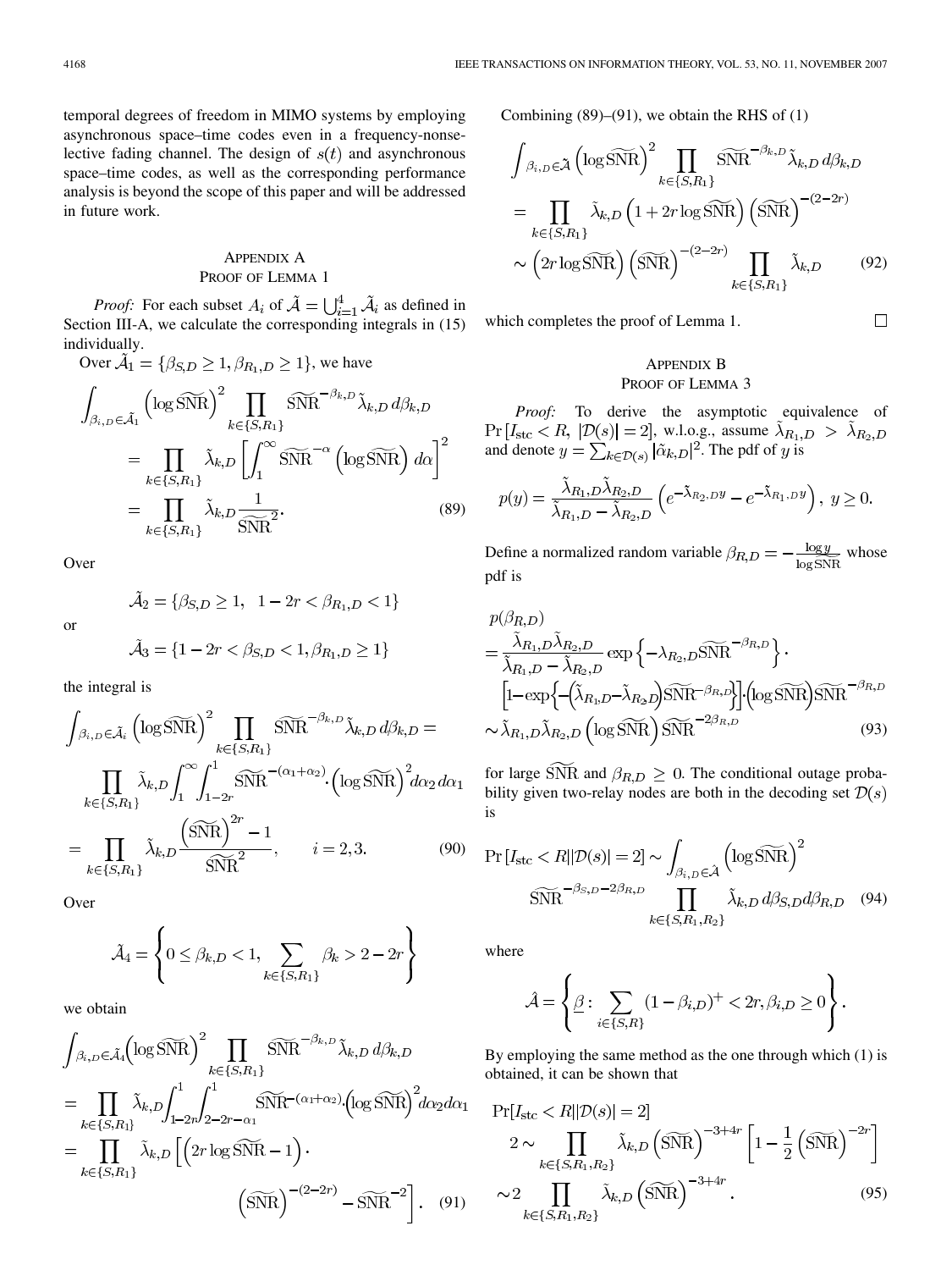temporal degrees of freedom in MIMO systems by employing asynchronous space–time codes even in a frequency-nonselective fading channel. The design of $s(t)$ and asynchronous space–time codes, as well as the corresponding performance analysis is beyond the scope of this paper and will be addressed in future work.

## Appendix A
## Proof of Lemma 1

*Proof:* For each subset $A_i$ of $\tilde{\mathcal{A}} = \bigcup_{i=1}^{4} \tilde{\mathcal{A}}_i$ as defined in Section III-A, we calculate the corresponding integrals in (15) individually.

Over $\tilde{\mathcal{A}}_1 = \{\beta_{S,D} \geq 1, \beta_{R_1,D} \geq 1\}$, we have

$$
\begin{aligned}
\int_{\beta_{i,D}\in\tilde{\mathcal{A}}_1} \left(\log \widetilde{\mathrm{SNR}}\right)^2 \prod_{k\in\{S,R_1\}} \widetilde{\mathrm{SNR}}^{-\beta_{k,D}} \tilde{\lambda}_{k,D}\, d\beta_{k,D} \\
= \prod_{k\in\{S,R_1\}} \tilde{\lambda}_{k,D} \left[\int_1^\infty \widetilde{\mathrm{SNR}}^{-\alpha} \left(\log \widetilde{\mathrm{SNR}}\right) d\alpha\right]^2 \\
= \prod_{k\in\{S,R_1\}} \tilde{\lambda}_{k,D} \frac{1}{\widetilde{\mathrm{SNR}}^2}. \qquad (89)
\end{aligned}
$$

Over

$$\tilde{\mathcal{A}}_2 = \{\beta_{S,D} \geq 1, \quad 1-2r < \beta_{R_1,D} < 1\}$$

or

$$\tilde{\mathcal{A}}_3 = \{1-2r < \beta_{S,D} < 1, \beta_{R_1,D} \geq 1\}$$

the integral is

$$
\begin{aligned}
\int_{\beta_{i,D}\in\tilde{\mathcal{A}}_i} \left(\log \widetilde{\mathrm{SNR}}\right)^2 \prod_{k\in\{S,R_1\}} \widetilde{\mathrm{SNR}}^{-\beta_{k,D}} \tilde{\lambda}_{k,D}\, d\beta_{k,D} = \\
\prod_{k\in\{S,R_1\}} \tilde{\lambda}_{k,D} \int_1^\infty \int_{1-2r}^1 \widetilde{\mathrm{SNR}}^{-(\alpha_1+\alpha_2)} \cdot \left(\log \widetilde{\mathrm{SNR}}\right)^2 d\alpha_2\, d\alpha_1 \\
= \prod_{k\in\{S,R_1\}} \tilde{\lambda}_{k,D} \frac{\left(\widetilde{\mathrm{SNR}}\right)^{2r} - 1}{\widetilde{\mathrm{SNR}}^2}, \qquad i = 2,3. \qquad (90)
\end{aligned}
$$

Over

$$\tilde{\mathcal{A}}_4 = \left\{0 \leq \beta_{k,D} < 1, \sum_{k\in\{S,R_1\}} \beta_k > 2-2r\right\}$$

we obtain

$$
\begin{aligned}
\int_{\beta_{i,D}\in\tilde{\mathcal{A}}_4} \left(\log \widetilde{\mathrm{SNR}}\right)^2 \prod_{k\in\{S,R_1\}} \widetilde{\mathrm{SNR}}^{-\beta_{k,D}} \tilde{\lambda}_{k,D}\, d\beta_{k,D} \\
= \prod_{k\in\{S,R_1\}} \tilde{\lambda}_{k,D} \int_{1-2r}^1 \int_{2-2r-\alpha_1}^1 \widetilde{\mathrm{SNR}}^{-(\alpha_1+\alpha_2)} \cdot \left(\log \widetilde{\mathrm{SNR}}\right)^2 d\alpha_2\, d\alpha_1 \\
= \prod_{k\in\{S,R_1\}} \tilde{\lambda}_{k,D} \left[\left(2r \log \widetilde{\mathrm{SNR}} - 1\right) \cdot \right. \\
\left. \left(\widetilde{\mathrm{SNR}}\right)^{-(2-2r)} - \widetilde{\mathrm{SNR}}^{-2}\right]. \qquad (91)
\end{aligned}
$$

Combining (89)–(91), we obtain the RHS of (1)

$$
\begin{aligned}
\int_{\beta_{i,D}\in\tilde{\mathcal{A}}} \left(\log \widetilde{\mathrm{SNR}}\right)^2 \prod_{k\in\{S,R_1\}} \widetilde{\mathrm{SNR}}^{-\beta_{k,D}} \tilde{\lambda}_{k,D}\, d\beta_{k,D} \\
= \prod_{k\in\{S,R_1\}} \tilde{\lambda}_{k,D} \left(1 + 2r \log \widetilde{\mathrm{SNR}}\right) \left(\widetilde{\mathrm{SNR}}\right)^{-(2-2r)} \\
\sim \left(2r \log \widetilde{\mathrm{SNR}}\right) \left(\widetilde{\mathrm{SNR}}\right)^{-(2-2r)} \prod_{k\in\{S,R_1\}} \tilde{\lambda}_{k,D} \qquad (92)
\end{aligned}
$$

which completes the proof of Lemma 1. □

## Appendix B
## Proof of Lemma 3

*Proof:* To derive the asymptotic equivalence of $\Pr[I_{\mathrm{stc}} < R, \ |\mathcal{D}(s)| = 2]$, w.l.o.g., assume $\tilde{\lambda}_{R_1,D} > \tilde{\lambda}_{R_2,D}$ and denote $y = \sum_{k\in\mathcal{D}(s)} |\tilde{\alpha}_{k,D}|^2$. The pdf of $y$ is

$$p(y) = \frac{\tilde{\lambda}_{R_1,D}\tilde{\lambda}_{R_2,D}}{\tilde{\lambda}_{R_1,D} - \tilde{\lambda}_{R_2,D}} \left(e^{-\tilde{\lambda}_{R_2,D}y} - e^{-\tilde{\lambda}_{R_1,D}y}\right), \ y \geq 0.$$

Define a normalized random variable $\beta_{R,D} = -\frac{\log y}{\log \widetilde{\mathrm{SNR}}}$ whose pdf is

$$
\begin{aligned}
p(\beta_{R,D}) \\
= \frac{\tilde{\lambda}_{R_1,D}\tilde{\lambda}_{R_2,D}}{\tilde{\lambda}_{R_1,D} - \tilde{\lambda}_{R_2,D}} \exp\left\{-\lambda_{R_2,D}\widetilde{\mathrm{SNR}}^{-\beta_{R,D}}\right\} \cdot \\
\left[1 - \exp\left\{-\left(\tilde{\lambda}_{R_1,D} - \tilde{\lambda}_{R_2,D}\right)\widetilde{\mathrm{SNR}}^{-\beta_{R,D}}\right\}\right] \cdot \left(\log \widetilde{\mathrm{SNR}}\right) \widetilde{\mathrm{SNR}}^{-\beta_{R,D}} \\
\sim \tilde{\lambda}_{R_1,D}\tilde{\lambda}_{R_2,D} \left(\log \widetilde{\mathrm{SNR}}\right) \widetilde{\mathrm{SNR}}^{-2\beta_{R,D}} \qquad (93)
\end{aligned}
$$

for large $\widetilde{\mathrm{SNR}}$ and $\beta_{R,D} \geq 0$. The conditional outage probability given two-relay nodes are both in the decoding set $\mathcal{D}(s)$ is

$$
\begin{aligned}
\Pr[I_{\mathrm{stc}} < R \| \mathcal{D}(s)| = 2] \sim \int_{\beta_{i,D}\in\hat{\mathcal{A}}} \left(\log \widetilde{\mathrm{SNR}}\right)^2 \\
\widetilde{\mathrm{SNR}}^{-\beta_{S,D} - 2\beta_{R,D}} \prod_{k\in\{S,R_1,R_2\}} \tilde{\lambda}_{k,D}\, d\beta_{S,D} d\beta_{R,D} \qquad (94)
\end{aligned}
$$

where

$$\hat{\mathcal{A}} = \left\{\underline{\beta} : \sum_{i\in\{S,R\}} (1-\beta_{i,D})^+ < 2r, \beta_{i,D} \geq 0\right\}.$$

By employing the same method as the one through which (1) is obtained, it can be shown that

$$
\begin{aligned}
\Pr[I_{\mathrm{stc}} < R \| \mathcal{D}(s)| = 2] \\
2 \sim \prod_{k\in\{S,R_1,R_2\}} \tilde{\lambda}_{k,D} \left(\widetilde{\mathrm{SNR}}\right)^{-3+4r} \left[1 - \frac{1}{2}\left(\widetilde{\mathrm{SNR}}\right)^{-2r}\right] \\
\sim 2 \prod_{k\in\{S,R_1,R_2\}} \tilde{\lambda}_{k,D} \left(\widetilde{\mathrm{SNR}}\right)^{-3+4r}. \qquad (95)
\end{aligned}
$$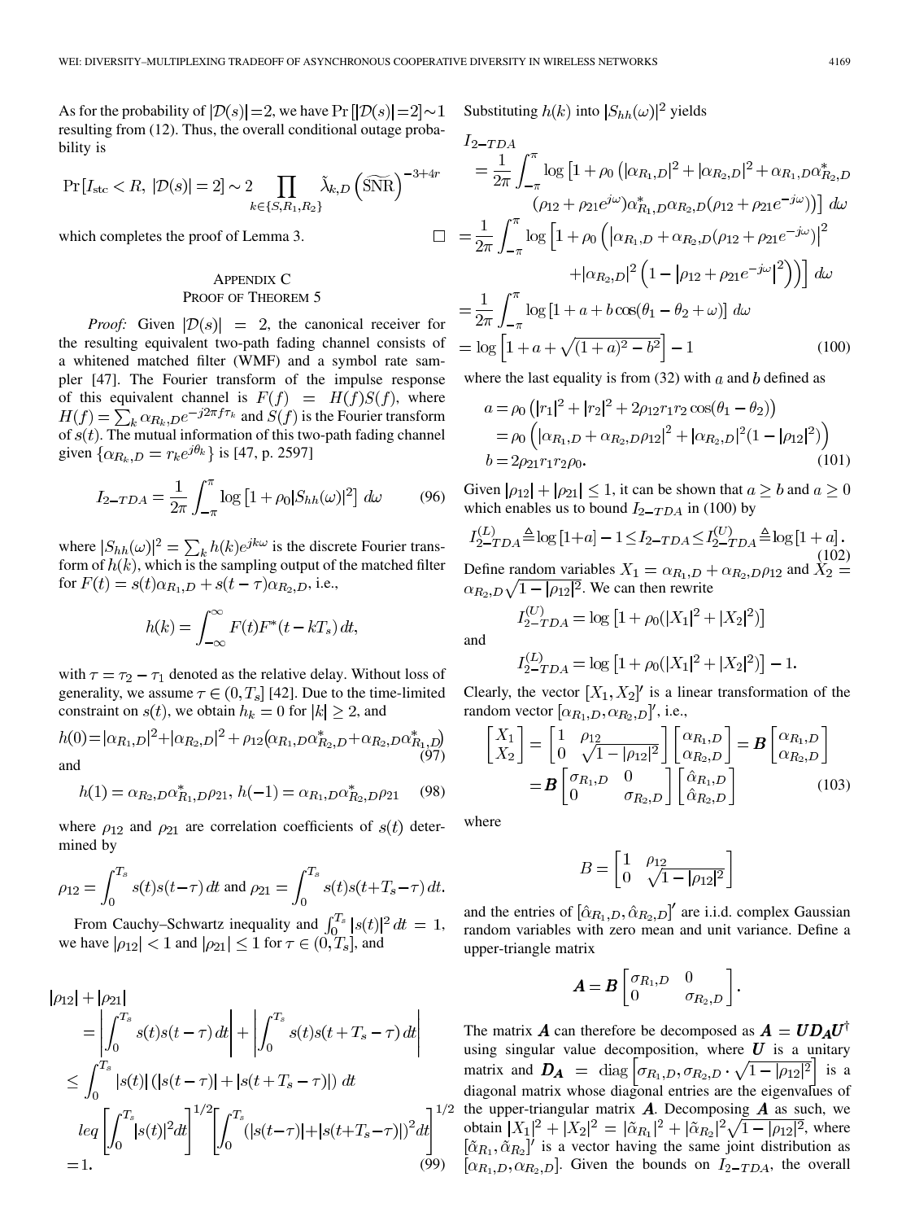As for the probability of $|\mathcal{D}(s)|=2$, we have $\Pr[|\mathcal{D}(s)|=2]\sim 1$ resulting from (12). Thus, the overall conditional outage probability is

$$\Pr[I_{\rm stc} < R,\ |\mathcal{D}(s)|=2] \sim 2 \prod_{k\in\{S,R_1,R_2\}} \tilde{\lambda}_{k,D} \left(\widetilde{\rm SNR}\right)^{-3+4r}$$

which completes the proof of Lemma 3. □

## Appendix C
## Proof of Theorem 5

*Proof:* Given $|\mathcal{D}(s)| = 2$, the canonical receiver for the resulting equivalent two-path fading channel consists of a whitened matched filter (WMF) and a symbol rate sampler [47]. The Fourier transform of the impulse response of this equivalent channel is $F(f) = H(f)S(f)$, where $H(f) = \sum_k \alpha_{R_k,D} e^{-j2\pi f \tau_k}$ and $S(f)$ is the Fourier transform of $s(t)$. The mutual information of this two-path fading channel given $\{\alpha_{R_k,D} = r_k e^{j\theta_k}\}$ is [47, p. 2597]

$$I_{2-TDA} = \frac{1}{2\pi}\int_{-\pi}^{\pi} \log\left[1+\rho_0 |S_{hh}(\omega)|^2\right] d\omega \tag{96}$$

where $|S_{hh}(\omega)|^2 = \sum_k h(k)e^{jk\omega}$ is the discrete Fourier transform of $h(k)$, which is the sampling output of the matched filter for $F(t) = s(t)\alpha_{R_1,D} + s(t-\tau)\alpha_{R_2,D}$, i.e.,

$$h(k) = \int_{-\infty}^{\infty} F(t)F^*(t-kT_s)\,dt,$$

with $\tau = \tau_2 - \tau_1$ denoted as the relative delay. Without loss of generality, we assume $\tau \in (0, T_s]$ [42]. Due to the time-limited constraint on $s(t)$, we obtain $h_k = 0$ for $|k| \ge 2$, and

$$h(0) = |\alpha_{R_1,D}|^2 + |\alpha_{R_2,D}|^2 + \rho_{12}\left(\alpha_{R_1,D}\alpha^*_{R_2,D} + \alpha_{R_2,D}\alpha^*_{R_1,D}\right) \tag{97}$$

and

$$h(1) = \alpha_{R_2,D}\alpha^*_{R_1,D}\rho_{21},\ h(-1) = \alpha_{R_1,D}\alpha^*_{R_2,D}\rho_{21} \tag{98}$$

where $\rho_{12}$ and $\rho_{21}$ are correlation coefficients of $s(t)$ determined by

$$\rho_{12} = \int_0^{T_s} s(t)s(t-\tau)\,dt \text{ and } \rho_{21} = \int_0^{T_s} s(t)s(t+T_s-\tau)\,dt.$$

From Cauchy–Schwartz inequality and $\int_0^{T_s}|s(t)|^2\,dt = 1$, we have $|\rho_{12}| < 1$ and $|\rho_{21}| \le 1$ for $\tau \in (0, T_s]$, and

$$\begin{aligned}
&|\rho_{12}| + |\rho_{21}| \\
&= \left|\int_0^{T_s} s(t)s(t-\tau)\,dt\right| + \left|\int_0^{T_s} s(t)s(t+T_s-\tau)\,dt\right| \\
&\le \int_0^{T_s} |s(t)|\left(|s(t-\tau)| + |s(t+T_s-\tau)|\right) dt \\
&leq \left[\int_0^{T_s}|s(t)|^2 dt\right]^{1/2}\left[\int_0^{T_s}\left(|s(t-\tau)|+|s(t+T_s-\tau)|\right)^2 dt\right]^{1/2} \\
&= 1.
\end{aligned} \tag{99}$$

Substituting $h(k)$ into $|S_{hh}(\omega)|^2$ yields

$$\begin{aligned}
I_{2-TDA} &= \frac{1}{2\pi}\int_{-\pi}^{\pi} \log\Big[1+\rho_0\left(|\alpha_{R_1,D}|^2 + |\alpha_{R_2,D}|^2 + \alpha_{R_1,D}\alpha^*_{R_2,D}\right. \\
&\qquad \left.(\rho_{12}+\rho_{21}e^{j\omega})\alpha^*_{R_1,D}\alpha_{R_2,D}(\rho_{12}+\rho_{21}e^{-j\omega})\right)\Big]\,d\omega \\
&= \frac{1}{2\pi}\int_{-\pi}^{\pi} \log\Big[1+\rho_0\Big(\left|\alpha_{R_1,D} + \alpha_{R_2,D}(\rho_{12}+\rho_{21}e^{-j\omega})\right|^2 \\
&\qquad + |\alpha_{R_2,D}|^2\left(1 - \left|\rho_{12}+\rho_{21}e^{-j\omega}\right|^2\right)\Big)\Big]\,d\omega \\
&= \frac{1}{2\pi}\int_{-\pi}^{\pi} \log\left[1+a+b\cos(\theta_1-\theta_2+\omega)\right] d\omega \\
&= \log\left[1+a+\sqrt{(1+a)^2-b^2}\right] - 1
\end{aligned} \tag{100}$$

where the last equality is from (32) with $a$ and $b$ defined as

$$\begin{aligned}
a &= \rho_0\left(|r_1|^2 + |r_2|^2 + 2\rho_{12}r_1r_2\cos(\theta_1-\theta_2)\right) \\
&= \rho_0\left(\left|\alpha_{R_1,D} + \alpha_{R_2,D}\rho_{12}\right|^2 + |\alpha_{R_2,D}|^2(1-|\rho_{12}|^2)\right) \\
b &= 2\rho_{21}r_1r_2\rho_0.
\end{aligned} \tag{101}$$

Given $|\rho_{12}| + |\rho_{21}| \le 1$, it can be shown that $a \ge b$ and $a \ge 0$ which enables us to bound $I_{2-TDA}$ in (100) by

$$I^{(L)}_{2-TDA} \triangleq \log[1+a] - 1 \le I_{2-TDA} \le I^{(U)}_{2-TDA} \triangleq \log[1+a]. \tag{102}$$

Define random variables $X_1 = \alpha_{R_1,D} + \alpha_{R_2,D}\rho_{12}$ and $X_2 = \alpha_{R_2,D}\sqrt{1-|\rho_{12}|^2}$. We can then rewrite

$$I^{(U)}_{2-TDA} = \log\left[1+\rho_0(|X_1|^2 + |X_2|^2)\right]$$

and

$$I^{(L)}_{2-TDA} = \log\left[1+\rho_0(|X_1|^2 + |X_2|^2)\right] - 1.$$

Clearly, the vector $[X_1, X_2]'$ is a linear transformation of the random vector $[\alpha_{R_1,D}, \alpha_{R_2,D}]'$, i.e.,

$$\begin{aligned}
\begin{bmatrix} X_1 \\ X_2 \end{bmatrix} &= \begin{bmatrix} 1 & \rho_{12} \\ 0 & \sqrt{1-|\rho_{12}|^2} \end{bmatrix} \begin{bmatrix} \alpha_{R_1,D} \\ \alpha_{R_2,D} \end{bmatrix} = \boldsymbol{B}\begin{bmatrix} \alpha_{R_1,D} \\ \alpha_{R_2,D} \end{bmatrix} \\
&= \boldsymbol{B}\begin{bmatrix} \sigma_{R_1,D} & 0 \\ 0 & \sigma_{R_2,D} \end{bmatrix}\begin{bmatrix} \hat{\alpha}_{R_1,D} \\ \hat{\alpha}_{R_2,D} \end{bmatrix}
\end{aligned} \tag{103}$$

where

$$B = \begin{bmatrix} 1 & \rho_{12} \\ 0 & \sqrt{1-|\rho_{12}|^2} \end{bmatrix}$$

and the entries of $[\hat{\alpha}_{R_1,D}, \hat{\alpha}_{R_2,D}]'$ are i.i.d. complex Gaussian random variables with zero mean and unit variance. Define a upper-triangle matrix

$$\boldsymbol{A} = \boldsymbol{B}\begin{bmatrix} \sigma_{R_1,D} & 0 \\ 0 & \sigma_{R_2,D} \end{bmatrix}.$$

The matrix $\boldsymbol{A}$ can therefore be decomposed as $\boldsymbol{A} = \boldsymbol{U}\boldsymbol{D_A}\boldsymbol{U}^\dagger$ using singular value decomposition, where $\boldsymbol{U}$ is a unitary matrix and $\boldsymbol{D_A} = \mathrm{diag}\left[\sigma_{R_1,D}, \sigma_{R_2,D}\cdot\sqrt{1-|\rho_{12}|^2}\right]$ is a diagonal matrix whose diagonal entries are the eigenvalues of the upper-triangular matrix $\boldsymbol{A}$. Decomposing $\boldsymbol{A}$ as such, we obtain $|X_1|^2 + |X_2|^2 = |\tilde{\alpha}_{R_1}|^2 + |\tilde{\alpha}_{R_2}|^2\sqrt{1-|\rho_{12}|^2}$, where $[\tilde{\alpha}_{R_1}, \tilde{\alpha}_{R_2}]'$ is a vector having the same joint distribution as $[\alpha_{R_1,D}, \alpha_{R_2,D}]$. Given the bounds on $I_{2-TDA}$, the overall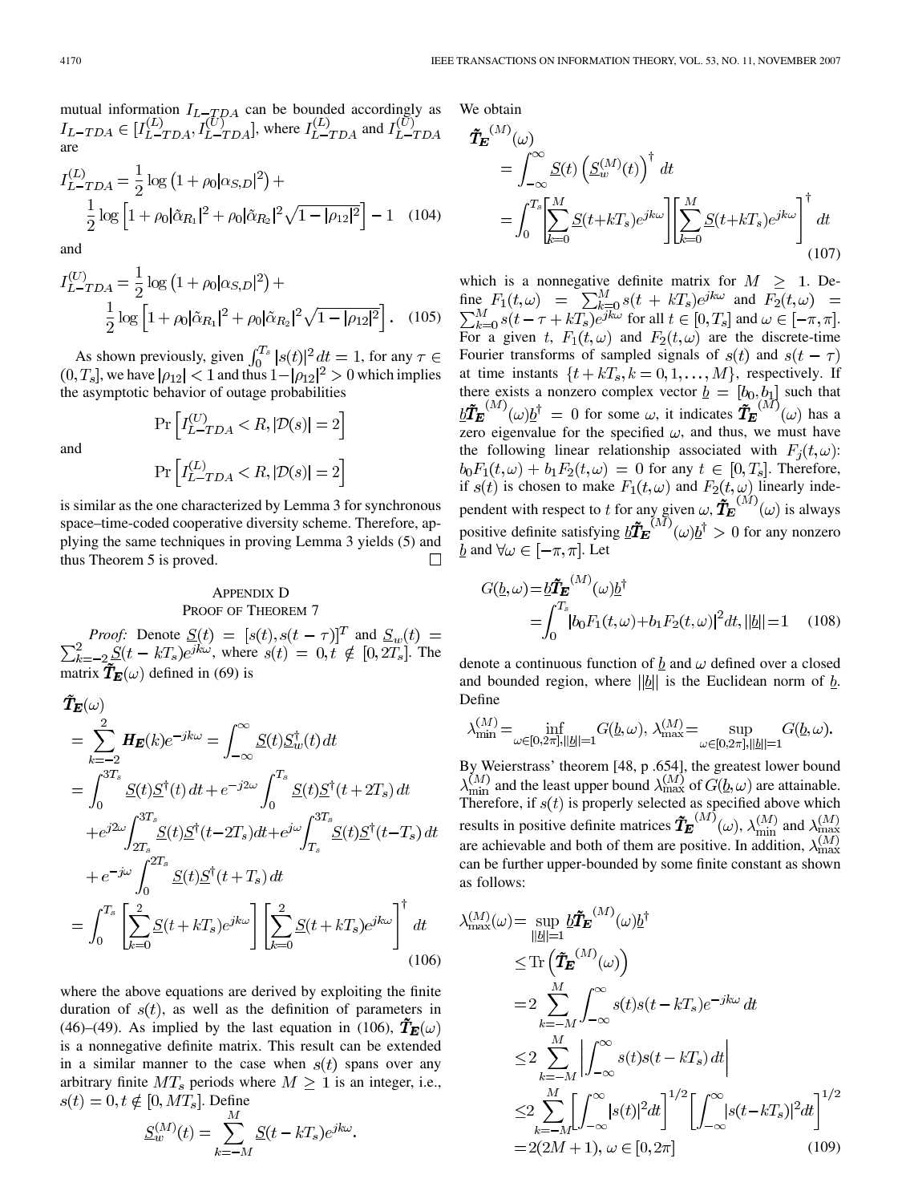mutual information $I_{L-TDA}$ can be bounded accordingly as $I_{L-TDA} \in [I_{L-TDA}^{(L)}, I_{L-TDA}^{(U)}]$, where $I_{L-TDA}^{(L)}$ and $I_{L-TDA}^{(U)}$ are

$$I_{L-TDA}^{(L)} = \frac{1}{2}\log\left(1+\rho_0|\alpha_{S,D}|^2\right) + \frac{1}{2}\log\left[1+\rho_0|\tilde{\alpha}_{R_1}|^2+\rho_0|\tilde{\alpha}_{R_2}|^2\sqrt{1-|\rho_{12}|^2}\right] - 1 \quad (104)$$

and

$$I_{L-TDA}^{(U)} = \frac{1}{2}\log\left(1+\rho_0|\alpha_{S,D}|^2\right) + \frac{1}{2}\log\left[1+\rho_0|\tilde{\alpha}_{R_1}|^2+\rho_0|\tilde{\alpha}_{R_2}|^2\sqrt{1-|\rho_{12}|^2}\right]. \quad (105)$$

As shown previously, given $\int_0^{T_s}|s(t)|^2 dt = 1$, for any $\tau \in (0, T_s]$, we have $|\rho_{12}| < 1$ and thus $1-|\rho_{12}|^2 > 0$ which implies the asymptotic behavior of outage probabilities

$$\Pr\left[I_{L-TDA}^{(U)} < R, |\mathcal{D}(s)| = 2\right]$$

and

$$\Pr\left[I_{L-TDA}^{(L)} < R, |\mathcal{D}(s)| = 2\right]$$

is similar as the one characterized by Lemma 3 for synchronous space–time-coded cooperative diversity scheme. Therefore, applying the same techniques in proving Lemma 3 yields (5) and thus Theorem 5 is proved. □

## Appendix D
## Proof of Theorem 7

*Proof:* Denote $\underline{S}(t) = [s(t), s(t-\tau)]^T$ and $\underline{S}_w(t) = \sum_{k=-2}^{2}\underline{S}(t-kT_s)e^{jk\omega}$, where $s(t) = 0, t \notin [0, 2T_s]$. The matrix $\tilde{\boldsymbol{T}}_{\boldsymbol{E}}(\omega)$ defined in (69) is

$$\begin{aligned}
\tilde{\boldsymbol{T}}_{\boldsymbol{E}}(\omega) &= \sum_{k=-2}^{2}\boldsymbol{H}_{\boldsymbol{E}}(k)e^{-jk\omega} = \int_{-\infty}^{\infty}\underline{S}(t)\underline{S}_w^{\dagger}(t)\,dt \\
&= \int_0^{3T_s}\underline{S}(t)\underline{S}^{\dagger}(t)\,dt + e^{-j2\omega}\int_0^{T_s}\underline{S}(t)\underline{S}^{\dagger}(t+2T_s)\,dt \\
&\quad + e^{j2\omega}\int_{2T_s}^{3T_s}\underline{S}(t)\underline{S}^{\dagger}(t-2T_s)dt + e^{j\omega}\int_{T_s}^{3T_s}\underline{S}(t)\underline{S}^{\dagger}(t-T_s)\,dt \\
&\quad + e^{-j\omega}\int_0^{2T_s}\underline{S}(t)\underline{S}^{\dagger}(t+T_s)\,dt \\
&= \int_0^{T_s}\left[\sum_{k=0}^{2}\underline{S}(t+kT_s)e^{jk\omega}\right]\left[\sum_{k=0}^{2}\underline{S}(t+kT_s)e^{jk\omega}\right]^{\dagger}dt
\end{aligned} \quad (106)$$

where the above equations are derived by exploiting the finite duration of $s(t)$, as well as the definition of parameters in (46)–(49). As implied by the last equation in (106), $\tilde{\boldsymbol{T}}_{\boldsymbol{E}}(\omega)$ is a nonnegative definite matrix. This result can be extended in a similar manner to the case when $s(t)$ spans over any arbitrary finite $MT_s$ periods where $M \geq 1$ is an integer, i.e., $s(t) = 0, t \notin [0, MT_s]$. Define

$$\underline{S}_w^{(M)}(t) = \sum_{k=-M}^{M}\underline{S}(t-kT_s)e^{jk\omega}.$$

We obtain

$$\begin{aligned}
\tilde{\boldsymbol{T}}_{\boldsymbol{E}}^{(M)}(\omega) &= \int_{-\infty}^{\infty}\underline{S}(t)\left(\underline{S}_w^{(M)}(t)\right)^{\dagger}dt \\
&= \int_0^{T_s}\left[\sum_{k=0}^{M}\underline{S}(t+kT_s)e^{jk\omega}\right]\left[\sum_{k=0}^{M}\underline{S}(t+kT_s)e^{jk\omega}\right]^{\dagger}dt
\end{aligned} \quad (107)$$

which is a nonnegative definite matrix for $M \geq 1$. Define $F_1(t,\omega) = \sum_{k=0}^{M}s(t+kT_s)e^{jk\omega}$ and $F_2(t,\omega) = \sum_{k=0}^{M}s(t-\tau+kT_s)e^{jk\omega}$ for all $t \in [0, T_s]$ and $\omega \in [-\pi, \pi]$. For a given $t$, $F_1(t,\omega)$ and $F_2(t,\omega)$ are the discrete-time Fourier transforms of sampled signals of $s(t)$ and $s(t-\tau)$ at time instants $\{t+kT_s, k = 0, 1, \ldots, M\}$, respectively. If there exists a nonzero complex vector $\underline{b} = [b_0, b_1]$ such that $\underline{b}\tilde{\boldsymbol{T}}_{\boldsymbol{E}}^{(M)}(\omega)\underline{b}^{\dagger} = 0$ for some $\omega$, it indicates $\tilde{\boldsymbol{T}}_{\boldsymbol{E}}^{(M)}(\omega)$ has a zero eigenvalue for the specified $\omega$, and thus, we must have the following linear relationship associated with $F_j(t,\omega)$: $b_0F_1(t,\omega) + b_1F_2(t,\omega) = 0$ for any $t \in [0, T_s]$. Therefore, if $s(t)$ is chosen to make $F_1(t,\omega)$ and $F_2(t,\omega)$ linearly independent with respect to $t$ for any given $\omega$, $\tilde{\boldsymbol{T}}_{\boldsymbol{E}}^{(M)}(\omega)$ is always positive definite satisfying $\underline{b}\tilde{\boldsymbol{T}}_{\boldsymbol{E}}^{(M)}(\omega)\underline{b}^{\dagger} > 0$ for any nonzero $\underline{b}$ and $\forall\omega \in [-\pi, \pi]$. Let

$$G(\underline{b},\omega) = \underline{b}\tilde{\boldsymbol{T}}_{\boldsymbol{E}}^{(M)}(\omega)\underline{b}^{\dagger} = \int_0^{T_s}|b_0F_1(t,\omega)+b_1F_2(t,\omega)|^2dt, \|\underline{b}\| = 1 \quad (108)$$

denote a continuous function of $\underline{b}$ and $\omega$ defined over a closed and bounded region, where $\|\underline{b}\|$ is the Euclidean norm of $\underline{b}$. Define

$$\lambda_{\min}^{(M)} = \inf_{\omega\in[0,2\pi],\|\underline{b}\|=1}G(\underline{b},\omega),\ \lambda_{\max}^{(M)} = \sup_{\omega\in[0,2\pi],\|\underline{b}\|=1}G(\underline{b},\omega).$$

By Weierstrass' theorem [48, p .654], the greatest lower bound $\lambda_{\min}^{(M)}$ and the least upper bound $\lambda_{\max}^{(M)}$ of $G(\underline{b},\omega)$ are attainable. Therefore, if $s(t)$ is properly selected as specified above which results in positive definite matrices $\tilde{\boldsymbol{T}}_{\boldsymbol{E}}^{(M)}(\omega)$, $\lambda_{\min}^{(M)}$ and $\lambda_{\max}^{(M)}$ are achievable and both of them are positive. In addition, $\lambda_{\max}^{(M)}$ can be further upper-bounded by some finite constant as shown as follows:

$$\begin{aligned}
\lambda_{\max}^{(M)}(\omega) &= \sup_{\|\underline{b}\|=1}\underline{b}\tilde{\boldsymbol{T}}_{\boldsymbol{E}}^{(M)}(\omega)\underline{b}^{\dagger} \\
&\leq \mathrm{Tr}\left(\tilde{\boldsymbol{T}}_{\boldsymbol{E}}^{(M)}(\omega)\right) \\
&= 2\sum_{k=-M}^{M}\int_{-\infty}^{\infty}s(t)s(t-kT_s)e^{-jk\omega}\,dt \\
&\leq 2\sum_{k=-M}^{M}\left|\int_{-\infty}^{\infty}s(t)s(t-kT_s)\,dt\right| \\
&\leq 2\sum_{k=-M}^{M}\left[\int_{-\infty}^{\infty}|s(t)|^2dt\right]^{1/2}\left[\int_{-\infty}^{\infty}|s(t-kT_s)|^2dt\right]^{1/2} \\
&= 2(2M+1),\ \omega \in [0, 2\pi]
\end{aligned} \quad (109)$$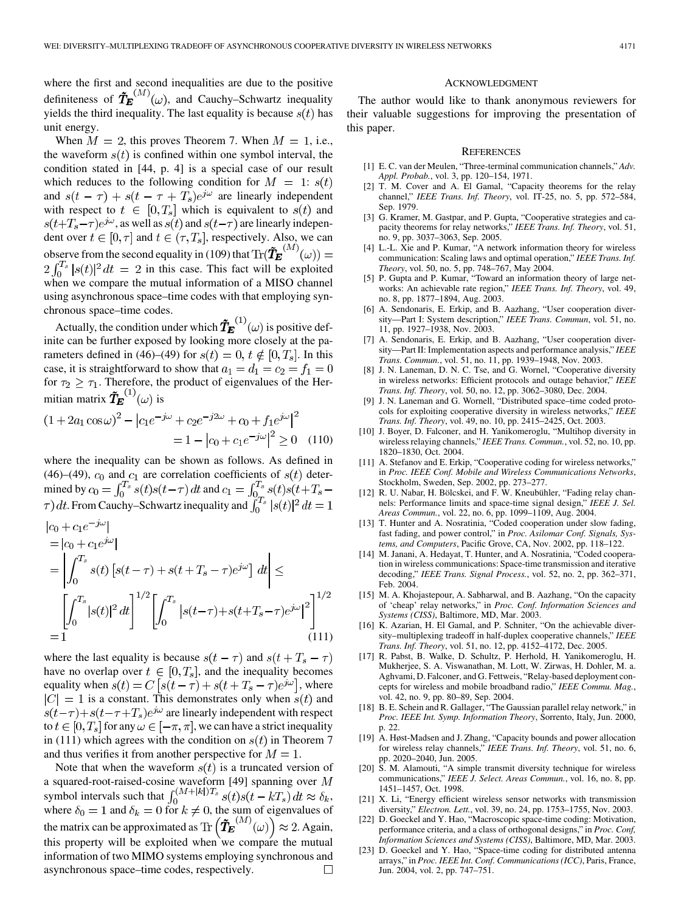where the first and second inequalities are due to the positive definiteness of $\tilde{\boldsymbol{T}}_{\boldsymbol{E}}^{(M)}(\omega)$, and Cauchy–Schwartz inequality yields the third inequality. The last equality is because $s(t)$ has unit energy.

When $M = 2$, this proves Theorem 7. When $M = 1$, i.e., the waveform $s(t)$ is confined within one symbol interval, the condition stated in [44, p. 4] is a special case of our result which reduces to the following condition for $M = 1$: $s(t)$ and $s(t-\tau) + s(t-\tau+T_s)e^{j\omega}$ are linearly independent with respect to $t \in [0, T_s]$ which is equivalent to $s(t)$ and $s(t+T_s-\tau)e^{j\omega}$, as well as $s(t)$ and $s(t-\tau)$ are linearly independent over $t \in [0, \tau]$ and $t \in (\tau, T_s]$, respectively. Also, we can observe from the second equality in (109) that $\mathrm{Tr}(\tilde{\boldsymbol{T}}_{\boldsymbol{E}}^{(M)}(\omega)) = 2\int_0^{T_s} |s(t)|^2 dt = 2$ in this case. This fact will be exploited when we compare the mutual information of a MISO channel using asynchronous space–time codes with that employing synchronous space–time codes.

Actually, the condition under which $\tilde{\boldsymbol{T}}_{\boldsymbol{E}}^{(1)}(\omega)$ is positive definite can be further exposed by looking more closely at the parameters defined in (46)–(49) for $s(t) = 0$, $t \notin [0, T_s]$. In this case, it is straightforward to show that $a_1 = d_1 = c_2 = f_1 = 0$ for $\tau_2 \geq \tau_1$. Therefore, the product of eigenvalues of the Hermitian matrix $\tilde{\boldsymbol{T}}_{\boldsymbol{E}}^{(1)}(\omega)$ is

$$(1 + 2a_1 \cos\omega)^2 - \left|c_1 e^{-j\omega} + c_2 e^{-j2\omega} + c_0 + f_1 e^{j\omega}\right|^2 = 1 - \left|c_0 + c_1 e^{-j\omega}\right|^2 \geq 0 \quad (110)$$

where the inequality can be shown as follows. As defined in (46)–(49), $c_0$ and $c_1$ are correlation coefficients of $s(t)$ determined by $c_0 = \int_0^{T_s} s(t)s(t-\tau)\,dt$ and $c_1 = \int_0^{T_s} s(t)s(t+T_s-\tau)\,dt$. From Cauchy–Schwartz inequality and $\int_0^{T_s} |s(t)|^2 dt = 1$

$$\begin{aligned}
&\left|c_0 + c_1 e^{-j\omega}\right| \\
&= \left|c_0 + c_1 e^{j\omega}\right| \\
&= \left|\int_0^{T_s} s(t)\left[s(t-\tau) + s(t+T_s-\tau)e^{j\omega}\right] dt\right| \leq \\
&\left[\int_0^{T_s} |s(t)|^2 dt\right]^{1/2} \left[\int_0^{T_s} \left|s(t-\tau) + s(t+T_s-\tau)e^{j\omega}\right|^2\right]^{1/2} \\
&= 1
\end{aligned} \quad (111)$$

where the last equality is because $s(t-\tau)$ and $s(t+T_s-\tau)$ have no overlap over $t \in [0, T_s]$, and the inequality becomes equality when $s(t) = C\left[s(t-\tau) + s(t+T_s-\tau)e^{j\omega}\right]$, where $|C| = 1$ is a constant. This demonstrates only when $s(t)$ and $s(t-\tau) + s(t-\tau+T_s)e^{j\omega}$ are linearly independent with respect to $t \in [0, T_s]$ for any $\omega \in [-\pi, \pi]$, we can have a strict inequality in (111) which agrees with the condition on $s(t)$ in Theorem 7 and thus verifies it from another perspective for $M = 1$.

Note that when the waveform $s(t)$ is a truncated version of a squared-root-raised-cosine waveform [49] spanning over $M$ symbol intervals such that $\int_0^{(M+|k|)T_s} s(t)s(t-kT_s)\,dt \approx \delta_k$, where $\delta_0 = 1$ and $\delta_k = 0$ for $k \neq 0$, the sum of eigenvalues of the matrix can be approximated as $\mathrm{Tr}\left(\tilde{\boldsymbol{T}}_{\boldsymbol{E}}^{(M)}(\omega)\right) \approx 2$. Again, this property will be exploited when we compare the mutual information of two MIMO systems employing synchronous and asynchronous space–time codes, respectively. □

## Acknowledgment

The author would like to thank anonymous reviewers for their valuable suggestions for improving the presentation of this paper.

## References

[1] E. C. van der Meulen, "Three-terminal communication channels," *Adv. Appl. Probab.*, vol. 3, pp. 120–154, 1971.

[2] T. M. Cover and A. El Gamal, "Capacity theorems for the relay channel," *IEEE Trans. Inf. Theory*, vol. IT-25, no. 5, pp. 572–584, Sep. 1979.

[3] G. Kramer, M. Gastpar, and P. Gupta, "Cooperative strategies and capacity theorems for relay networks," *IEEE Trans. Inf. Theory*, vol. 51, no. 9, pp. 3037–3063, Sep. 2005.

[4] L.-L. Xie and P. Kumar, "A network information theory for wireless communication: Scaling laws and optimal operation," *IEEE Trans. Inf. Theory*, vol. 50, no. 5, pp. 748–767, May 2004.

[5] P. Gupta and P. Kumar, "Toward an information theory of large networks: An achievable rate region," *IEEE Trans. Inf. Theory*, vol. 49, no. 8, pp. 1877–1894, Aug. 2003.

[6] A. Sendonaris, E. Erkip, and B. Aazhang, "User cooperation diversity—Part I: System description," *IEEE Trans. Commun*, vol. 51, no. 11, pp. 1927–1938, Nov. 2003.

[7] A. Sendonaris, E. Erkip, and B. Aazhang, "User cooperation diversity—Part II: Implementation aspects and performance analysis," *IEEE Trans. Commun.*, vol. 51, no. 11, pp. 1939–1948, Nov. 2003.

[8] J. N. Laneman, D. N. C. Tse, and G. Wornel, "Cooperative diversity in wireless networks: Efficient protocols and outage behavior," *IEEE Trans. Inf. Theory*, vol. 50, no. 12, pp. 3062–3080, Dec. 2004.

[9] J. N. Laneman and G. Wornell, "Distributed space–time coded protocols for exploiting cooperative diversity in wireless networks," *IEEE Trans. Inf. Theory*, vol. 49, no. 10, pp. 2415–2425, Oct. 2003.

[10] J. Boyer, D. Falconer, and H. Yanikomeroglu, "Multihop diversity in wireless relaying channels," *IEEE Trans. Commun.*, vol. 52, no. 10, pp. 1820–1830, Oct. 2004.

[11] A. Stefanov and E. Erkip, "Cooperative coding for wireless networks," in *Proc. IEEE Conf. Mobile and Wireless Communications Networks*, Stockholm, Sweden, Sep. 2002, pp. 273–277.

[12] R. U. Nabar, H. Bölcskei, and F. W. Kneubühler, "Fading relay channels: Performance limits and space-time signal design," *IEEE J. Sel. Areas Commun.*, vol. 22, no. 6, pp. 1099–1109, Aug. 2004.

[13] T. Hunter and A. Nosratinia, "Coded cooperation under slow fading, fast fading, and power control," in *Proc. Asilomar Conf. Signals, Systems, and Computers*, Pacific Grove, CA, Nov. 2002, pp. 118–122.

[14] M. Janani, A. Hedayat, T. Hunter, and A. Nosratinia, "Coded cooperation in wireless communications: Space-time transmission and iterative decoding," *IEEE Trans. Signal Process.*, vol. 52, no. 2, pp. 362–371, Feb. 2004.

[15] M. A. Khojastepour, A. Sabharwal, and B. Aazhang, "On the capacity of 'cheap' relay networks," in *Proc. Conf. Information Sciences and Systems (CISS)*, Baltimore, MD, Mar. 2003.

[16] K. Azarian, H. El Gamal, and P. Schniter, "On the achievable diversity–multiplexing tradeoff in half-duplex cooperative channels," *IEEE Trans. Inf. Theory*, vol. 51, no. 12, pp. 4152–4172, Dec. 2005.

[17] R. Pabst, B. Walke, D. Schultz, P. Herhold, H. Yanikomeroglu, H. Mukherjee, S. A. Viswanathan, M. Lott, W. Zirwas, H. Dohler, M. a. Aghvami, D. Falconer, and G. Fettweis, "Relay-based deployment concepts for wireless and mobile broadband radio," *IEEE Commu. Mag.*, vol. 42, no. 9, pp. 80–89, Sep. 2004.

[18] B. E. Schein and R. Gallager, "The Gaussian parallel relay network," in *Proc. IEEE Int. Symp. Information Theory*, Sorrento, Italy, Jun. 2000, p. 22.

[19] A. Høst-Madsen and J. Zhang, "Capacity bounds and power allocation for wireless relay channels," *IEEE Trans. Inf. Theory*, vol. 51, no. 6, pp. 2020–2040, Jun. 2005.

[20] S. M. Alamouti, "A simple transmit diversity technique for wireless communications," *IEEE J. Select. Areas Commun.*, vol. 16, no. 8, pp. 1451–1457, Oct. 1998.

[21] X. Li, "Energy efficient wireless sensor networks with transmission diversity," *Electron. Lett.*, vol. 39, no. 24, pp. 1753–1755, Nov. 2003.

[22] D. Goeckel and Y. Hao, "Macroscopic space-time coding: Motivation, performance criteria, and a class of orthogonal designs," in *Proc. Conf. Information Sciences and Systems (CISS)*, Baltimore, MD, Mar. 2003.

[23] D. Goeckel and Y. Hao, "Space-time coding for distributed antenna arrays," in *Proc. IEEE Int. Conf. Communications (ICC)*, Paris, France, Jun. 2004, vol. 2, pp. 747–751.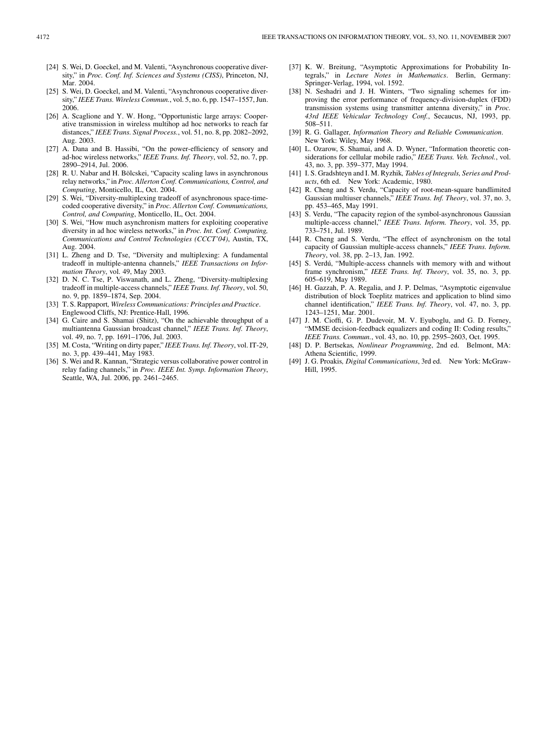[24] S. Wei, D. Goeckel, and M. Valenti, "Asynchronous cooperative diversity," in *Proc. Conf. Inf. Sciences and Systems (CISS)*, Princeton, NJ, Mar. 2004.

[25] S. Wei, D. Goeckel, and M. Valenti, "Asynchronous cooperative diversity," *IEEE Trans. Wireless Commun.*, vol. 5, no. 6, pp. 1547–1557, Jun. 2006.

[26] A. Scaglione and Y. W. Hong, "Opportunistic large arrays: Cooperative transmission in wireless multihop ad hoc networks to reach far distances," *IEEE Trans. Signal Process.*, vol. 51, no. 8, pp. 2082–2092, Aug. 2003.

[27] A. Dana and B. Hassibi, "On the power-efficiency of sensory and ad-hoc wireless networks," *IEEE Trans. Inf. Theory*, vol. 52, no. 7, pp. 2890–2914, Jul. 2006.

[28] R. U. Nabar and H. Bölcskei, "Capacity scaling laws in asynchronous relay networks," in *Proc. Allerton Conf. Communications, Control, and Computing*, Monticello, IL, Oct. 2004.

[29] S. Wei, "Diversity-multiplexing tradeoff of asynchronous space-time-coded cooperative diversity," in *Proc. Allerton Conf. Communications, Control, and Computing*, Monticello, IL, Oct. 2004.

[30] S. Wei, "How much asynchronism matters for exploiting cooperative diversity in ad hoc wireless networks," in *Proc. Int. Conf. Computing, Communications and Control Technologies (CCCT'04)*, Austin, TX, Aug. 2004.

[31] L. Zheng and D. Tse, "Diversity and multiplexing: A fundamental tradeoff in multiple-antenna channels," *IEEE Transactions on Information Theory*, vol. 49, May 2003.

[32] D. N. C. Tse, P. Viswanath, and L. Zheng, "Diversity-multiplexing tradeoff in multiple-access channels," *IEEE Trans. Inf. Theory*, vol. 50, no. 9, pp. 1859–1874, Sep. 2004.

[33] T. S. Rappaport, *Wireless Communications: Principles and Practice*. Englewood Cliffs, NJ: Prentice-Hall, 1996.

[34] G. Caire and S. Shamai (Shitz), "On the achievable throughput of a multiantenna Gaussian broadcast channel," *IEEE Trans. Inf. Theory*, vol. 49, no. 7, pp. 1691–1706, Jul. 2003.

[35] M. Costa, "Writing on dirty paper," *IEEE Trans. Inf. Theory*, vol. IT-29, no. 3, pp. 439–441, May 1983.

[36] S. Wei and R. Kannan, "Strategic versus collaborative power control in relay fading channels," in *Proc. IEEE Int. Symp. Information Theory*, Seattle, WA, Jul. 2006, pp. 2461–2465.

[37] K. W. Breitung, "Asymptotic Approximations for Probability Integrals," in *Lecture Notes in Mathematics*. Berlin, Germany: Springer-Verlag, 1994, vol. 1592.

[38] N. Seshadri and J. H. Winters, "Two signaling schemes for improving the error performance of frequency-division-duplex (FDD) transmission systems using transmitter antenna diversity," in *Proc. 43rd IEEE Vehicular Technology Conf.*, Secaucus, NJ, 1993, pp. 508–511.

[39] R. G. Gallager, *Information Theory and Reliable Communication*. New York: Wiley, May 1968.

[40] L. Ozarow, S. Shamai, and A. D. Wyner, "Information theoretic considerations for cellular mobile radio," *IEEE Trans. Veh. Technol.*, vol. 43, no. 3, pp. 359–377, May 1994.

[41] I. S. Gradshteyn and I. M. Ryzhik, *Tables of Integrals, Series and Products*, 6th ed. New York: Academic, 1980.

[42] R. Cheng and S. Verdu, "Capacity of root-mean-square bandlimited Gaussian multiuser channels," *IEEE Trans. Inf. Theory*, vol. 37, no. 3, pp. 453–465, May 1991.

[43] S. Verdu, "The capacity region of the symbol-asynchronous Gaussian multiple-access channel," *IEEE Trans. Inform. Theory*, vol. 35, pp. 733–751, Jul. 1989.

[44] R. Cheng and S. Verdu, "The effect of asynchronism on the total capacity of Gaussian multiple-access channels," *IEEE Trans. Inform. Theory*, vol. 38, pp. 2–13, Jan. 1992.

[45] S. Verdú, "Multiple-access channels with memory with and without frame synchronism," *IEEE Trans. Inf. Theory*, vol. 35, no. 3, pp. 605–619, May 1989.

[46] H. Gazzah, P. A. Regalia, and J. P. Delmas, "Asymptotic eigenvalue distribution of block Toeplitz matrices and application to blind simo channel identification," *IEEE Trans. Inf. Theory*, vol. 47, no. 3, pp. 1243–1251, Mar. 2001.

[47] J. M. Cioffi, G. P. Dudevoir, M. V. Eyuboglu, and G. D. Forney, "MMSE decision-feedback equalizers and coding II: Coding results," *IEEE Trans. Commun.*, vol. 43, no. 10, pp. 2595–2603, Oct. 1995.

[48] D. P. Bertsekas, *Nonlinear Programming*, 2nd ed. Belmont, MA: Athena Scientific, 1999.

[49] J. G. Proakis, *Digital Communications*, 3rd ed. New York: McGraw-Hill, 1995.